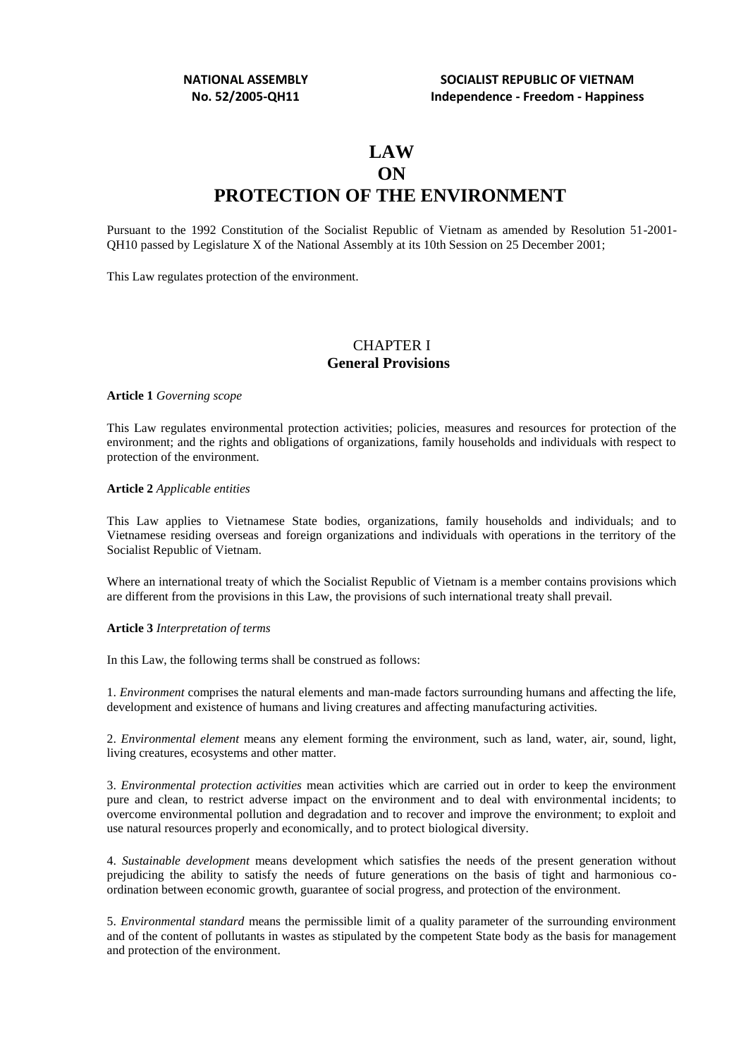**NATIONAL ASSEMBLY**
**No. 52/2005-QH11**

**SOCIALIST REPUBLIC OF VIETNAM**
**Independence - Freedom - Happiness**

# LAW
# ON
# PROTECTION OF THE ENVIRONMENT

Pursuant to the 1992 Constitution of the Socialist Republic of Vietnam as amended by Resolution 51-2001-QH10 passed by Legislature X of the National Assembly at its 10th Session on 25 December 2001;

This Law regulates protection of the environment.

## CHAPTER I
## General Provisions

**Article 1** *Governing scope*

This Law regulates environmental protection activities; policies, measures and resources for protection of the environment; and the rights and obligations of organizations, family households and individuals with respect to protection of the environment.

**Article 2** *Applicable entities*

This Law applies to Vietnamese State bodies, organizations, family households and individuals; and to Vietnamese residing overseas and foreign organizations and individuals with operations in the territory of the Socialist Republic of Vietnam.

Where an international treaty of which the Socialist Republic of Vietnam is a member contains provisions which are different from the provisions in this Law, the provisions of such international treaty shall prevail.

**Article 3** *Interpretation of terms*

In this Law, the following terms shall be construed as follows:

1. *Environment* comprises the natural elements and man-made factors surrounding humans and affecting the life, development and existence of humans and living creatures and affecting manufacturing activities.

2. *Environmental element* means any element forming the environment, such as land, water, air, sound, light, living creatures, ecosystems and other matter.

3. *Environmental protection activities* mean activities which are carried out in order to keep the environment pure and clean, to restrict adverse impact on the environment and to deal with environmental incidents; to overcome environmental pollution and degradation and to recover and improve the environment; to exploit and use natural resources properly and economically, and to protect biological diversity.

4. *Sustainable development* means development which satisfies the needs of the present generation without prejudicing the ability to satisfy the needs of future generations on the basis of tight and harmonious co-ordination between economic growth, guarantee of social progress, and protection of the environment.

5. *Environmental standard* means the permissible limit of a quality parameter of the surrounding environment and of the content of pollutants in wastes as stipulated by the competent State body as the basis for management and protection of the environment.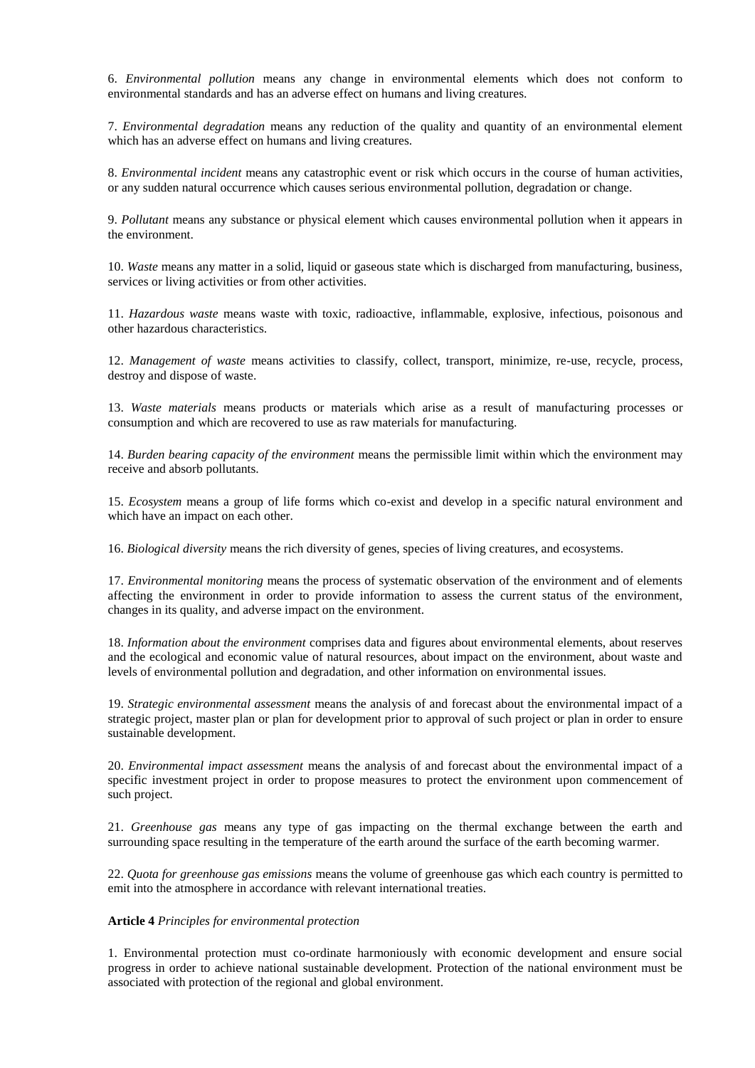6. *Environmental pollution* means any change in environmental elements which does not conform to environmental standards and has an adverse effect on humans and living creatures.

7. *Environmental degradation* means any reduction of the quality and quantity of an environmental element which has an adverse effect on humans and living creatures.

8. *Environmental incident* means any catastrophic event or risk which occurs in the course of human activities, or any sudden natural occurrence which causes serious environmental pollution, degradation or change.

9. *Pollutant* means any substance or physical element which causes environmental pollution when it appears in the environment.

10. *Waste* means any matter in a solid, liquid or gaseous state which is discharged from manufacturing, business, services or living activities or from other activities.

11. *Hazardous waste* means waste with toxic, radioactive, inflammable, explosive, infectious, poisonous and other hazardous characteristics.

12. *Management of waste* means activities to classify, collect, transport, minimize, re-use, recycle, process, destroy and dispose of waste.

13. *Waste materials* means products or materials which arise as a result of manufacturing processes or consumption and which are recovered to use as raw materials for manufacturing.

14. *Burden bearing capacity of the environment* means the permissible limit within which the environment may receive and absorb pollutants.

15. *Ecosystem* means a group of life forms which co-exist and develop in a specific natural environment and which have an impact on each other.

16. *Biological diversity* means the rich diversity of genes, species of living creatures, and ecosystems.

17. *Environmental monitoring* means the process of systematic observation of the environment and of elements affecting the environment in order to provide information to assess the current status of the environment, changes in its quality, and adverse impact on the environment.

18. *Information about the environment* comprises data and figures about environmental elements, about reserves and the ecological and economic value of natural resources, about impact on the environment, about waste and levels of environmental pollution and degradation, and other information on environmental issues.

19. *Strategic environmental assessment* means the analysis of and forecast about the environmental impact of a strategic project, master plan or plan for development prior to approval of such project or plan in order to ensure sustainable development.

20. *Environmental impact assessment* means the analysis of and forecast about the environmental impact of a specific investment project in order to propose measures to protect the environment upon commencement of such project.

21. *Greenhouse gas* means any type of gas impacting on the thermal exchange between the earth and surrounding space resulting in the temperature of the earth around the surface of the earth becoming warmer.

22. *Quota for greenhouse gas emissions* means the volume of greenhouse gas which each country is permitted to emit into the atmosphere in accordance with relevant international treaties.

**Article 4** *Principles for environmental protection*

1. Environmental protection must co-ordinate harmoniously with economic development and ensure social progress in order to achieve national sustainable development. Protection of the national environment must be associated with protection of the regional and global environment.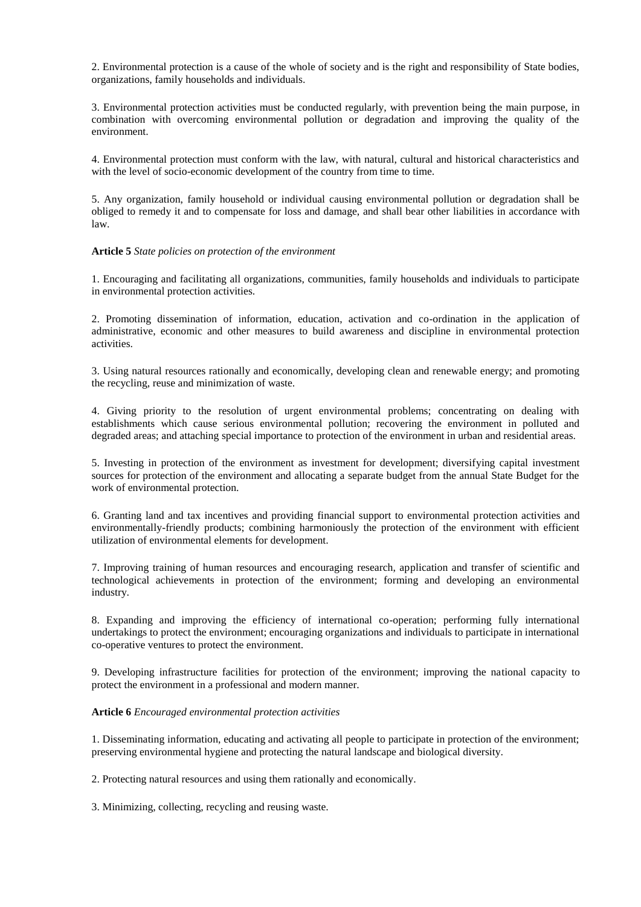2. Environmental protection is a cause of the whole of society and is the right and responsibility of State bodies, organizations, family households and individuals.

3. Environmental protection activities must be conducted regularly, with prevention being the main purpose, in combination with overcoming environmental pollution or degradation and improving the quality of the environment.

4. Environmental protection must conform with the law, with natural, cultural and historical characteristics and with the level of socio-economic development of the country from time to time.

5. Any organization, family household or individual causing environmental pollution or degradation shall be obliged to remedy it and to compensate for loss and damage, and shall bear other liabilities in accordance with law.

**Article 5** *State policies on protection of the environment*

1. Encouraging and facilitating all organizations, communities, family households and individuals to participate in environmental protection activities.

2. Promoting dissemination of information, education, activation and co-ordination in the application of administrative, economic and other measures to build awareness and discipline in environmental protection activities.

3. Using natural resources rationally and economically, developing clean and renewable energy; and promoting the recycling, reuse and minimization of waste.

4. Giving priority to the resolution of urgent environmental problems; concentrating on dealing with establishments which cause serious environmental pollution; recovering the environment in polluted and degraded areas; and attaching special importance to protection of the environment in urban and residential areas.

5. Investing in protection of the environment as investment for development; diversifying capital investment sources for protection of the environment and allocating a separate budget from the annual State Budget for the work of environmental protection.

6. Granting land and tax incentives and providing financial support to environmental protection activities and environmentally-friendly products; combining harmoniously the protection of the environment with efficient utilization of environmental elements for development.

7. Improving training of human resources and encouraging research, application and transfer of scientific and technological achievements in protection of the environment; forming and developing an environmental industry.

8. Expanding and improving the efficiency of international co-operation; performing fully international undertakings to protect the environment; encouraging organizations and individuals to participate in international co-operative ventures to protect the environment.

9. Developing infrastructure facilities for protection of the environment; improving the national capacity to protect the environment in a professional and modern manner.

**Article 6** *Encouraged environmental protection activities*

1. Disseminating information, educating and activating all people to participate in protection of the environment; preserving environmental hygiene and protecting the natural landscape and biological diversity.

2. Protecting natural resources and using them rationally and economically.

3. Minimizing, collecting, recycling and reusing waste.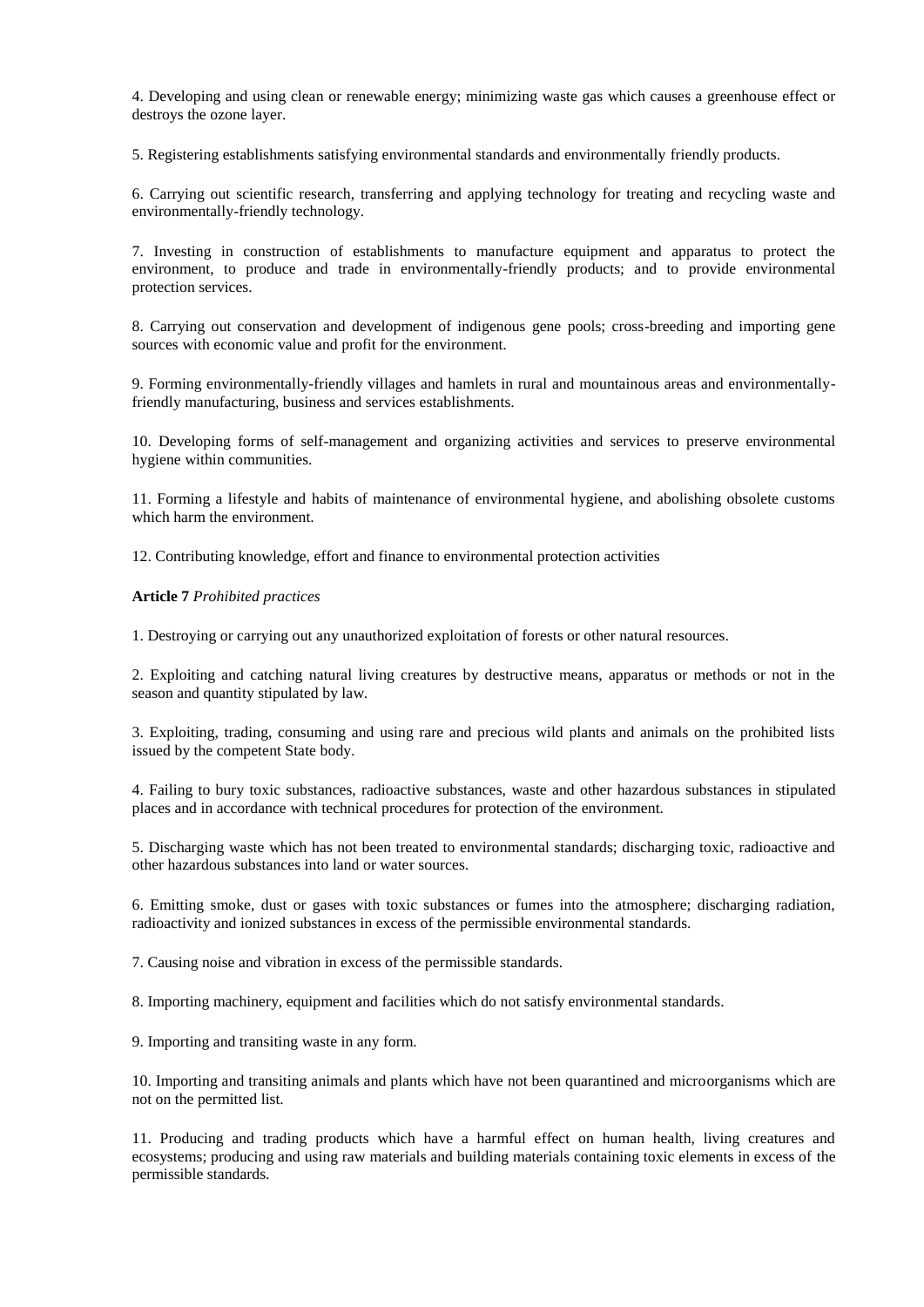4. Developing and using clean or renewable energy; minimizing waste gas which causes a greenhouse effect or destroys the ozone layer.

5. Registering establishments satisfying environmental standards and environmentally friendly products.

6. Carrying out scientific research, transferring and applying technology for treating and recycling waste and environmentally-friendly technology.

7. Investing in construction of establishments to manufacture equipment and apparatus to protect the environment, to produce and trade in environmentally-friendly products; and to provide environmental protection services.

8. Carrying out conservation and development of indigenous gene pools; cross-breeding and importing gene sources with economic value and profit for the environment.

9. Forming environmentally-friendly villages and hamlets in rural and mountainous areas and environmentally-friendly manufacturing, business and services establishments.

10. Developing forms of self-management and organizing activities and services to preserve environmental hygiene within communities.

11. Forming a lifestyle and habits of maintenance of environmental hygiene, and abolishing obsolete customs which harm the environment.

12. Contributing knowledge, effort and finance to environmental protection activities

**Article 7** *Prohibited practices*

1. Destroying or carrying out any unauthorized exploitation of forests or other natural resources.

2. Exploiting and catching natural living creatures by destructive means, apparatus or methods or not in the season and quantity stipulated by law.

3. Exploiting, trading, consuming and using rare and precious wild plants and animals on the prohibited lists issued by the competent State body.

4. Failing to bury toxic substances, radioactive substances, waste and other hazardous substances in stipulated places and in accordance with technical procedures for protection of the environment.

5. Discharging waste which has not been treated to environmental standards; discharging toxic, radioactive and other hazardous substances into land or water sources.

6. Emitting smoke, dust or gases with toxic substances or fumes into the atmosphere; discharging radiation, radioactivity and ionized substances in excess of the permissible environmental standards.

7. Causing noise and vibration in excess of the permissible standards.

8. Importing machinery, equipment and facilities which do not satisfy environmental standards.

9. Importing and transiting waste in any form.

10. Importing and transiting animals and plants which have not been quarantined and microorganisms which are not on the permitted list.

11. Producing and trading products which have a harmful effect on human health, living creatures and ecosystems; producing and using raw materials and building materials containing toxic elements in excess of the permissible standards.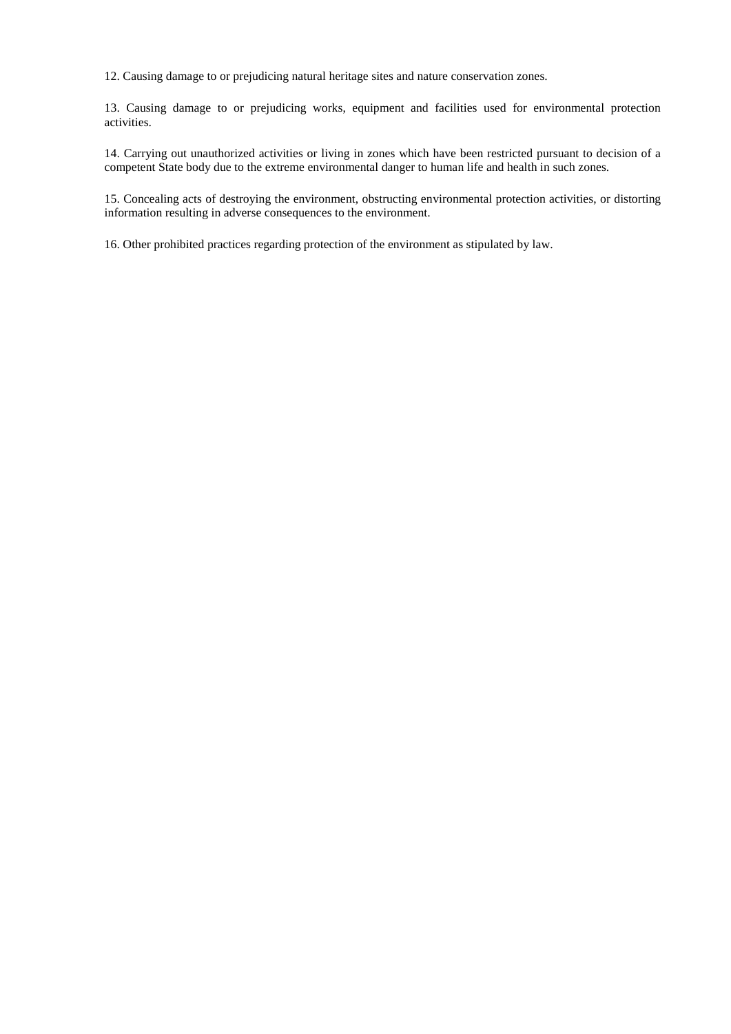12. Causing damage to or prejudicing natural heritage sites and nature conservation zones.

13. Causing damage to or prejudicing works, equipment and facilities used for environmental protection activities.

14. Carrying out unauthorized activities or living in zones which have been restricted pursuant to decision of a competent State body due to the extreme environmental danger to human life and health in such zones.

15. Concealing acts of destroying the environment, obstructing environmental protection activities, or distorting information resulting in adverse consequences to the environment.

16. Other prohibited practices regarding protection of the environment as stipulated by law.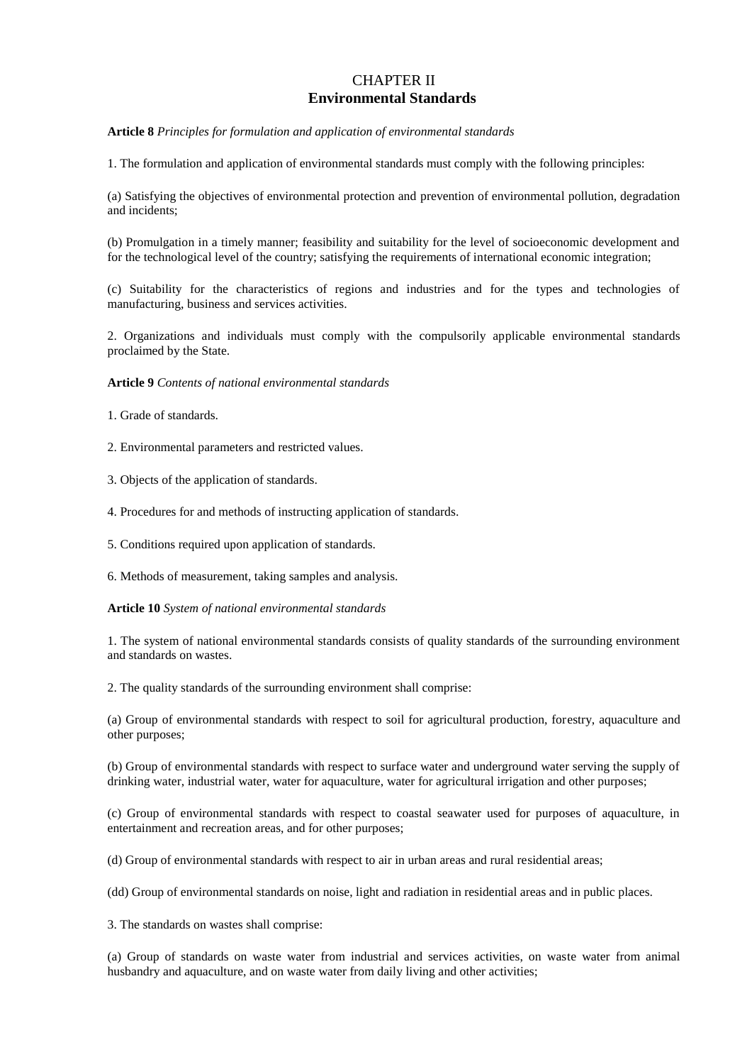# CHAPTER II
## Environmental Standards

**Article 8** *Principles for formulation and application of environmental standards*

1. The formulation and application of environmental standards must comply with the following principles:

(a) Satisfying the objectives of environmental protection and prevention of environmental pollution, degradation and incidents;

(b) Promulgation in a timely manner; feasibility and suitability for the level of socioeconomic development and for the technological level of the country; satisfying the requirements of international economic integration;

(c) Suitability for the characteristics of regions and industries and for the types and technologies of manufacturing, business and services activities.

2. Organizations and individuals must comply with the compulsorily applicable environmental standards proclaimed by the State.

**Article 9** *Contents of national environmental standards*

1. Grade of standards.

2. Environmental parameters and restricted values.

3. Objects of the application of standards.

4. Procedures for and methods of instructing application of standards.

5. Conditions required upon application of standards.

6. Methods of measurement, taking samples and analysis.

**Article 10** *System of national environmental standards*

1. The system of national environmental standards consists of quality standards of the surrounding environment and standards on wastes.

2. The quality standards of the surrounding environment shall comprise:

(a) Group of environmental standards with respect to soil for agricultural production, forestry, aquaculture and other purposes;

(b) Group of environmental standards with respect to surface water and underground water serving the supply of drinking water, industrial water, water for aquaculture, water for agricultural irrigation and other purposes;

(c) Group of environmental standards with respect to coastal seawater used for purposes of aquaculture, in entertainment and recreation areas, and for other purposes;

(d) Group of environmental standards with respect to air in urban areas and rural residential areas;

(dd) Group of environmental standards on noise, light and radiation in residential areas and in public places.

3. The standards on wastes shall comprise:

(a) Group of standards on waste water from industrial and services activities, on waste water from animal husbandry and aquaculture, and on waste water from daily living and other activities;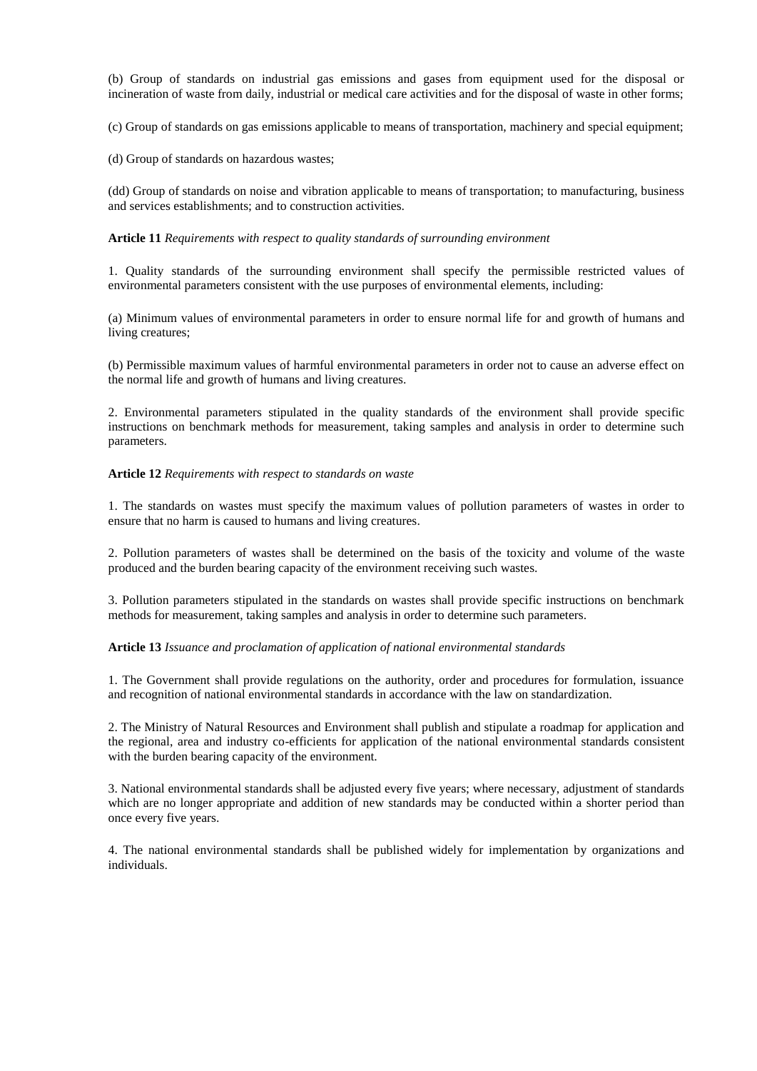(b) Group of standards on industrial gas emissions and gases from equipment used for the disposal or incineration of waste from daily, industrial or medical care activities and for the disposal of waste in other forms;

(c) Group of standards on gas emissions applicable to means of transportation, machinery and special equipment;

(d) Group of standards on hazardous wastes;

(dd) Group of standards on noise and vibration applicable to means of transportation; to manufacturing, business and services establishments; and to construction activities.

**Article 11** *Requirements with respect to quality standards of surrounding environment*

1. Quality standards of the surrounding environment shall specify the permissible restricted values of environmental parameters consistent with the use purposes of environmental elements, including:

(a) Minimum values of environmental parameters in order to ensure normal life for and growth of humans and living creatures;

(b) Permissible maximum values of harmful environmental parameters in order not to cause an adverse effect on the normal life and growth of humans and living creatures.

2. Environmental parameters stipulated in the quality standards of the environment shall provide specific instructions on benchmark methods for measurement, taking samples and analysis in order to determine such parameters.

**Article 12** *Requirements with respect to standards on waste*

1. The standards on wastes must specify the maximum values of pollution parameters of wastes in order to ensure that no harm is caused to humans and living creatures.

2. Pollution parameters of wastes shall be determined on the basis of the toxicity and volume of the waste produced and the burden bearing capacity of the environment receiving such wastes.

3. Pollution parameters stipulated in the standards on wastes shall provide specific instructions on benchmark methods for measurement, taking samples and analysis in order to determine such parameters.

**Article 13** *Issuance and proclamation of application of national environmental standards*

1. The Government shall provide regulations on the authority, order and procedures for formulation, issuance and recognition of national environmental standards in accordance with the law on standardization.

2. The Ministry of Natural Resources and Environment shall publish and stipulate a roadmap for application and the regional, area and industry co-efficients for application of the national environmental standards consistent with the burden bearing capacity of the environment.

3. National environmental standards shall be adjusted every five years; where necessary, adjustment of standards which are no longer appropriate and addition of new standards may be conducted within a shorter period than once every five years.

4. The national environmental standards shall be published widely for implementation by organizations and individuals.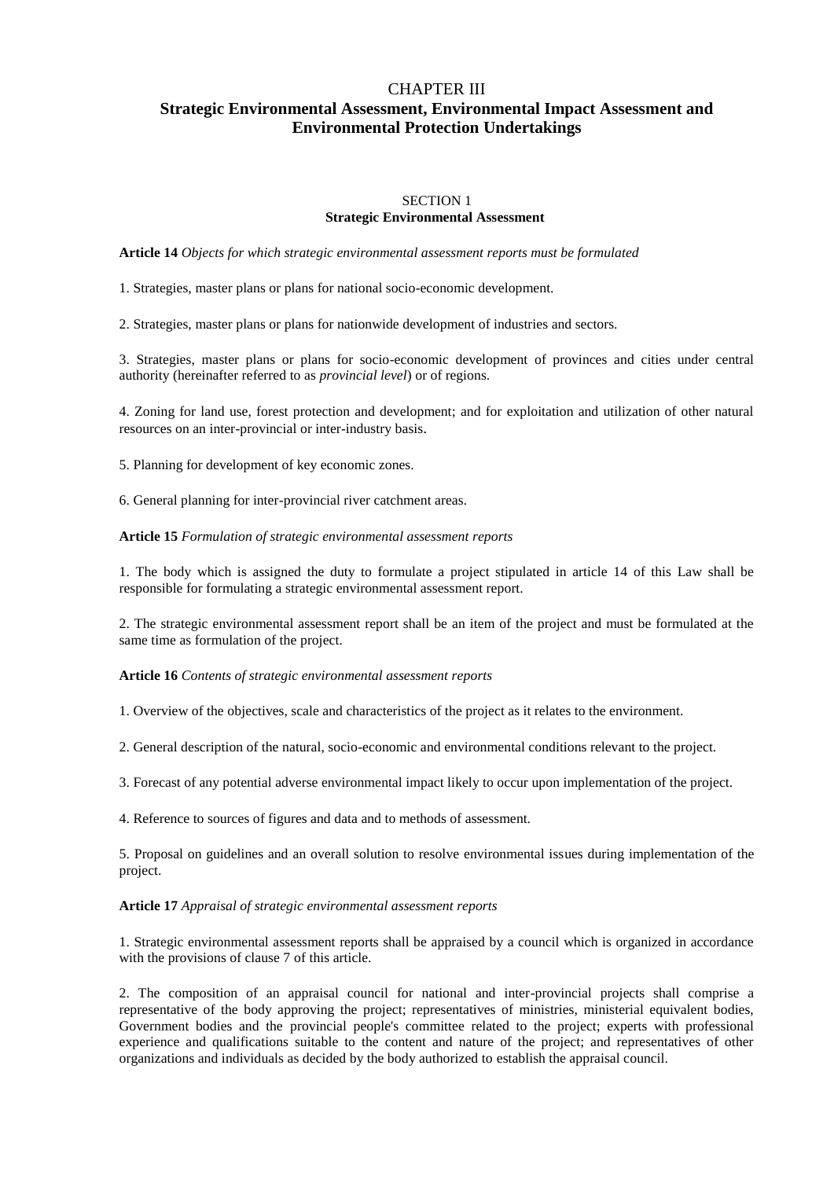# CHAPTER III
# Strategic Environmental Assessment, Environmental Impact Assessment and Environmental Protection Undertakings

## SECTION 1
## Strategic Environmental Assessment

**Article 14** *Objects for which strategic environmental assessment reports must be formulated*

1. Strategies, master plans or plans for national socio-economic development.

2. Strategies, master plans or plans for nationwide development of industries and sectors.

3. Strategies, master plans or plans for socio-economic development of provinces and cities under central authority (hereinafter referred to as *provincial level*) or of regions.

4. Zoning for land use, forest protection and development; and for exploitation and utilization of other natural resources on an inter-provincial or inter-industry basis.

5. Planning for development of key economic zones.

6. General planning for inter-provincial river catchment areas.

**Article 15** *Formulation of strategic environmental assessment reports*

1. The body which is assigned the duty to formulate a project stipulated in article 14 of this Law shall be responsible for formulating a strategic environmental assessment report.

2. The strategic environmental assessment report shall be an item of the project and must be formulated at the same time as formulation of the project.

**Article 16** *Contents of strategic environmental assessment reports*

1. Overview of the objectives, scale and characteristics of the project as it relates to the environment.

2. General description of the natural, socio-economic and environmental conditions relevant to the project.

3. Forecast of any potential adverse environmental impact likely to occur upon implementation of the project.

4. Reference to sources of figures and data and to methods of assessment.

5. Proposal on guidelines and an overall solution to resolve environmental issues during implementation of the project.

**Article 17** *Appraisal of strategic environmental assessment reports*

1. Strategic environmental assessment reports shall be appraised by a council which is organized in accordance with the provisions of clause 7 of this article.

2. The composition of an appraisal council for national and inter-provincial projects shall comprise a representative of the body approving the project; representatives of ministries, ministerial equivalent bodies, Government bodies and the provincial people's committee related to the project; experts with professional experience and qualifications suitable to the content and nature of the project; and representatives of other organizations and individuals as decided by the body authorized to establish the appraisal council.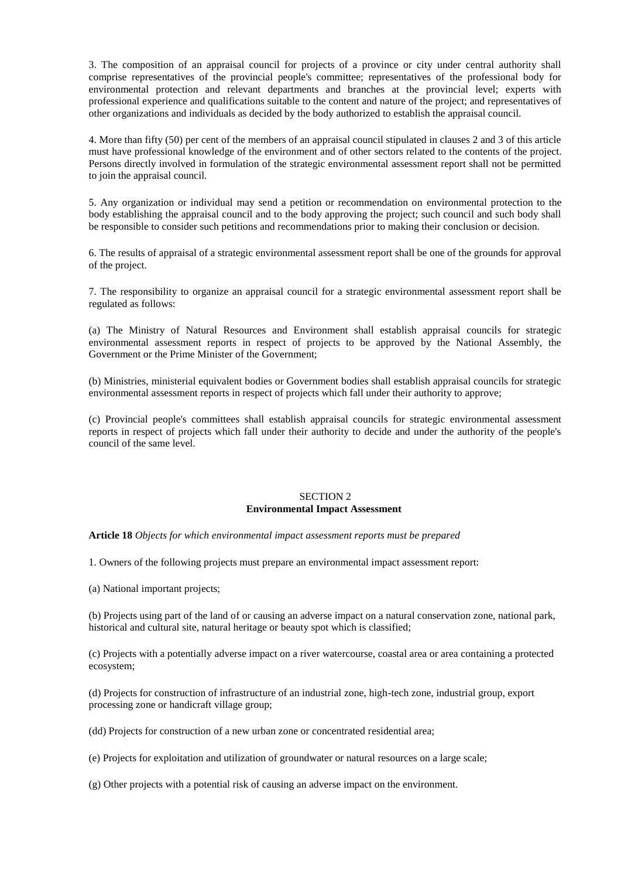3. The composition of an appraisal council for projects of a province or city under central authority shall comprise representatives of the provincial people's committee; representatives of the professional body for environmental protection and relevant departments and branches at the provincial level; experts with professional experience and qualifications suitable to the content and nature of the project; and representatives of other organizations and individuals as decided by the body authorized to establish the appraisal council.

4. More than fifty (50) per cent of the members of an appraisal council stipulated in clauses 2 and 3 of this article must have professional knowledge of the environment and of other sectors related to the contents of the project. Persons directly involved in formulation of the strategic environmental assessment report shall not be permitted to join the appraisal council.

5. Any organization or individual may send a petition or recommendation on environmental protection to the body establishing the appraisal council and to the body approving the project; such council and such body shall be responsible to consider such petitions and recommendations prior to making their conclusion or decision.

6. The results of appraisal of a strategic environmental assessment report shall be one of the grounds for approval of the project.

7. The responsibility to organize an appraisal council for a strategic environmental assessment report shall be regulated as follows:

(a) The Ministry of Natural Resources and Environment shall establish appraisal councils for strategic environmental assessment reports in respect of projects to be approved by the National Assembly, the Government or the Prime Minister of the Government;

(b) Ministries, ministerial equivalent bodies or Government bodies shall establish appraisal councils for strategic environmental assessment reports in respect of projects which fall under their authority to approve;

(c) Provincial people's committees shall establish appraisal councils for strategic environmental assessment reports in respect of projects which fall under their authority to decide and under the authority of the people's council of the same level.

## SECTION 2
## Environmental Impact Assessment

**Article 18** *Objects for which environmental impact assessment reports must be prepared*

1. Owners of the following projects must prepare an environmental impact assessment report:

(a) National important projects;

(b) Projects using part of the land of or causing an adverse impact on a natural conservation zone, national park, historical and cultural site, natural heritage or beauty spot which is classified;

(c) Projects with a potentially adverse impact on a river watercourse, coastal area or area containing a protected ecosystem;

(d) Projects for construction of infrastructure of an industrial zone, high-tech zone, industrial group, export processing zone or handicraft village group;

(dd) Projects for construction of a new urban zone or concentrated residential area;

(e) Projects for exploitation and utilization of groundwater or natural resources on a large scale;

(g) Other projects with a potential risk of causing an adverse impact on the environment.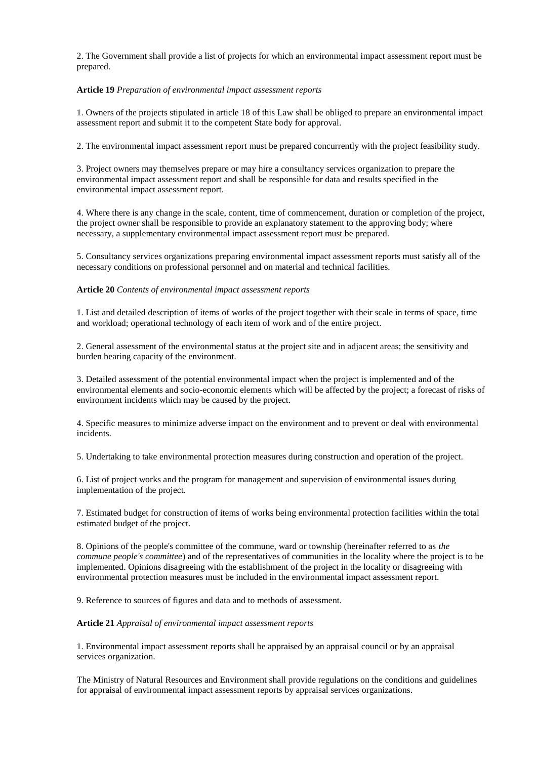2. The Government shall provide a list of projects for which an environmental impact assessment report must be prepared.

**Article 19** *Preparation of environmental impact assessment reports*

1. Owners of the projects stipulated in article 18 of this Law shall be obliged to prepare an environmental impact assessment report and submit it to the competent State body for approval.

2. The environmental impact assessment report must be prepared concurrently with the project feasibility study.

3. Project owners may themselves prepare or may hire a consultancy services organization to prepare the environmental impact assessment report and shall be responsible for data and results specified in the environmental impact assessment report.

4. Where there is any change in the scale, content, time of commencement, duration or completion of the project, the project owner shall be responsible to provide an explanatory statement to the approving body; where necessary, a supplementary environmental impact assessment report must be prepared.

5. Consultancy services organizations preparing environmental impact assessment reports must satisfy all of the necessary conditions on professional personnel and on material and technical facilities.

**Article 20** *Contents of environmental impact assessment reports*

1. List and detailed description of items of works of the project together with their scale in terms of space, time and workload; operational technology of each item of work and of the entire project.

2. General assessment of the environmental status at the project site and in adjacent areas; the sensitivity and burden bearing capacity of the environment.

3. Detailed assessment of the potential environmental impact when the project is implemented and of the environmental elements and socio-economic elements which will be affected by the project; a forecast of risks of environment incidents which may be caused by the project.

4. Specific measures to minimize adverse impact on the environment and to prevent or deal with environmental incidents.

5. Undertaking to take environmental protection measures during construction and operation of the project.

6. List of project works and the program for management and supervision of environmental issues during implementation of the project.

7. Estimated budget for construction of items of works being environmental protection facilities within the total estimated budget of the project.

8. Opinions of the people's committee of the commune, ward or township (hereinafter referred to as *the commune people's committee*) and of the representatives of communities in the locality where the project is to be implemented. Opinions disagreeing with the establishment of the project in the locality or disagreeing with environmental protection measures must be included in the environmental impact assessment report.

9. Reference to sources of figures and data and to methods of assessment.

**Article 21** *Appraisal of environmental impact assessment reports*

1. Environmental impact assessment reports shall be appraised by an appraisal council or by an appraisal services organization.

The Ministry of Natural Resources and Environment shall provide regulations on the conditions and guidelines for appraisal of environmental impact assessment reports by appraisal services organizations.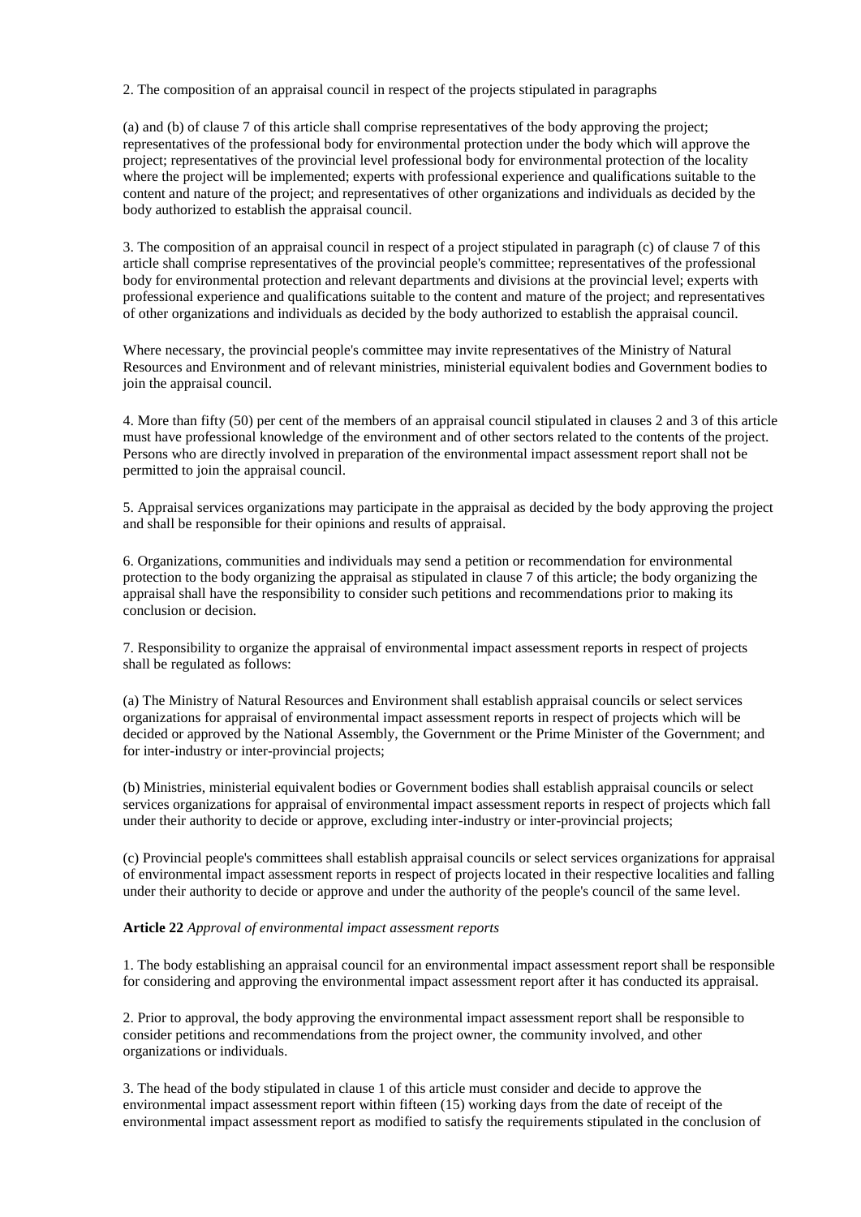2. The composition of an appraisal council in respect of the projects stipulated in paragraphs

(a) and (b) of clause 7 of this article shall comprise representatives of the body approving the project; representatives of the professional body for environmental protection under the body which will approve the project; representatives of the provincial level professional body for environmental protection of the locality where the project will be implemented; experts with professional experience and qualifications suitable to the content and nature of the project; and representatives of other organizations and individuals as decided by the body authorized to establish the appraisal council.

3. The composition of an appraisal council in respect of a project stipulated in paragraph (c) of clause 7 of this article shall comprise representatives of the provincial people's committee; representatives of the professional body for environmental protection and relevant departments and divisions at the provincial level; experts with professional experience and qualifications suitable to the content and mature of the project; and representatives of other organizations and individuals as decided by the body authorized to establish the appraisal council.

Where necessary, the provincial people's committee may invite representatives of the Ministry of Natural Resources and Environment and of relevant ministries, ministerial equivalent bodies and Government bodies to join the appraisal council.

4. More than fifty (50) per cent of the members of an appraisal council stipulated in clauses 2 and 3 of this article must have professional knowledge of the environment and of other sectors related to the contents of the project. Persons who are directly involved in preparation of the environmental impact assessment report shall not be permitted to join the appraisal council.

5. Appraisal services organizations may participate in the appraisal as decided by the body approving the project and shall be responsible for their opinions and results of appraisal.

6. Organizations, communities and individuals may send a petition or recommendation for environmental protection to the body organizing the appraisal as stipulated in clause 7 of this article; the body organizing the appraisal shall have the responsibility to consider such petitions and recommendations prior to making its conclusion or decision.

7. Responsibility to organize the appraisal of environmental impact assessment reports in respect of projects shall be regulated as follows:

(a) The Ministry of Natural Resources and Environment shall establish appraisal councils or select services organizations for appraisal of environmental impact assessment reports in respect of projects which will be decided or approved by the National Assembly, the Government or the Prime Minister of the Government; and for inter-industry or inter-provincial projects;

(b) Ministries, ministerial equivalent bodies or Government bodies shall establish appraisal councils or select services organizations for appraisal of environmental impact assessment reports in respect of projects which fall under their authority to decide or approve, excluding inter-industry or inter-provincial projects;

(c) Provincial people's committees shall establish appraisal councils or select services organizations for appraisal of environmental impact assessment reports in respect of projects located in their respective localities and falling under their authority to decide or approve and under the authority of the people's council of the same level.

**Article 22** *Approval of environmental impact assessment reports*

1. The body establishing an appraisal council for an environmental impact assessment report shall be responsible for considering and approving the environmental impact assessment report after it has conducted its appraisal.

2. Prior to approval, the body approving the environmental impact assessment report shall be responsible to consider petitions and recommendations from the project owner, the community involved, and other organizations or individuals.

3. The head of the body stipulated in clause 1 of this article must consider and decide to approve the environmental impact assessment report within fifteen (15) working days from the date of receipt of the environmental impact assessment report as modified to satisfy the requirements stipulated in the conclusion of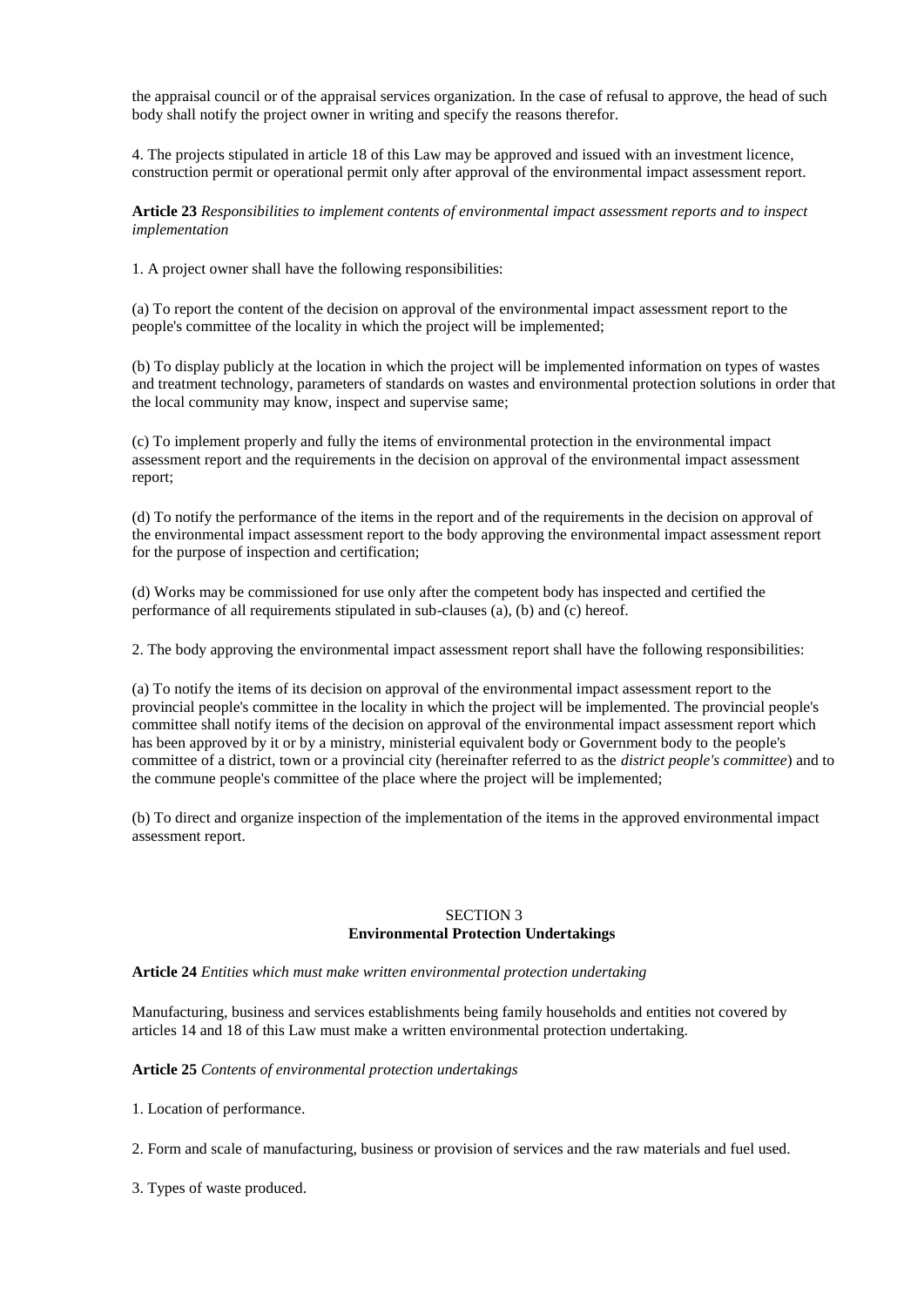the appraisal council or of the appraisal services organization. In the case of refusal to approve, the head of such body shall notify the project owner in writing and specify the reasons therefor.

4. The projects stipulated in article 18 of this Law may be approved and issued with an investment licence, construction permit or operational permit only after approval of the environmental impact assessment report.

**Article 23** *Responsibilities to implement contents of environmental impact assessment reports and to inspect implementation*

1. A project owner shall have the following responsibilities:

(a) To report the content of the decision on approval of the environmental impact assessment report to the people's committee of the locality in which the project will be implemented;

(b) To display publicly at the location in which the project will be implemented information on types of wastes and treatment technology, parameters of standards on wastes and environmental protection solutions in order that the local community may know, inspect and supervise same;

(c) To implement properly and fully the items of environmental protection in the environmental impact assessment report and the requirements in the decision on approval of the environmental impact assessment report;

(d) To notify the performance of the items in the report and of the requirements in the decision on approval of the environmental impact assessment report to the body approving the environmental impact assessment report for the purpose of inspection and certification;

(d) Works may be commissioned for use only after the competent body has inspected and certified the performance of all requirements stipulated in sub-clauses (a), (b) and (c) hereof.

2. The body approving the environmental impact assessment report shall have the following responsibilities:

(a) To notify the items of its decision on approval of the environmental impact assessment report to the provincial people's committee in the locality in which the project will be implemented. The provincial people's committee shall notify items of the decision on approval of the environmental impact assessment report which has been approved by it or by a ministry, ministerial equivalent body or Government body to the people's committee of a district, town or a provincial city (hereinafter referred to as the *district people's committee*) and to the commune people's committee of the place where the project will be implemented;

(b) To direct and organize inspection of the implementation of the items in the approved environmental impact assessment report.

## SECTION 3
## Environmental Protection Undertakings

**Article 24** *Entities which must make written environmental protection undertaking*

Manufacturing, business and services establishments being family households and entities not covered by articles 14 and 18 of this Law must make a written environmental protection undertaking.

**Article 25** *Contents of environmental protection undertakings*

1. Location of performance.

2. Form and scale of manufacturing, business or provision of services and the raw materials and fuel used.

3. Types of waste produced.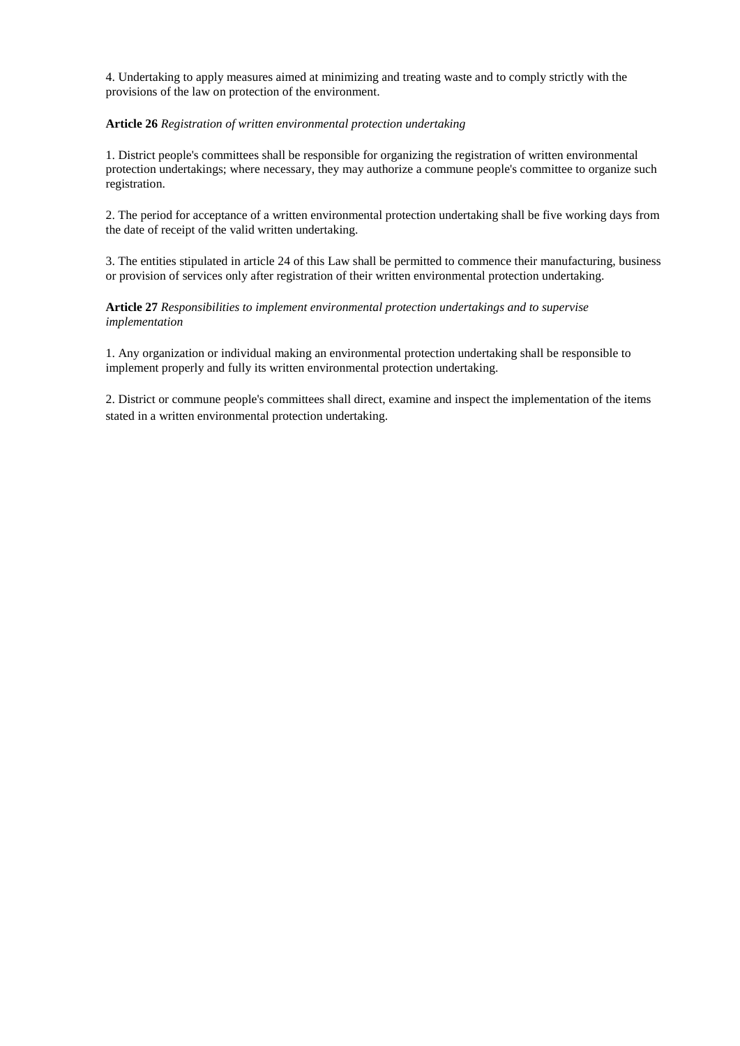4. Undertaking to apply measures aimed at minimizing and treating waste and to comply strictly with the provisions of the law on protection of the environment.

**Article 26** *Registration of written environmental protection undertaking*

1. District people's committees shall be responsible for organizing the registration of written environmental protection undertakings; where necessary, they may authorize a commune people's committee to organize such registration.

2. The period for acceptance of a written environmental protection undertaking shall be five working days from the date of receipt of the valid written undertaking.

3. The entities stipulated in article 24 of this Law shall be permitted to commence their manufacturing, business or provision of services only after registration of their written environmental protection undertaking.

**Article 27** *Responsibilities to implement environmental protection undertakings and to supervise implementation*

1. Any organization or individual making an environmental protection undertaking shall be responsible to implement properly and fully its written environmental protection undertaking.

2. District or commune people's committees shall direct, examine and inspect the implementation of the items stated in a written environmental protection undertaking.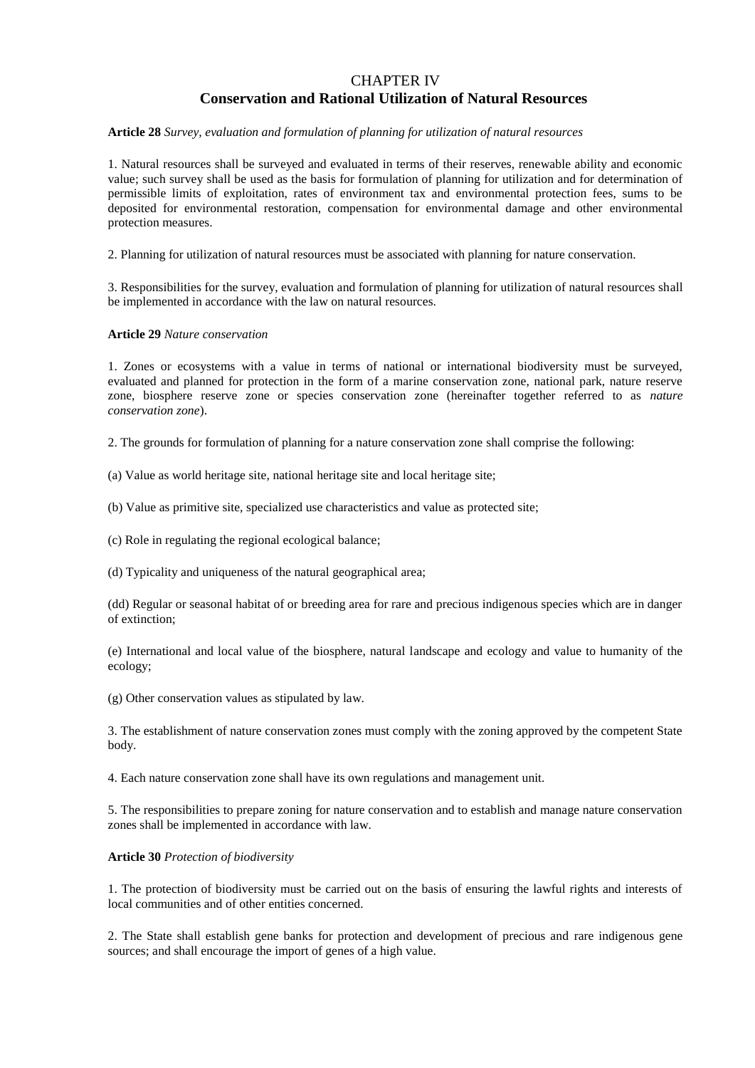# CHAPTER IV
## Conservation and Rational Utilization of Natural Resources

**Article 28** *Survey, evaluation and formulation of planning for utilization of natural resources*

1. Natural resources shall be surveyed and evaluated in terms of their reserves, renewable ability and economic value; such survey shall be used as the basis for formulation of planning for utilization and for determination of permissible limits of exploitation, rates of environment tax and environmental protection fees, sums to be deposited for environmental restoration, compensation for environmental damage and other environmental protection measures.

2. Planning for utilization of natural resources must be associated with planning for nature conservation.

3. Responsibilities for the survey, evaluation and formulation of planning for utilization of natural resources shall be implemented in accordance with the law on natural resources.

**Article 29** *Nature conservation*

1. Zones or ecosystems with a value in terms of national or international biodiversity must be surveyed, evaluated and planned for protection in the form of a marine conservation zone, national park, nature reserve zone, biosphere reserve zone or species conservation zone (hereinafter together referred to as *nature conservation zone*).

2. The grounds for formulation of planning for a nature conservation zone shall comprise the following:

(a) Value as world heritage site, national heritage site and local heritage site;

(b) Value as primitive site, specialized use characteristics and value as protected site;

(c) Role in regulating the regional ecological balance;

(d) Typicality and uniqueness of the natural geographical area;

(dd) Regular or seasonal habitat of or breeding area for rare and precious indigenous species which are in danger of extinction;

(e) International and local value of the biosphere, natural landscape and ecology and value to humanity of the ecology;

(g) Other conservation values as stipulated by law.

3. The establishment of nature conservation zones must comply with the zoning approved by the competent State body.

4. Each nature conservation zone shall have its own regulations and management unit.

5. The responsibilities to prepare zoning for nature conservation and to establish and manage nature conservation zones shall be implemented in accordance with law.

**Article 30** *Protection of biodiversity*

1. The protection of biodiversity must be carried out on the basis of ensuring the lawful rights and interests of local communities and of other entities concerned.

2. The State shall establish gene banks for protection and development of precious and rare indigenous gene sources; and shall encourage the import of genes of a high value.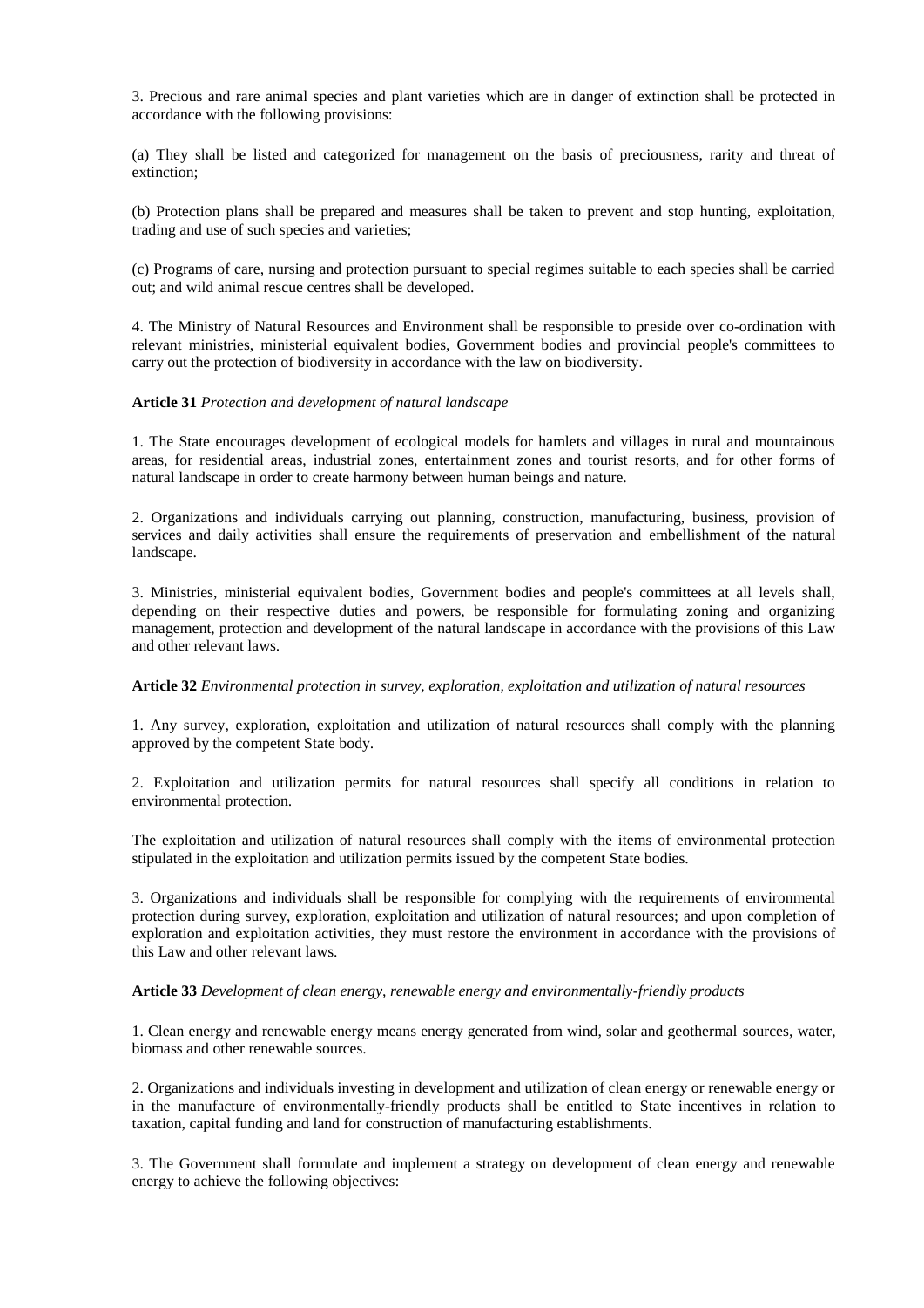3. Precious and rare animal species and plant varieties which are in danger of extinction shall be protected in accordance with the following provisions:

(a) They shall be listed and categorized for management on the basis of preciousness, rarity and threat of extinction;

(b) Protection plans shall be prepared and measures shall be taken to prevent and stop hunting, exploitation, trading and use of such species and varieties;

(c) Programs of care, nursing and protection pursuant to special regimes suitable to each species shall be carried out; and wild animal rescue centres shall be developed.

4. The Ministry of Natural Resources and Environment shall be responsible to preside over co-ordination with relevant ministries, ministerial equivalent bodies, Government bodies and provincial people's committees to carry out the protection of biodiversity in accordance with the law on biodiversity.

**Article 31** *Protection and development of natural landscape*

1. The State encourages development of ecological models for hamlets and villages in rural and mountainous areas, for residential areas, industrial zones, entertainment zones and tourist resorts, and for other forms of natural landscape in order to create harmony between human beings and nature.

2. Organizations and individuals carrying out planning, construction, manufacturing, business, provision of services and daily activities shall ensure the requirements of preservation and embellishment of the natural landscape.

3. Ministries, ministerial equivalent bodies, Government bodies and people's committees at all levels shall, depending on their respective duties and powers, be responsible for formulating zoning and organizing management, protection and development of the natural landscape in accordance with the provisions of this Law and other relevant laws.

**Article 32** *Environmental protection in survey, exploration, exploitation and utilization of natural resources*

1. Any survey, exploration, exploitation and utilization of natural resources shall comply with the planning approved by the competent State body.

2. Exploitation and utilization permits for natural resources shall specify all conditions in relation to environmental protection.

The exploitation and utilization of natural resources shall comply with the items of environmental protection stipulated in the exploitation and utilization permits issued by the competent State bodies.

3. Organizations and individuals shall be responsible for complying with the requirements of environmental protection during survey, exploration, exploitation and utilization of natural resources; and upon completion of exploration and exploitation activities, they must restore the environment in accordance with the provisions of this Law and other relevant laws.

**Article 33** *Development of clean energy, renewable energy and environmentally-friendly products*

1. Clean energy and renewable energy means energy generated from wind, solar and geothermal sources, water, biomass and other renewable sources.

2. Organizations and individuals investing in development and utilization of clean energy or renewable energy or in the manufacture of environmentally-friendly products shall be entitled to State incentives in relation to taxation, capital funding and land for construction of manufacturing establishments.

3. The Government shall formulate and implement a strategy on development of clean energy and renewable energy to achieve the following objectives: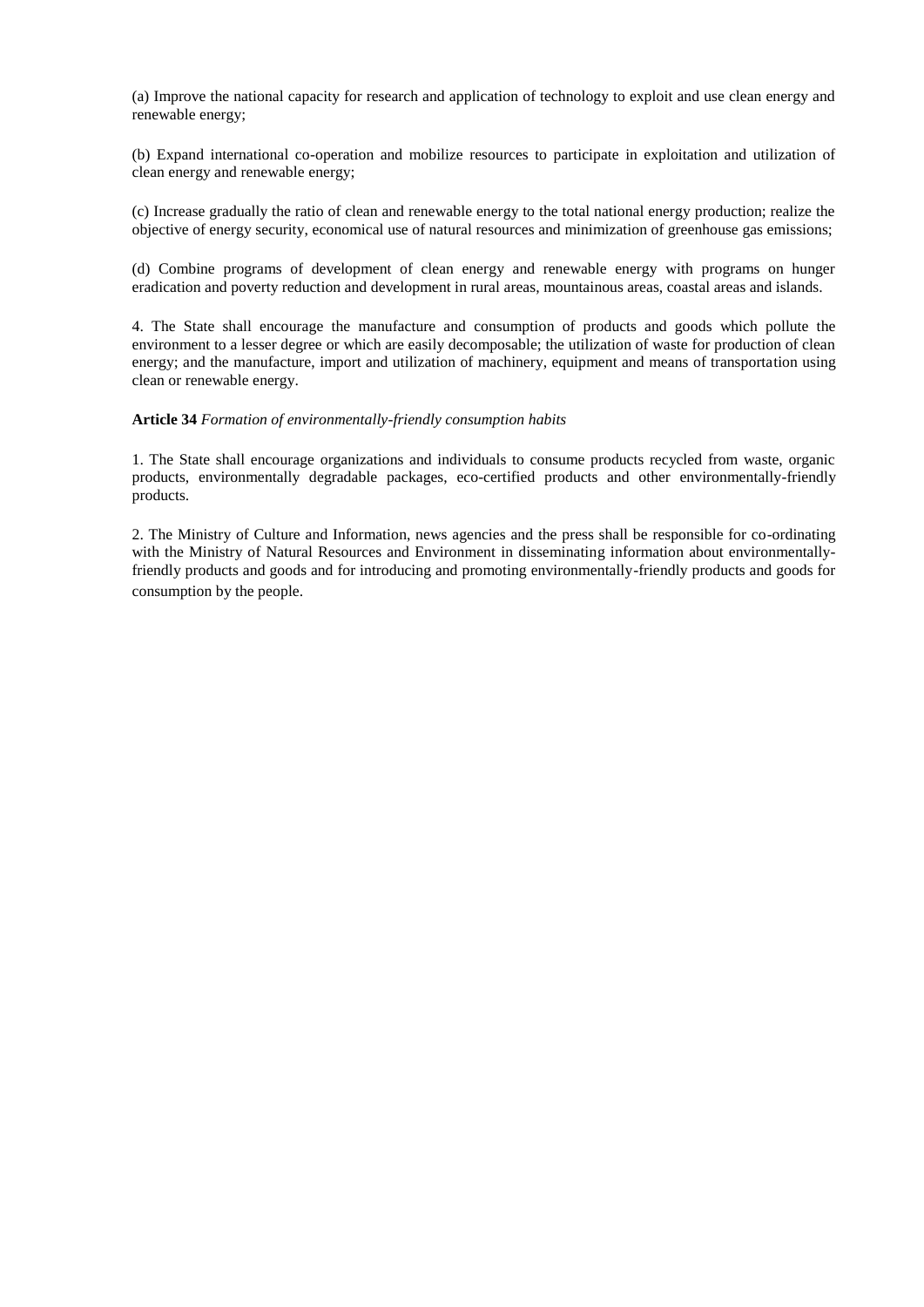(a) Improve the national capacity for research and application of technology to exploit and use clean energy and renewable energy;

(b) Expand international co-operation and mobilize resources to participate in exploitation and utilization of clean energy and renewable energy;

(c) Increase gradually the ratio of clean and renewable energy to the total national energy production; realize the objective of energy security, economical use of natural resources and minimization of greenhouse gas emissions;

(d) Combine programs of development of clean energy and renewable energy with programs on hunger eradication and poverty reduction and development in rural areas, mountainous areas, coastal areas and islands.

4. The State shall encourage the manufacture and consumption of products and goods which pollute the environment to a lesser degree or which are easily decomposable; the utilization of waste for production of clean energy; and the manufacture, import and utilization of machinery, equipment and means of transportation using clean or renewable energy.

**Article 34** *Formation of environmentally-friendly consumption habits*

1. The State shall encourage organizations and individuals to consume products recycled from waste, organic products, environmentally degradable packages, eco-certified products and other environmentally-friendly products.

2. The Ministry of Culture and Information, news agencies and the press shall be responsible for co-ordinating with the Ministry of Natural Resources and Environment in disseminating information about environmentally-friendly products and goods and for introducing and promoting environmentally-friendly products and goods for consumption by the people.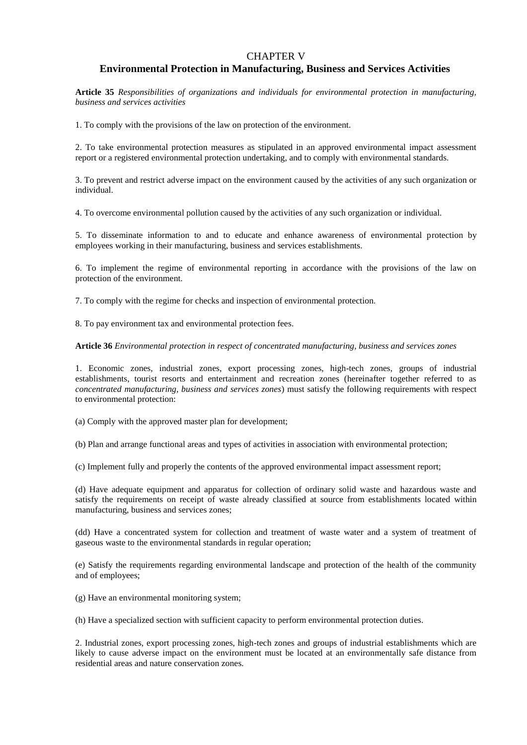# CHAPTER V

## Environmental Protection in Manufacturing, Business and Services Activities

**Article 35** *Responsibilities of organizations and individuals for environmental protection in manufacturing, business and services activities*

1. To comply with the provisions of the law on protection of the environment.

2. To take environmental protection measures as stipulated in an approved environmental impact assessment report or a registered environmental protection undertaking, and to comply with environmental standards.

3. To prevent and restrict adverse impact on the environment caused by the activities of any such organization or individual.

4. To overcome environmental pollution caused by the activities of any such organization or individual.

5. To disseminate information to and to educate and enhance awareness of environmental protection by employees working in their manufacturing, business and services establishments.

6. To implement the regime of environmental reporting in accordance with the provisions of the law on protection of the environment.

7. To comply with the regime for checks and inspection of environmental protection.

8. To pay environment tax and environmental protection fees.

**Article 36** *Environmental protection in respect of concentrated manufacturing, business and services zones*

1. Economic zones, industrial zones, export processing zones, high-tech zones, groups of industrial establishments, tourist resorts and entertainment and recreation zones (hereinafter together referred to as *concentrated manufacturing, business and services zones*) must satisfy the following requirements with respect to environmental protection:

(a) Comply with the approved master plan for development;

(b) Plan and arrange functional areas and types of activities in association with environmental protection;

(c) Implement fully and properly the contents of the approved environmental impact assessment report;

(d) Have adequate equipment and apparatus for collection of ordinary solid waste and hazardous waste and satisfy the requirements on receipt of waste already classified at source from establishments located within manufacturing, business and services zones;

(dd) Have a concentrated system for collection and treatment of waste water and a system of treatment of gaseous waste to the environmental standards in regular operation;

(e) Satisfy the requirements regarding environmental landscape and protection of the health of the community and of employees;

(g) Have an environmental monitoring system;

(h) Have a specialized section with sufficient capacity to perform environmental protection duties.

2. Industrial zones, export processing zones, high-tech zones and groups of industrial establishments which are likely to cause adverse impact on the environment must be located at an environmentally safe distance from residential areas and nature conservation zones.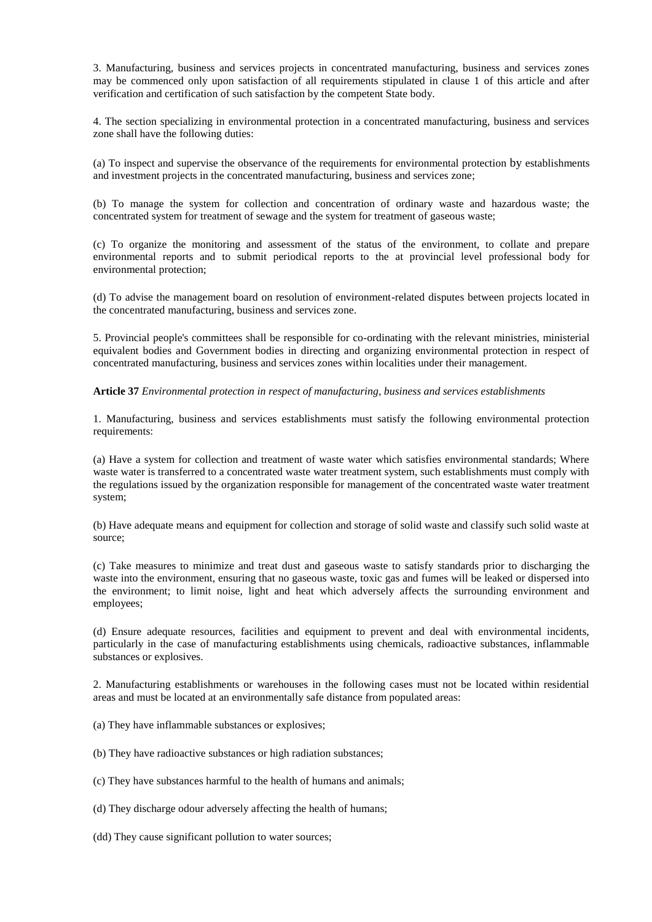3. Manufacturing, business and services projects in concentrated manufacturing, business and services zones may be commenced only upon satisfaction of all requirements stipulated in clause 1 of this article and after verification and certification of such satisfaction by the competent State body.

4. The section specializing in environmental protection in a concentrated manufacturing, business and services zone shall have the following duties:

(a) To inspect and supervise the observance of the requirements for environmental protection by establishments and investment projects in the concentrated manufacturing, business and services zone;

(b) To manage the system for collection and concentration of ordinary waste and hazardous waste; the concentrated system for treatment of sewage and the system for treatment of gaseous waste;

(c) To organize the monitoring and assessment of the status of the environment, to collate and prepare environmental reports and to submit periodical reports to the at provincial level professional body for environmental protection;

(d) To advise the management board on resolution of environment-related disputes between projects located in the concentrated manufacturing, business and services zone.

5. Provincial people's committees shall be responsible for co-ordinating with the relevant ministries, ministerial equivalent bodies and Government bodies in directing and organizing environmental protection in respect of concentrated manufacturing, business and services zones within localities under their management.

**Article 37** *Environmental protection in respect of manufacturing, business and services establishments*

1. Manufacturing, business and services establishments must satisfy the following environmental protection requirements:

(a) Have a system for collection and treatment of waste water which satisfies environmental standards; Where waste water is transferred to a concentrated waste water treatment system, such establishments must comply with the regulations issued by the organization responsible for management of the concentrated waste water treatment system;

(b) Have adequate means and equipment for collection and storage of solid waste and classify such solid waste at source;

(c) Take measures to minimize and treat dust and gaseous waste to satisfy standards prior to discharging the waste into the environment, ensuring that no gaseous waste, toxic gas and fumes will be leaked or dispersed into the environment; to limit noise, light and heat which adversely affects the surrounding environment and employees;

(d) Ensure adequate resources, facilities and equipment to prevent and deal with environmental incidents, particularly in the case of manufacturing establishments using chemicals, radioactive substances, inflammable substances or explosives.

2. Manufacturing establishments or warehouses in the following cases must not be located within residential areas and must be located at an environmentally safe distance from populated areas:

(a) They have inflammable substances or explosives;

(b) They have radioactive substances or high radiation substances;

(c) They have substances harmful to the health of humans and animals;

(d) They discharge odour adversely affecting the health of humans;

(dd) They cause significant pollution to water sources;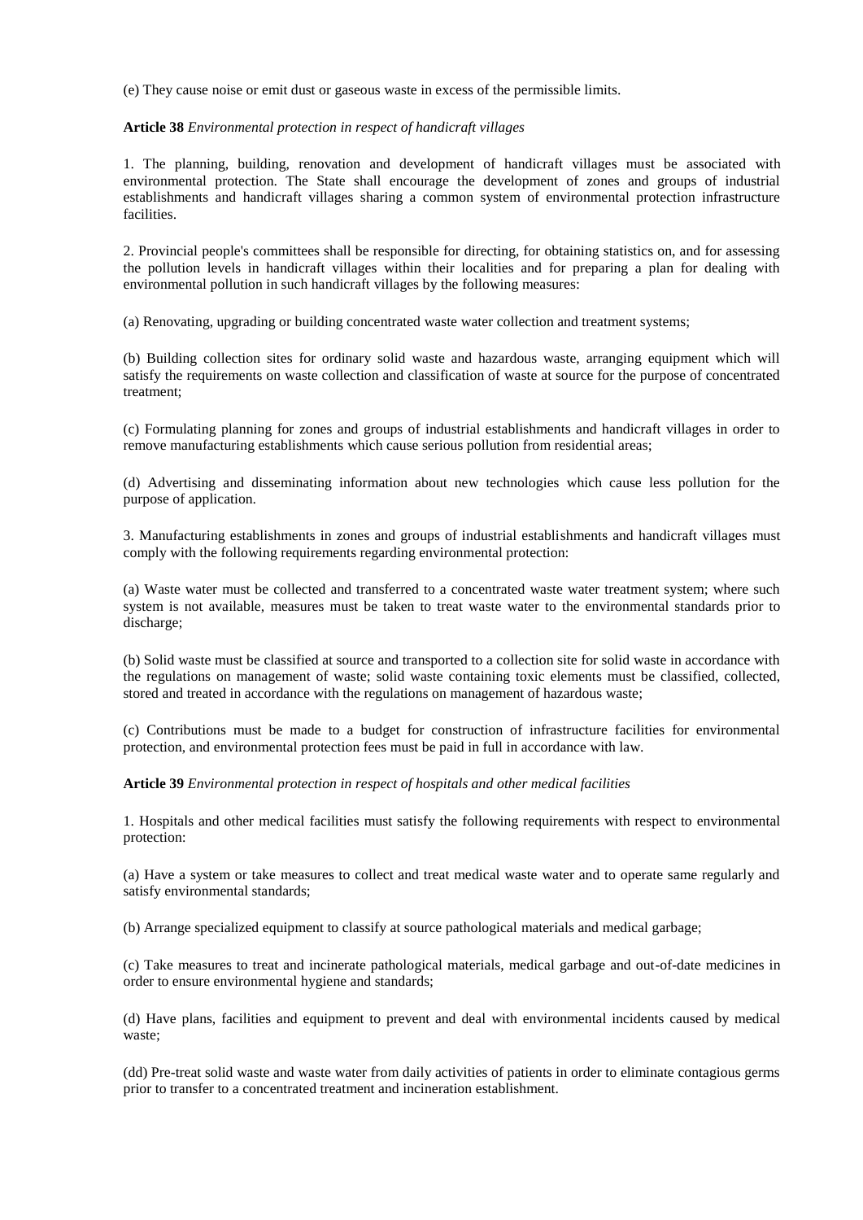(e) They cause noise or emit dust or gaseous waste in excess of the permissible limits.

**Article 38** *Environmental protection in respect of handicraft villages*

1. The planning, building, renovation and development of handicraft villages must be associated with environmental protection. The State shall encourage the development of zones and groups of industrial establishments and handicraft villages sharing a common system of environmental protection infrastructure facilities.

2. Provincial people's committees shall be responsible for directing, for obtaining statistics on, and for assessing the pollution levels in handicraft villages within their localities and for preparing a plan for dealing with environmental pollution in such handicraft villages by the following measures:

(a) Renovating, upgrading or building concentrated waste water collection and treatment systems;

(b) Building collection sites for ordinary solid waste and hazardous waste, arranging equipment which will satisfy the requirements on waste collection and classification of waste at source for the purpose of concentrated treatment;

(c) Formulating planning for zones and groups of industrial establishments and handicraft villages in order to remove manufacturing establishments which cause serious pollution from residential areas;

(d) Advertising and disseminating information about new technologies which cause less pollution for the purpose of application.

3. Manufacturing establishments in zones and groups of industrial establishments and handicraft villages must comply with the following requirements regarding environmental protection:

(a) Waste water must be collected and transferred to a concentrated waste water treatment system; where such system is not available, measures must be taken to treat waste water to the environmental standards prior to discharge;

(b) Solid waste must be classified at source and transported to a collection site for solid waste in accordance with the regulations on management of waste; solid waste containing toxic elements must be classified, collected, stored and treated in accordance with the regulations on management of hazardous waste;

(c) Contributions must be made to a budget for construction of infrastructure facilities for environmental protection, and environmental protection fees must be paid in full in accordance with law.

**Article 39** *Environmental protection in respect of hospitals and other medical facilities*

1. Hospitals and other medical facilities must satisfy the following requirements with respect to environmental protection:

(a) Have a system or take measures to collect and treat medical waste water and to operate same regularly and satisfy environmental standards;

(b) Arrange specialized equipment to classify at source pathological materials and medical garbage;

(c) Take measures to treat and incinerate pathological materials, medical garbage and out-of-date medicines in order to ensure environmental hygiene and standards;

(d) Have plans, facilities and equipment to prevent and deal with environmental incidents caused by medical waste;

(dd) Pre-treat solid waste and waste water from daily activities of patients in order to eliminate contagious germs prior to transfer to a concentrated treatment and incineration establishment.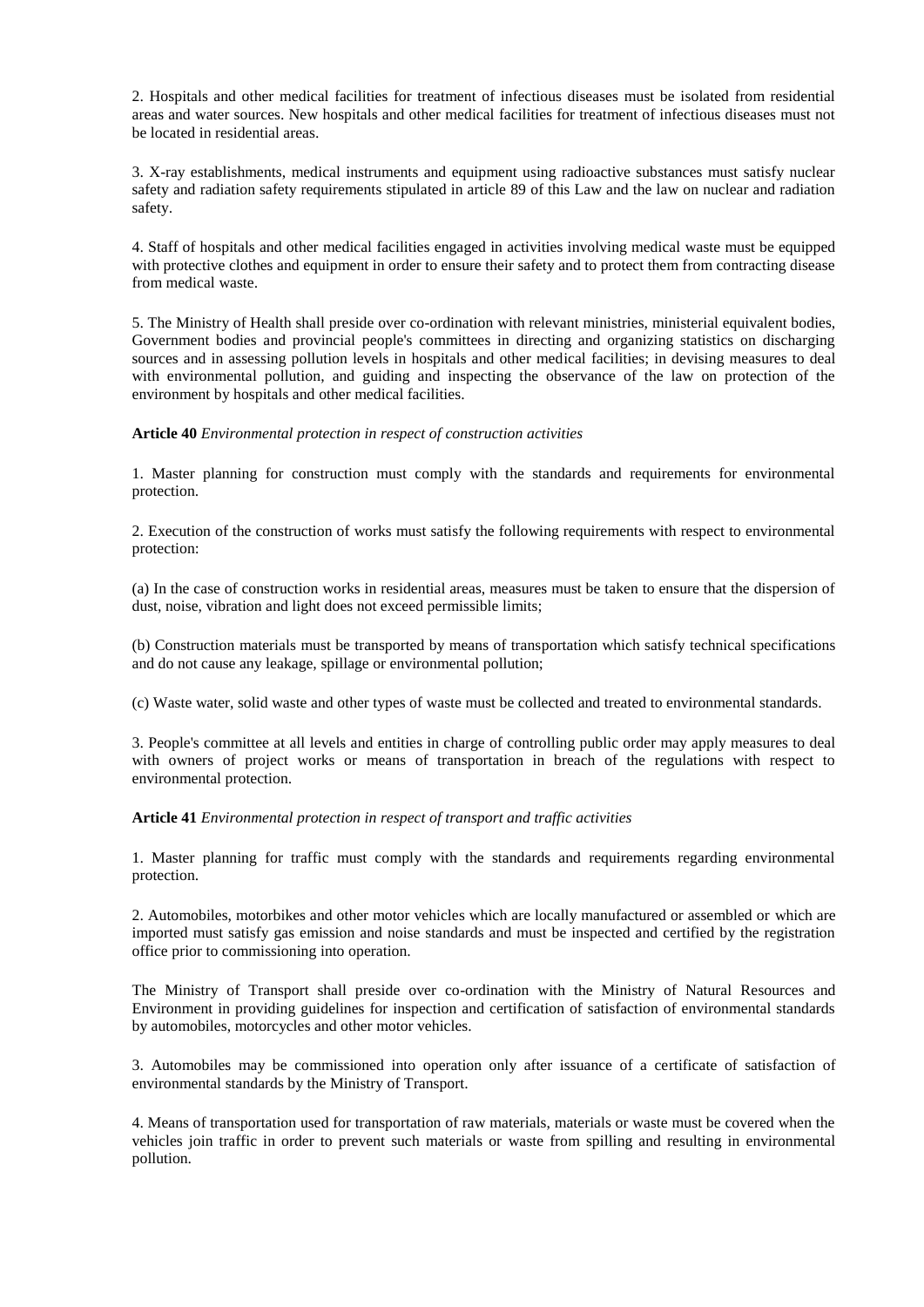2. Hospitals and other medical facilities for treatment of infectious diseases must be isolated from residential areas and water sources. New hospitals and other medical facilities for treatment of infectious diseases must not be located in residential areas.

3. X-ray establishments, medical instruments and equipment using radioactive substances must satisfy nuclear safety and radiation safety requirements stipulated in article 89 of this Law and the law on nuclear and radiation safety.

4. Staff of hospitals and other medical facilities engaged in activities involving medical waste must be equipped with protective clothes and equipment in order to ensure their safety and to protect them from contracting disease from medical waste.

5. The Ministry of Health shall preside over co-ordination with relevant ministries, ministerial equivalent bodies, Government bodies and provincial people's committees in directing and organizing statistics on discharging sources and in assessing pollution levels in hospitals and other medical facilities; in devising measures to deal with environmental pollution, and guiding and inspecting the observance of the law on protection of the environment by hospitals and other medical facilities.

**Article 40** *Environmental protection in respect of construction activities*

1. Master planning for construction must comply with the standards and requirements for environmental protection.

2. Execution of the construction of works must satisfy the following requirements with respect to environmental protection:

(a) In the case of construction works in residential areas, measures must be taken to ensure that the dispersion of dust, noise, vibration and light does not exceed permissible limits;

(b) Construction materials must be transported by means of transportation which satisfy technical specifications and do not cause any leakage, spillage or environmental pollution;

(c) Waste water, solid waste and other types of waste must be collected and treated to environmental standards.

3. People's committee at all levels and entities in charge of controlling public order may apply measures to deal with owners of project works or means of transportation in breach of the regulations with respect to environmental protection.

**Article 41** *Environmental protection in respect of transport and traffic activities*

1. Master planning for traffic must comply with the standards and requirements regarding environmental protection.

2. Automobiles, motorbikes and other motor vehicles which are locally manufactured or assembled or which are imported must satisfy gas emission and noise standards and must be inspected and certified by the registration office prior to commissioning into operation.

The Ministry of Transport shall preside over co-ordination with the Ministry of Natural Resources and Environment in providing guidelines for inspection and certification of satisfaction of environmental standards by automobiles, motorcycles and other motor vehicles.

3. Automobiles may be commissioned into operation only after issuance of a certificate of satisfaction of environmental standards by the Ministry of Transport.

4. Means of transportation used for transportation of raw materials, materials or waste must be covered when the vehicles join traffic in order to prevent such materials or waste from spilling and resulting in environmental pollution.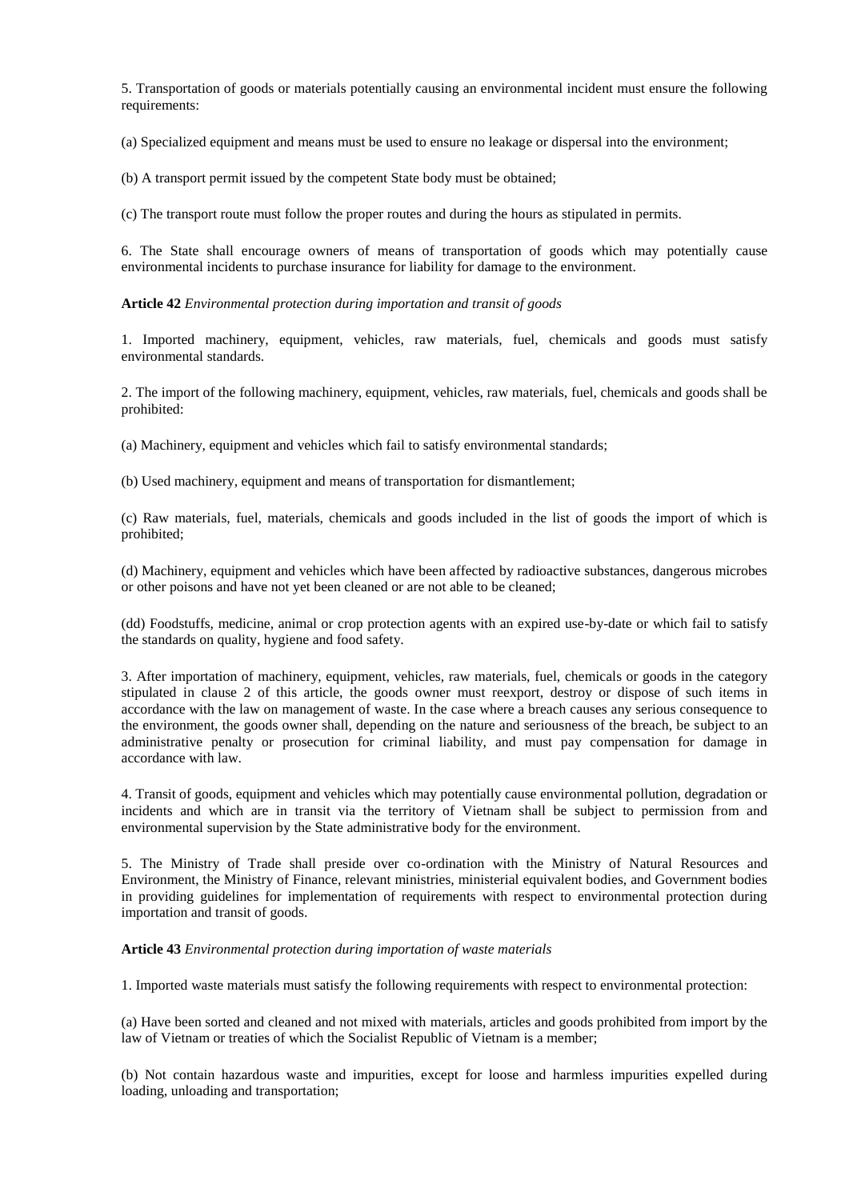5. Transportation of goods or materials potentially causing an environmental incident must ensure the following requirements:

(a) Specialized equipment and means must be used to ensure no leakage or dispersal into the environment;

(b) A transport permit issued by the competent State body must be obtained;

(c) The transport route must follow the proper routes and during the hours as stipulated in permits.

6. The State shall encourage owners of means of transportation of goods which may potentially cause environmental incidents to purchase insurance for liability for damage to the environment.

**Article 42** *Environmental protection during importation and transit of goods*

1. Imported machinery, equipment, vehicles, raw materials, fuel, chemicals and goods must satisfy environmental standards.

2. The import of the following machinery, equipment, vehicles, raw materials, fuel, chemicals and goods shall be prohibited:

(a) Machinery, equipment and vehicles which fail to satisfy environmental standards;

(b) Used machinery, equipment and means of transportation for dismantlement;

(c) Raw materials, fuel, materials, chemicals and goods included in the list of goods the import of which is prohibited;

(d) Machinery, equipment and vehicles which have been affected by radioactive substances, dangerous microbes or other poisons and have not yet been cleaned or are not able to be cleaned;

(dd) Foodstuffs, medicine, animal or crop protection agents with an expired use-by-date or which fail to satisfy the standards on quality, hygiene and food safety.

3. After importation of machinery, equipment, vehicles, raw materials, fuel, chemicals or goods in the category stipulated in clause 2 of this article, the goods owner must reexport, destroy or dispose of such items in accordance with the law on management of waste. In the case where a breach causes any serious consequence to the environment, the goods owner shall, depending on the nature and seriousness of the breach, be subject to an administrative penalty or prosecution for criminal liability, and must pay compensation for damage in accordance with law.

4. Transit of goods, equipment and vehicles which may potentially cause environmental pollution, degradation or incidents and which are in transit via the territory of Vietnam shall be subject to permission from and environmental supervision by the State administrative body for the environment.

5. The Ministry of Trade shall preside over co-ordination with the Ministry of Natural Resources and Environment, the Ministry of Finance, relevant ministries, ministerial equivalent bodies, and Government bodies in providing guidelines for implementation of requirements with respect to environmental protection during importation and transit of goods.

**Article 43** *Environmental protection during importation of waste materials*

1. Imported waste materials must satisfy the following requirements with respect to environmental protection:

(a) Have been sorted and cleaned and not mixed with materials, articles and goods prohibited from import by the law of Vietnam or treaties of which the Socialist Republic of Vietnam is a member;

(b) Not contain hazardous waste and impurities, except for loose and harmless impurities expelled during loading, unloading and transportation;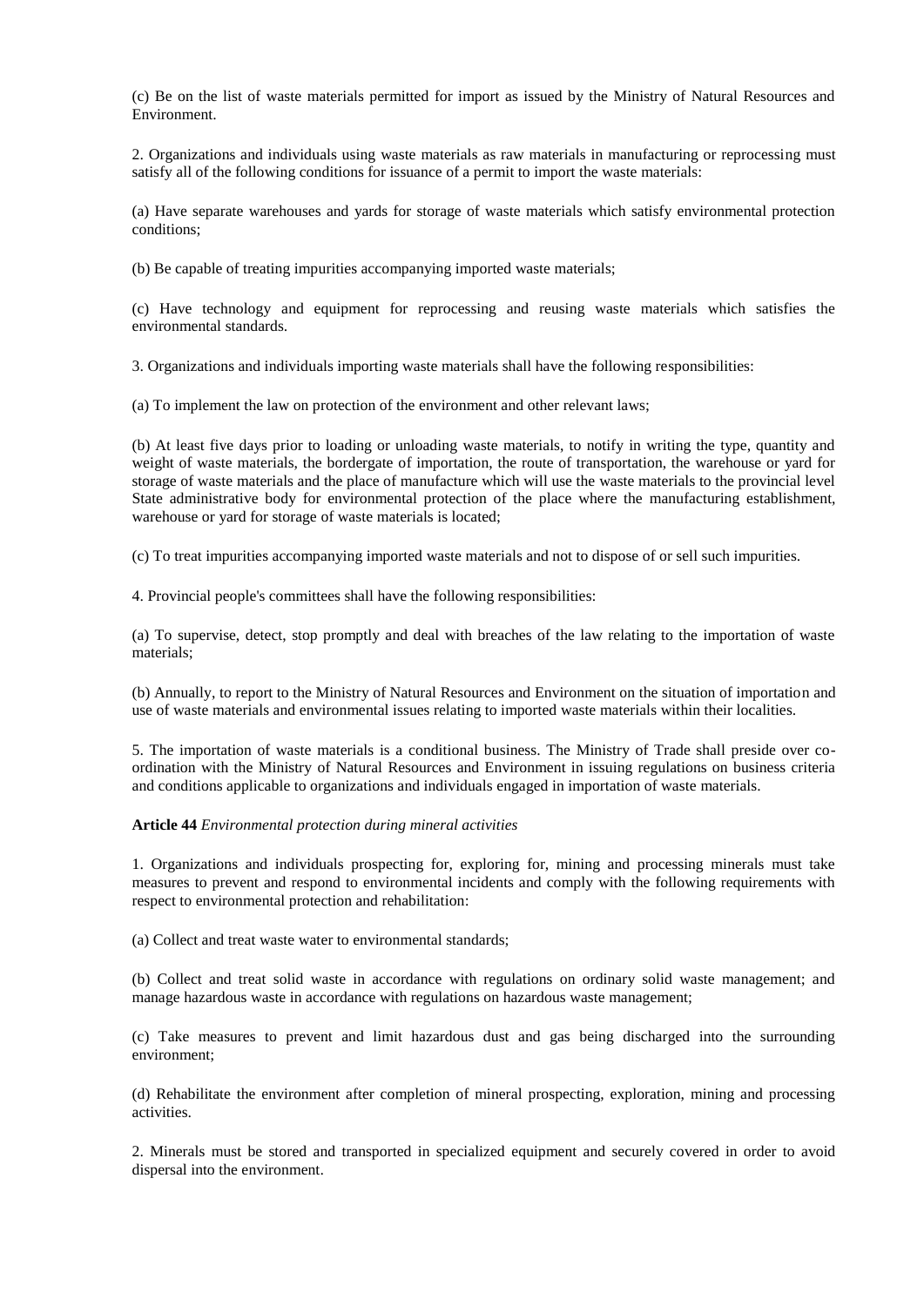(c) Be on the list of waste materials permitted for import as issued by the Ministry of Natural Resources and Environment.

2. Organizations and individuals using waste materials as raw materials in manufacturing or reprocessing must satisfy all of the following conditions for issuance of a permit to import the waste materials:

(a) Have separate warehouses and yards for storage of waste materials which satisfy environmental protection conditions;

(b) Be capable of treating impurities accompanying imported waste materials;

(c) Have technology and equipment for reprocessing and reusing waste materials which satisfies the environmental standards.

3. Organizations and individuals importing waste materials shall have the following responsibilities:

(a) To implement the law on protection of the environment and other relevant laws;

(b) At least five days prior to loading or unloading waste materials, to notify in writing the type, quantity and weight of waste materials, the bordergate of importation, the route of transportation, the warehouse or yard for storage of waste materials and the place of manufacture which will use the waste materials to the provincial level State administrative body for environmental protection of the place where the manufacturing establishment, warehouse or yard for storage of waste materials is located;

(c) To treat impurities accompanying imported waste materials and not to dispose of or sell such impurities.

4. Provincial people's committees shall have the following responsibilities:

(a) To supervise, detect, stop promptly and deal with breaches of the law relating to the importation of waste materials;

(b) Annually, to report to the Ministry of Natural Resources and Environment on the situation of importation and use of waste materials and environmental issues relating to imported waste materials within their localities.

5. The importation of waste materials is a conditional business. The Ministry of Trade shall preside over co-ordination with the Ministry of Natural Resources and Environment in issuing regulations on business criteria and conditions applicable to organizations and individuals engaged in importation of waste materials.

**Article 44** *Environmental protection during mineral activities*

1. Organizations and individuals prospecting for, exploring for, mining and processing minerals must take measures to prevent and respond to environmental incidents and comply with the following requirements with respect to environmental protection and rehabilitation:

(a) Collect and treat waste water to environmental standards;

(b) Collect and treat solid waste in accordance with regulations on ordinary solid waste management; and manage hazardous waste in accordance with regulations on hazardous waste management;

(c) Take measures to prevent and limit hazardous dust and gas being discharged into the surrounding environment;

(d) Rehabilitate the environment after completion of mineral prospecting, exploration, mining and processing activities.

2. Minerals must be stored and transported in specialized equipment and securely covered in order to avoid dispersal into the environment.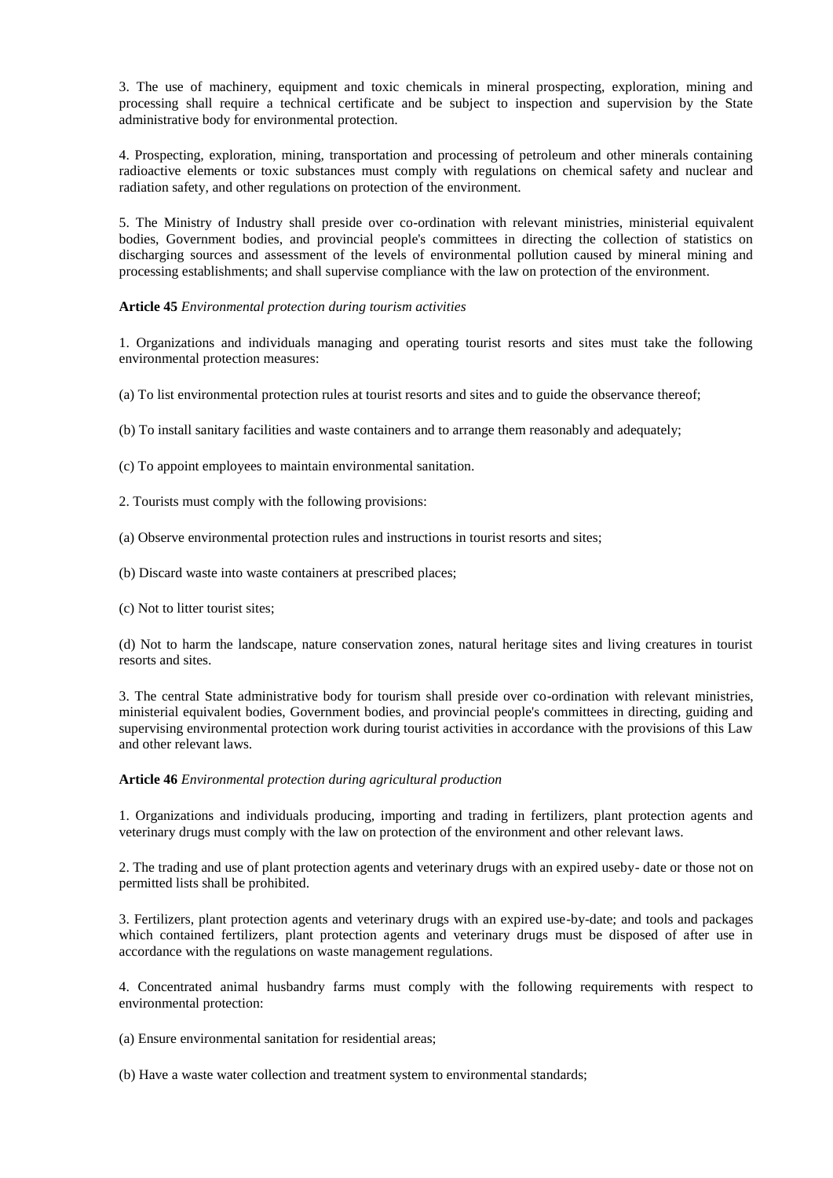3. The use of machinery, equipment and toxic chemicals in mineral prospecting, exploration, mining and processing shall require a technical certificate and be subject to inspection and supervision by the State administrative body for environmental protection.

4. Prospecting, exploration, mining, transportation and processing of petroleum and other minerals containing radioactive elements or toxic substances must comply with regulations on chemical safety and nuclear and radiation safety, and other regulations on protection of the environment.

5. The Ministry of Industry shall preside over co-ordination with relevant ministries, ministerial equivalent bodies, Government bodies, and provincial people's committees in directing the collection of statistics on discharging sources and assessment of the levels of environmental pollution caused by mineral mining and processing establishments; and shall supervise compliance with the law on protection of the environment.

**Article 45** *Environmental protection during tourism activities*

1. Organizations and individuals managing and operating tourist resorts and sites must take the following environmental protection measures:

(a) To list environmental protection rules at tourist resorts and sites and to guide the observance thereof;

(b) To install sanitary facilities and waste containers and to arrange them reasonably and adequately;

(c) To appoint employees to maintain environmental sanitation.

2. Tourists must comply with the following provisions:

(a) Observe environmental protection rules and instructions in tourist resorts and sites;

(b) Discard waste into waste containers at prescribed places;

(c) Not to litter tourist sites;

(d) Not to harm the landscape, nature conservation zones, natural heritage sites and living creatures in tourist resorts and sites.

3. The central State administrative body for tourism shall preside over co-ordination with relevant ministries, ministerial equivalent bodies, Government bodies, and provincial people's committees in directing, guiding and supervising environmental protection work during tourist activities in accordance with the provisions of this Law and other relevant laws.

**Article 46** *Environmental protection during agricultural production*

1. Organizations and individuals producing, importing and trading in fertilizers, plant protection agents and veterinary drugs must comply with the law on protection of the environment and other relevant laws.

2. The trading and use of plant protection agents and veterinary drugs with an expired useby- date or those not on permitted lists shall be prohibited.

3. Fertilizers, plant protection agents and veterinary drugs with an expired use-by-date; and tools and packages which contained fertilizers, plant protection agents and veterinary drugs must be disposed of after use in accordance with the regulations on waste management regulations.

4. Concentrated animal husbandry farms must comply with the following requirements with respect to environmental protection:

(a) Ensure environmental sanitation for residential areas;

(b) Have a waste water collection and treatment system to environmental standards;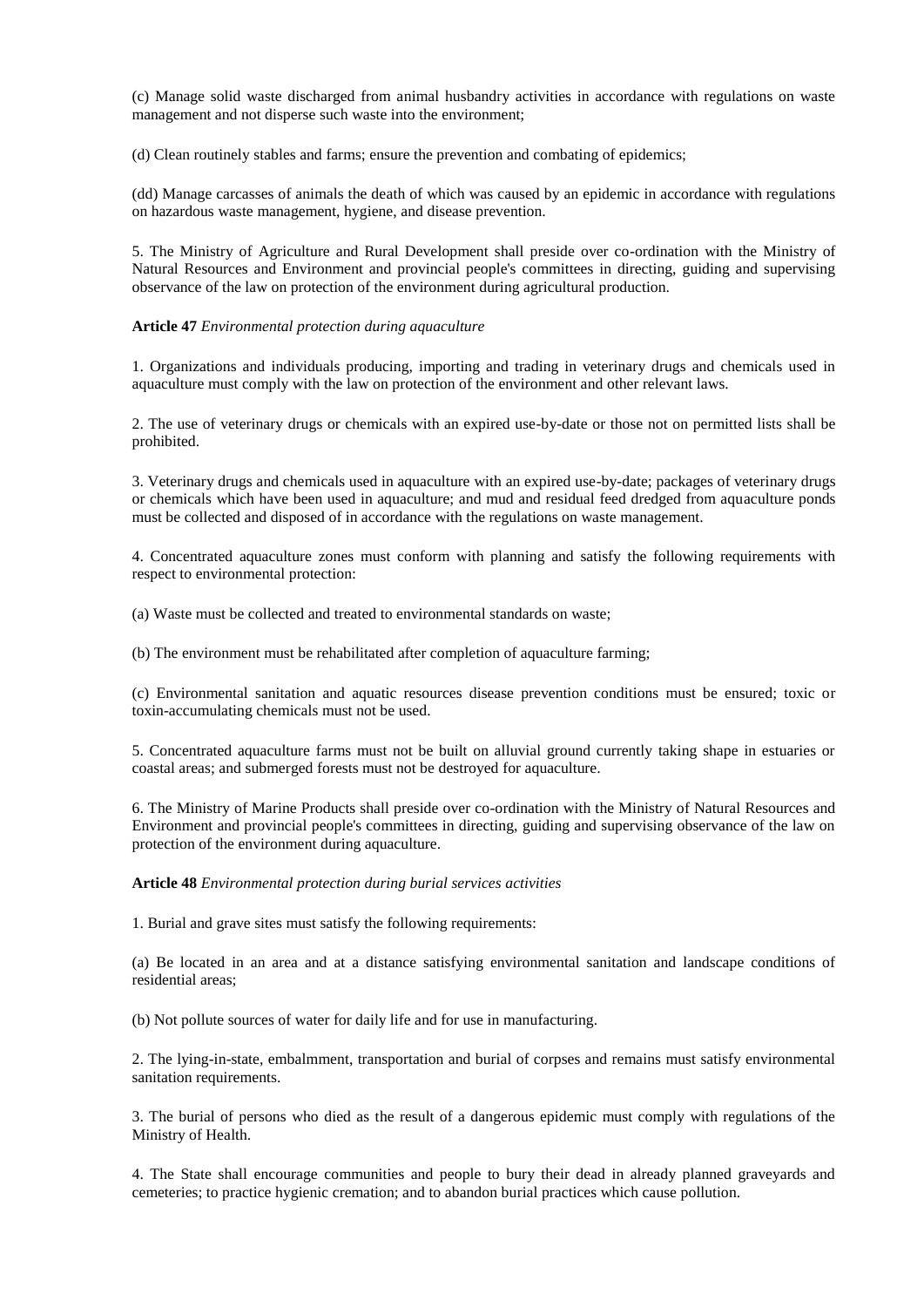(c) Manage solid waste discharged from animal husbandry activities in accordance with regulations on waste management and not disperse such waste into the environment;

(d) Clean routinely stables and farms; ensure the prevention and combating of epidemics;

(dd) Manage carcasses of animals the death of which was caused by an epidemic in accordance with regulations on hazardous waste management, hygiene, and disease prevention.

5. The Ministry of Agriculture and Rural Development shall preside over co-ordination with the Ministry of Natural Resources and Environment and provincial people's committees in directing, guiding and supervising observance of the law on protection of the environment during agricultural production.

**Article 47** *Environmental protection during aquaculture*

1. Organizations and individuals producing, importing and trading in veterinary drugs and chemicals used in aquaculture must comply with the law on protection of the environment and other relevant laws.

2. The use of veterinary drugs or chemicals with an expired use-by-date or those not on permitted lists shall be prohibited.

3. Veterinary drugs and chemicals used in aquaculture with an expired use-by-date; packages of veterinary drugs or chemicals which have been used in aquaculture; and mud and residual feed dredged from aquaculture ponds must be collected and disposed of in accordance with the regulations on waste management.

4. Concentrated aquaculture zones must conform with planning and satisfy the following requirements with respect to environmental protection:

(a) Waste must be collected and treated to environmental standards on waste;

(b) The environment must be rehabilitated after completion of aquaculture farming;

(c) Environmental sanitation and aquatic resources disease prevention conditions must be ensured; toxic or toxin-accumulating chemicals must not be used.

5. Concentrated aquaculture farms must not be built on alluvial ground currently taking shape in estuaries or coastal areas; and submerged forests must not be destroyed for aquaculture.

6. The Ministry of Marine Products shall preside over co-ordination with the Ministry of Natural Resources and Environment and provincial people's committees in directing, guiding and supervising observance of the law on protection of the environment during aquaculture.

**Article 48** *Environmental protection during burial services activities*

1. Burial and grave sites must satisfy the following requirements:

(a) Be located in an area and at a distance satisfying environmental sanitation and landscape conditions of residential areas;

(b) Not pollute sources of water for daily life and for use in manufacturing.

2. The lying-in-state, embalmment, transportation and burial of corpses and remains must satisfy environmental sanitation requirements.

3. The burial of persons who died as the result of a dangerous epidemic must comply with regulations of the Ministry of Health.

4. The State shall encourage communities and people to bury their dead in already planned graveyards and cemeteries; to practice hygienic cremation; and to abandon burial practices which cause pollution.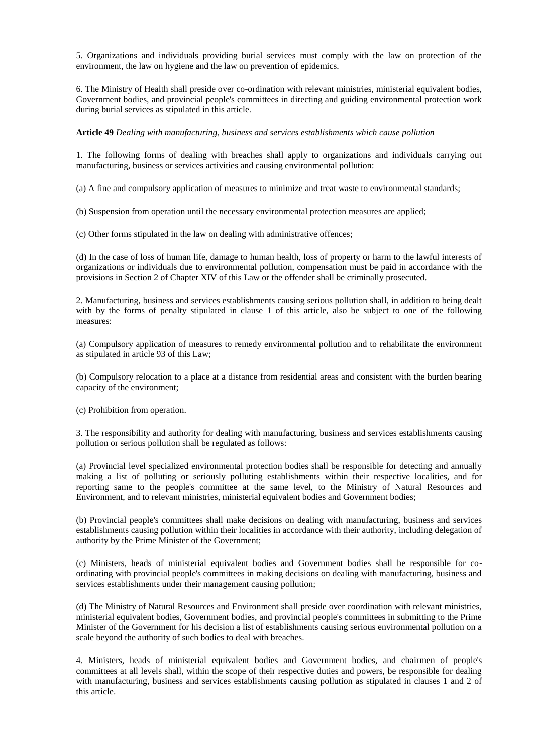5. Organizations and individuals providing burial services must comply with the law on protection of the environment, the law on hygiene and the law on prevention of epidemics.

6. The Ministry of Health shall preside over co-ordination with relevant ministries, ministerial equivalent bodies, Government bodies, and provincial people's committees in directing and guiding environmental protection work during burial services as stipulated in this article.

**Article 49** *Dealing with manufacturing, business and services establishments which cause pollution*

1. The following forms of dealing with breaches shall apply to organizations and individuals carrying out manufacturing, business or services activities and causing environmental pollution:

(a) A fine and compulsory application of measures to minimize and treat waste to environmental standards;

(b) Suspension from operation until the necessary environmental protection measures are applied;

(c) Other forms stipulated in the law on dealing with administrative offences;

(d) In the case of loss of human life, damage to human health, loss of property or harm to the lawful interests of organizations or individuals due to environmental pollution, compensation must be paid in accordance with the provisions in Section 2 of Chapter XIV of this Law or the offender shall be criminally prosecuted.

2. Manufacturing, business and services establishments causing serious pollution shall, in addition to being dealt with by the forms of penalty stipulated in clause 1 of this article, also be subject to one of the following measures:

(a) Compulsory application of measures to remedy environmental pollution and to rehabilitate the environment as stipulated in article 93 of this Law;

(b) Compulsory relocation to a place at a distance from residential areas and consistent with the burden bearing capacity of the environment;

(c) Prohibition from operation.

3. The responsibility and authority for dealing with manufacturing, business and services establishments causing pollution or serious pollution shall be regulated as follows:

(a) Provincial level specialized environmental protection bodies shall be responsible for detecting and annually making a list of polluting or seriously polluting establishments within their respective localities, and for reporting same to the people's committee at the same level, to the Ministry of Natural Resources and Environment, and to relevant ministries, ministerial equivalent bodies and Government bodies;

(b) Provincial people's committees shall make decisions on dealing with manufacturing, business and services establishments causing pollution within their localities in accordance with their authority, including delegation of authority by the Prime Minister of the Government;

(c) Ministers, heads of ministerial equivalent bodies and Government bodies shall be responsible for co-ordinating with provincial people's committees in making decisions on dealing with manufacturing, business and services establishments under their management causing pollution;

(d) The Ministry of Natural Resources and Environment shall preside over coordination with relevant ministries, ministerial equivalent bodies, Government bodies, and provincial people's committees in submitting to the Prime Minister of the Government for his decision a list of establishments causing serious environmental pollution on a scale beyond the authority of such bodies to deal with breaches.

4. Ministers, heads of ministerial equivalent bodies and Government bodies, and chairmen of people's committees at all levels shall, within the scope of their respective duties and powers, be responsible for dealing with manufacturing, business and services establishments causing pollution as stipulated in clauses 1 and 2 of this article.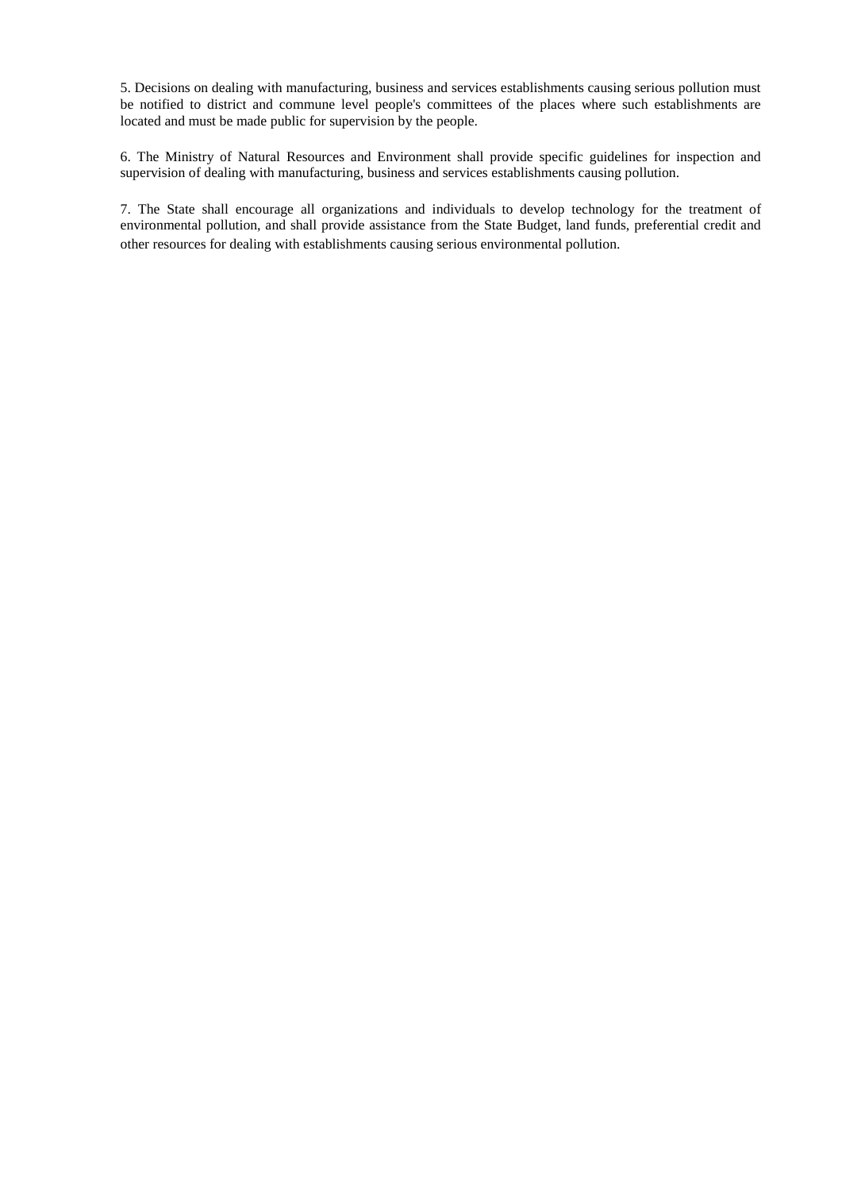5. Decisions on dealing with manufacturing, business and services establishments causing serious pollution must be notified to district and commune level people's committees of the places where such establishments are located and must be made public for supervision by the people.

6. The Ministry of Natural Resources and Environment shall provide specific guidelines for inspection and supervision of dealing with manufacturing, business and services establishments causing pollution.

7. The State shall encourage all organizations and individuals to develop technology for the treatment of environmental pollution, and shall provide assistance from the State Budget, land funds, preferential credit and other resources for dealing with establishments causing serious environmental pollution.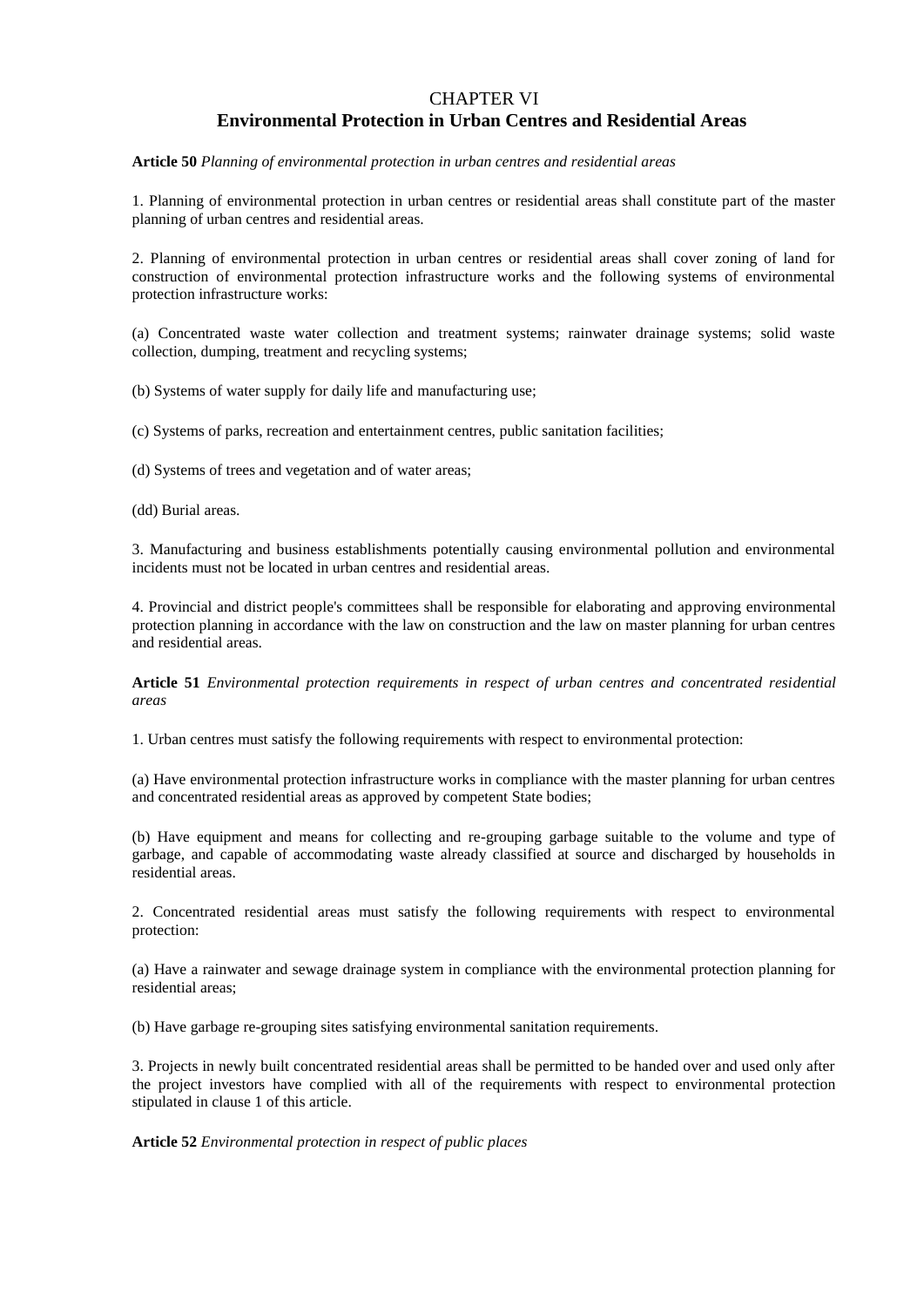# CHAPTER VI
## Environmental Protection in Urban Centres and Residential Areas

**Article 50** *Planning of environmental protection in urban centres and residential areas*

1. Planning of environmental protection in urban centres or residential areas shall constitute part of the master planning of urban centres and residential areas.

2. Planning of environmental protection in urban centres or residential areas shall cover zoning of land for construction of environmental protection infrastructure works and the following systems of environmental protection infrastructure works:

(a) Concentrated waste water collection and treatment systems; rainwater drainage systems; solid waste collection, dumping, treatment and recycling systems;

(b) Systems of water supply for daily life and manufacturing use;

(c) Systems of parks, recreation and entertainment centres, public sanitation facilities;

(d) Systems of trees and vegetation and of water areas;

(dd) Burial areas.

3. Manufacturing and business establishments potentially causing environmental pollution and environmental incidents must not be located in urban centres and residential areas.

4. Provincial and district people's committees shall be responsible for elaborating and approving environmental protection planning in accordance with the law on construction and the law on master planning for urban centres and residential areas.

**Article 51** *Environmental protection requirements in respect of urban centres and concentrated residential areas*

1. Urban centres must satisfy the following requirements with respect to environmental protection:

(a) Have environmental protection infrastructure works in compliance with the master planning for urban centres and concentrated residential areas as approved by competent State bodies;

(b) Have equipment and means for collecting and re-grouping garbage suitable to the volume and type of garbage, and capable of accommodating waste already classified at source and discharged by households in residential areas.

2. Concentrated residential areas must satisfy the following requirements with respect to environmental protection:

(a) Have a rainwater and sewage drainage system in compliance with the environmental protection planning for residential areas;

(b) Have garbage re-grouping sites satisfying environmental sanitation requirements.

3. Projects in newly built concentrated residential areas shall be permitted to be handed over and used only after the project investors have complied with all of the requirements with respect to environmental protection stipulated in clause 1 of this article.

**Article 52** *Environmental protection in respect of public places*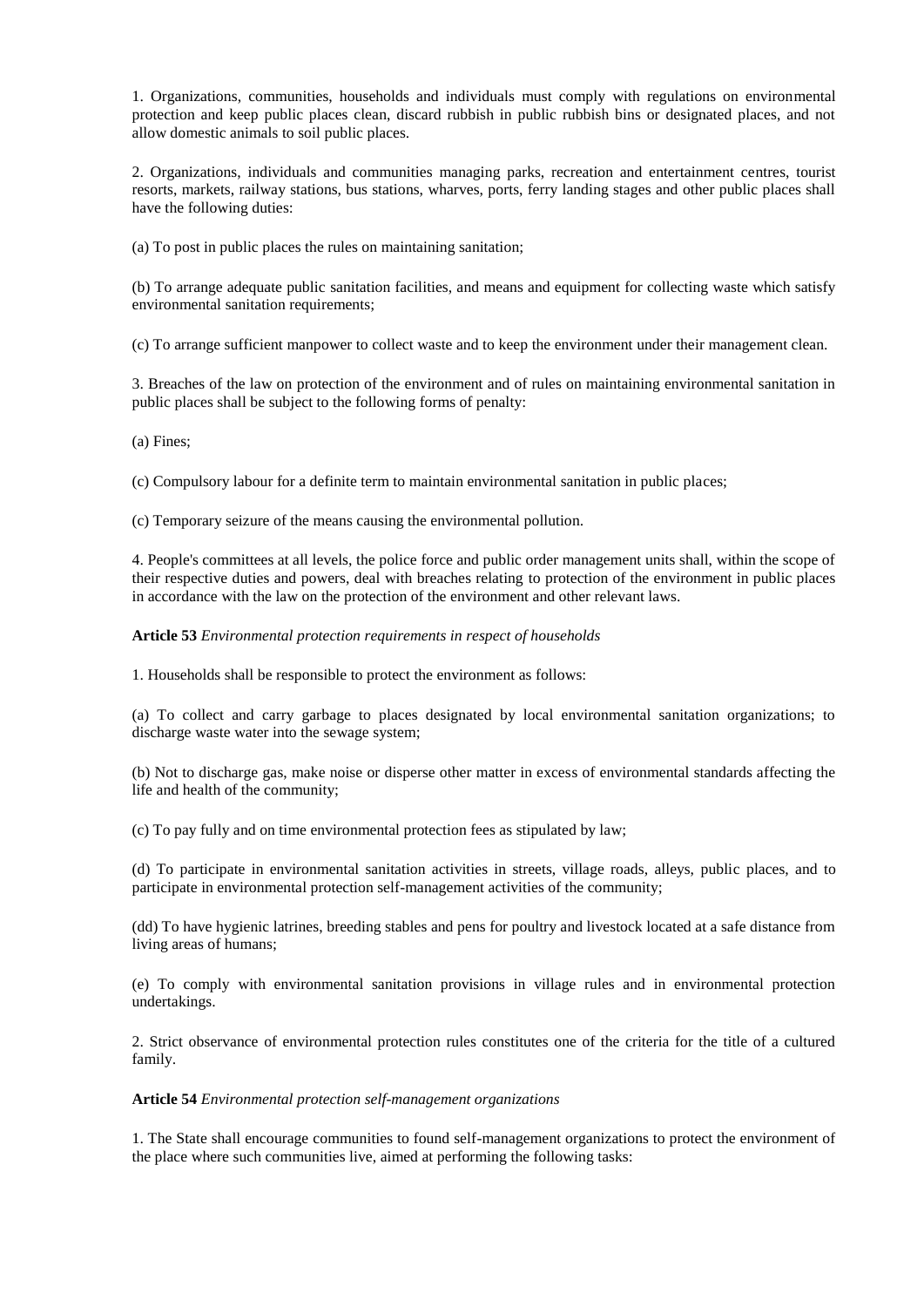1. Organizations, communities, households and individuals must comply with regulations on environmental protection and keep public places clean, discard rubbish in public rubbish bins or designated places, and not allow domestic animals to soil public places.

2. Organizations, individuals and communities managing parks, recreation and entertainment centres, tourist resorts, markets, railway stations, bus stations, wharves, ports, ferry landing stages and other public places shall have the following duties:

(a) To post in public places the rules on maintaining sanitation;

(b) To arrange adequate public sanitation facilities, and means and equipment for collecting waste which satisfy environmental sanitation requirements;

(c) To arrange sufficient manpower to collect waste and to keep the environment under their management clean.

3. Breaches of the law on protection of the environment and of rules on maintaining environmental sanitation in public places shall be subject to the following forms of penalty:

(a) Fines;

(c) Compulsory labour for a definite term to maintain environmental sanitation in public places;

(c) Temporary seizure of the means causing the environmental pollution.

4. People's committees at all levels, the police force and public order management units shall, within the scope of their respective duties and powers, deal with breaches relating to protection of the environment in public places in accordance with the law on the protection of the environment and other relevant laws.

**Article 53** *Environmental protection requirements in respect of households*

1. Households shall be responsible to protect the environment as follows:

(a) To collect and carry garbage to places designated by local environmental sanitation organizations; to discharge waste water into the sewage system;

(b) Not to discharge gas, make noise or disperse other matter in excess of environmental standards affecting the life and health of the community;

(c) To pay fully and on time environmental protection fees as stipulated by law;

(d) To participate in environmental sanitation activities in streets, village roads, alleys, public places, and to participate in environmental protection self-management activities of the community;

(dd) To have hygienic latrines, breeding stables and pens for poultry and livestock located at a safe distance from living areas of humans;

(e) To comply with environmental sanitation provisions in village rules and in environmental protection undertakings.

2. Strict observance of environmental protection rules constitutes one of the criteria for the title of a cultured family.

**Article 54** *Environmental protection self-management organizations*

1. The State shall encourage communities to found self-management organizations to protect the environment of the place where such communities live, aimed at performing the following tasks: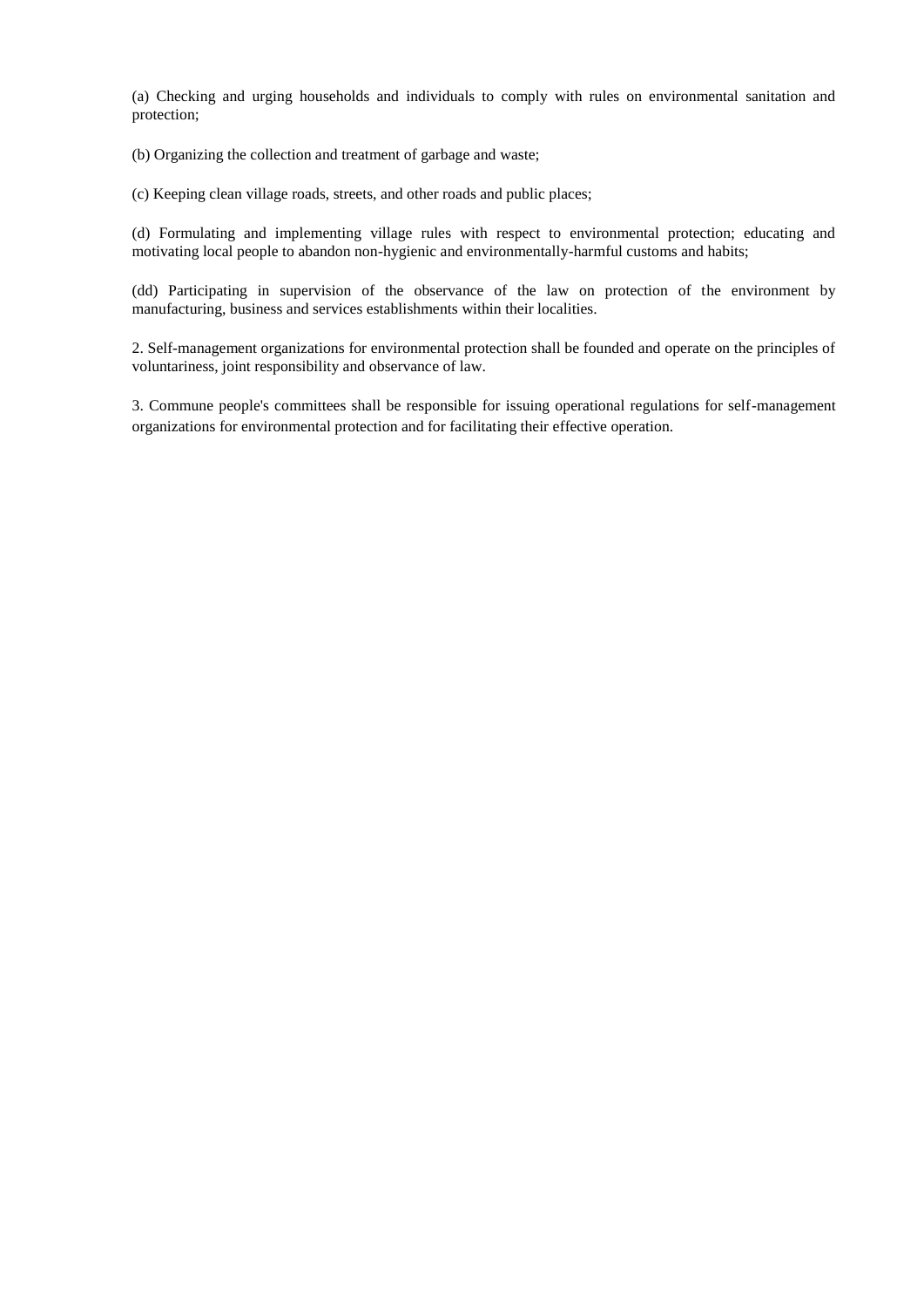(a) Checking and urging households and individuals to comply with rules on environmental sanitation and protection;

(b) Organizing the collection and treatment of garbage and waste;

(c) Keeping clean village roads, streets, and other roads and public places;

(d) Formulating and implementing village rules with respect to environmental protection; educating and motivating local people to abandon non-hygienic and environmentally-harmful customs and habits;

(dd) Participating in supervision of the observance of the law on protection of the environment by manufacturing, business and services establishments within their localities.

2. Self-management organizations for environmental protection shall be founded and operate on the principles of voluntariness, joint responsibility and observance of law.

3. Commune people's committees shall be responsible for issuing operational regulations for self-management organizations for environmental protection and for facilitating their effective operation.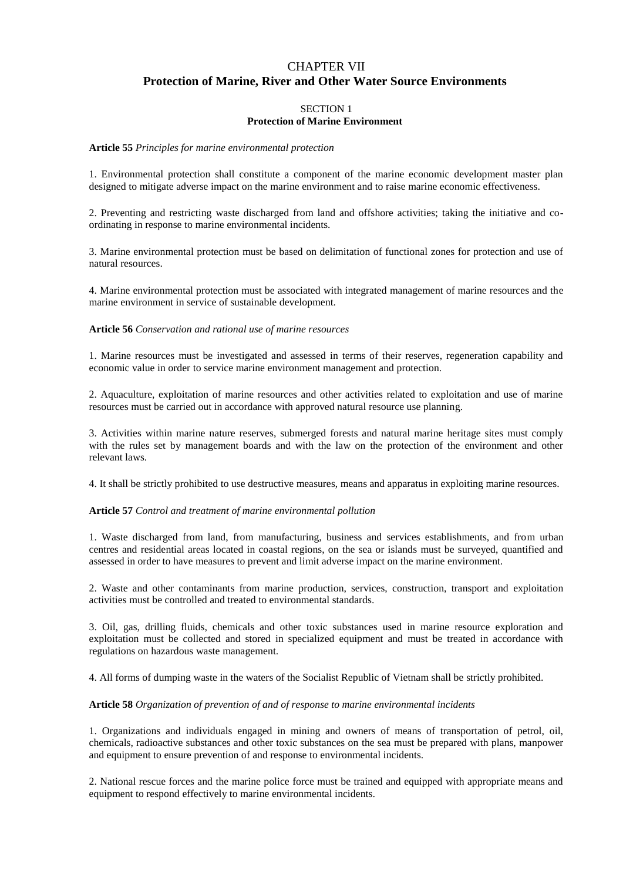# CHAPTER VII
# Protection of Marine, River and Other Water Source Environments

## SECTION 1
## Protection of Marine Environment

**Article 55** *Principles for marine environmental protection*

1. Environmental protection shall constitute a component of the marine economic development master plan designed to mitigate adverse impact on the marine environment and to raise marine economic effectiveness.

2. Preventing and restricting waste discharged from land and offshore activities; taking the initiative and co-ordinating in response to marine environmental incidents.

3. Marine environmental protection must be based on delimitation of functional zones for protection and use of natural resources.

4. Marine environmental protection must be associated with integrated management of marine resources and the marine environment in service of sustainable development.

**Article 56** *Conservation and rational use of marine resources*

1. Marine resources must be investigated and assessed in terms of their reserves, regeneration capability and economic value in order to service marine environment management and protection.

2. Aquaculture, exploitation of marine resources and other activities related to exploitation and use of marine resources must be carried out in accordance with approved natural resource use planning.

3. Activities within marine nature reserves, submerged forests and natural marine heritage sites must comply with the rules set by management boards and with the law on the protection of the environment and other relevant laws.

4. It shall be strictly prohibited to use destructive measures, means and apparatus in exploiting marine resources.

**Article 57** *Control and treatment of marine environmental pollution*

1. Waste discharged from land, from manufacturing, business and services establishments, and from urban centres and residential areas located in coastal regions, on the sea or islands must be surveyed, quantified and assessed in order to have measures to prevent and limit adverse impact on the marine environment.

2. Waste and other contaminants from marine production, services, construction, transport and exploitation activities must be controlled and treated to environmental standards.

3. Oil, gas, drilling fluids, chemicals and other toxic substances used in marine resource exploration and exploitation must be collected and stored in specialized equipment and must be treated in accordance with regulations on hazardous waste management.

4. All forms of dumping waste in the waters of the Socialist Republic of Vietnam shall be strictly prohibited.

**Article 58** *Organization of prevention of and of response to marine environmental incidents*

1. Organizations and individuals engaged in mining and owners of means of transportation of petrol, oil, chemicals, radioactive substances and other toxic substances on the sea must be prepared with plans, manpower and equipment to ensure prevention of and response to environmental incidents.

2. National rescue forces and the marine police force must be trained and equipped with appropriate means and equipment to respond effectively to marine environmental incidents.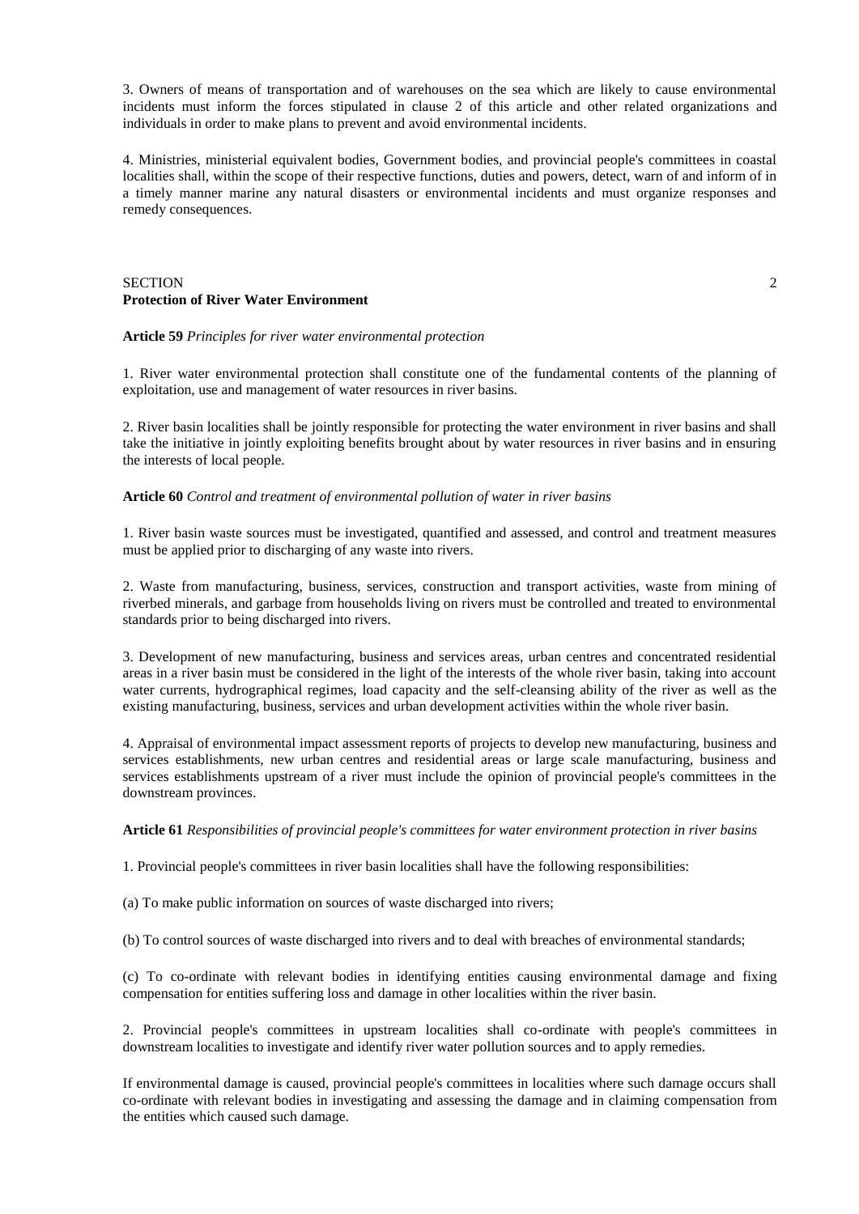3. Owners of means of transportation and of warehouses on the sea which are likely to cause environmental incidents must inform the forces stipulated in clause 2 of this article and other related organizations and individuals in order to make plans to prevent and avoid environmental incidents.

4. Ministries, ministerial equivalent bodies, Government bodies, and provincial people's committees in coastal localities shall, within the scope of their respective functions, duties and powers, detect, warn of and inform of in a timely manner marine any natural disasters or environmental incidents and must organize responses and remedy consequences.

## SECTION 2
## Protection of River Water Environment

**Article 59** *Principles for river water environmental protection*

1. River water environmental protection shall constitute one of the fundamental contents of the planning of exploitation, use and management of water resources in river basins.

2. River basin localities shall be jointly responsible for protecting the water environment in river basins and shall take the initiative in jointly exploiting benefits brought about by water resources in river basins and in ensuring the interests of local people.

**Article 60** *Control and treatment of environmental pollution of water in river basins*

1. River basin waste sources must be investigated, quantified and assessed, and control and treatment measures must be applied prior to discharging of any waste into rivers.

2. Waste from manufacturing, business, services, construction and transport activities, waste from mining of riverbed minerals, and garbage from households living on rivers must be controlled and treated to environmental standards prior to being discharged into rivers.

3. Development of new manufacturing, business and services areas, urban centres and concentrated residential areas in a river basin must be considered in the light of the interests of the whole river basin, taking into account water currents, hydrographical regimes, load capacity and the self-cleansing ability of the river as well as the existing manufacturing, business, services and urban development activities within the whole river basin.

4. Appraisal of environmental impact assessment reports of projects to develop new manufacturing, business and services establishments, new urban centres and residential areas or large scale manufacturing, business and services establishments upstream of a river must include the opinion of provincial people's committees in the downstream provinces.

**Article 61** *Responsibilities of provincial people's committees for water environment protection in river basins*

1. Provincial people's committees in river basin localities shall have the following responsibilities:

(a) To make public information on sources of waste discharged into rivers;

(b) To control sources of waste discharged into rivers and to deal with breaches of environmental standards;

(c) To co-ordinate with relevant bodies in identifying entities causing environmental damage and fixing compensation for entities suffering loss and damage in other localities within the river basin.

2. Provincial people's committees in upstream localities shall co-ordinate with people's committees in downstream localities to investigate and identify river water pollution sources and to apply remedies.

If environmental damage is caused, provincial people's committees in localities where such damage occurs shall co-ordinate with relevant bodies in investigating and assessing the damage and in claiming compensation from the entities which caused such damage.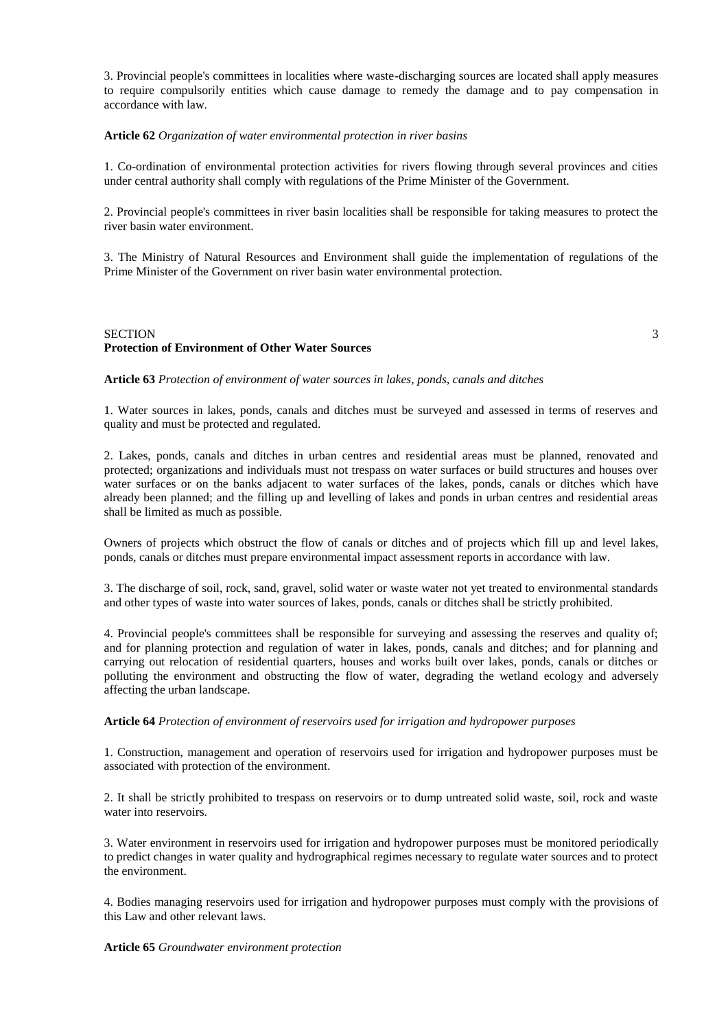3. Provincial people's committees in localities where waste-discharging sources are located shall apply measures to require compulsorily entities which cause damage to remedy the damage and to pay compensation in accordance with law.

**Article 62** *Organization of water environmental protection in river basins*

1. Co-ordination of environmental protection activities for rivers flowing through several provinces and cities under central authority shall comply with regulations of the Prime Minister of the Government.

2. Provincial people's committees in river basin localities shall be responsible for taking measures to protect the river basin water environment.

3. The Ministry of Natural Resources and Environment shall guide the implementation of regulations of the Prime Minister of the Government on river basin water environmental protection.

## SECTION 3
## Protection of Environment of Other Water Sources

**Article 63** *Protection of environment of water sources in lakes, ponds, canals and ditches*

1. Water sources in lakes, ponds, canals and ditches must be surveyed and assessed in terms of reserves and quality and must be protected and regulated.

2. Lakes, ponds, canals and ditches in urban centres and residential areas must be planned, renovated and protected; organizations and individuals must not trespass on water surfaces or build structures and houses over water surfaces or on the banks adjacent to water surfaces of the lakes, ponds, canals or ditches which have already been planned; and the filling up and levelling of lakes and ponds in urban centres and residential areas shall be limited as much as possible.

Owners of projects which obstruct the flow of canals or ditches and of projects which fill up and level lakes, ponds, canals or ditches must prepare environmental impact assessment reports in accordance with law.

3. The discharge of soil, rock, sand, gravel, solid water or waste water not yet treated to environmental standards and other types of waste into water sources of lakes, ponds, canals or ditches shall be strictly prohibited.

4. Provincial people's committees shall be responsible for surveying and assessing the reserves and quality of; and for planning protection and regulation of water in lakes, ponds, canals and ditches; and for planning and carrying out relocation of residential quarters, houses and works built over lakes, ponds, canals or ditches or polluting the environment and obstructing the flow of water, degrading the wetland ecology and adversely affecting the urban landscape.

**Article 64** *Protection of environment of reservoirs used for irrigation and hydropower purposes*

1. Construction, management and operation of reservoirs used for irrigation and hydropower purposes must be associated with protection of the environment.

2. It shall be strictly prohibited to trespass on reservoirs or to dump untreated solid waste, soil, rock and waste water into reservoirs.

3. Water environment in reservoirs used for irrigation and hydropower purposes must be monitored periodically to predict changes in water quality and hydrographical regimes necessary to regulate water sources and to protect the environment.

4. Bodies managing reservoirs used for irrigation and hydropower purposes must comply with the provisions of this Law and other relevant laws.

**Article 65** *Groundwater environment protection*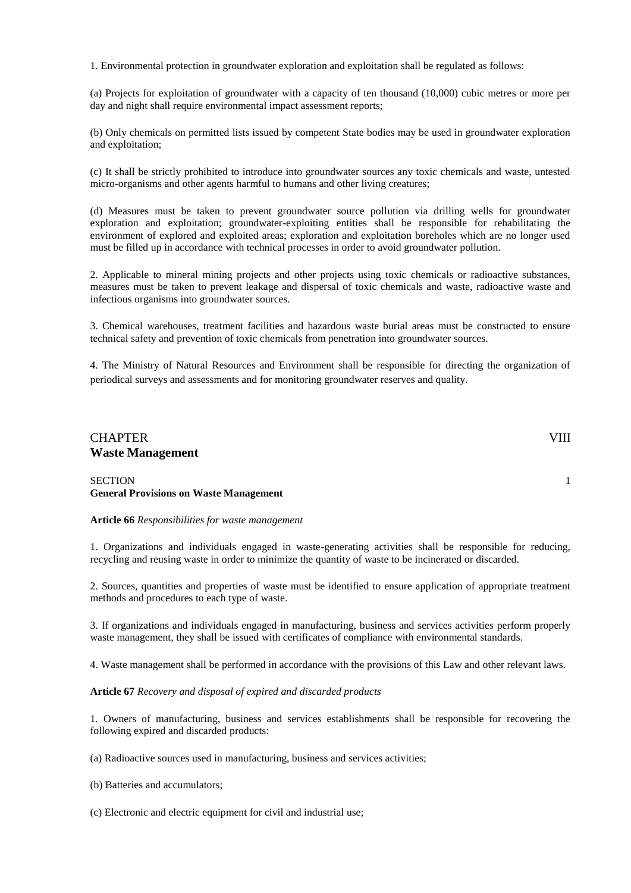1. Environmental protection in groundwater exploration and exploitation shall be regulated as follows:

(a) Projects for exploitation of groundwater with a capacity of ten thousand (10,000) cubic metres or more per day and night shall require environmental impact assessment reports;

(b) Only chemicals on permitted lists issued by competent State bodies may be used in groundwater exploration and exploitation;

(c) It shall be strictly prohibited to introduce into groundwater sources any toxic chemicals and waste, untested micro-organisms and other agents harmful to humans and other living creatures;

(d) Measures must be taken to prevent groundwater source pollution via drilling wells for groundwater exploration and exploitation; groundwater-exploiting entities shall be responsible for rehabilitating the environment of explored and exploited areas; exploration and exploitation boreholes which are no longer used must be filled up in accordance with technical processes in order to avoid groundwater pollution.

2. Applicable to mineral mining projects and other projects using toxic chemicals or radioactive substances, measures must be taken to prevent leakage and dispersal of toxic chemicals and waste, radioactive waste and infectious organisms into groundwater sources.

3. Chemical warehouses, treatment facilities and hazardous waste burial areas must be constructed to ensure technical safety and prevention of toxic chemicals from penetration into groundwater sources.

4. The Ministry of Natural Resources and Environment shall be responsible for directing the organization of periodical surveys and assessments and for monitoring groundwater reserves and quality.

## CHAPTER VIII
## Waste Management

### SECTION 1
### General Provisions on Waste Management

**Article 66** *Responsibilities for waste management*

1. Organizations and individuals engaged in waste-generating activities shall be responsible for reducing, recycling and reusing waste in order to minimize the quantity of waste to be incinerated or discarded.

2. Sources, quantities and properties of waste must be identified to ensure application of appropriate treatment methods and procedures to each type of waste.

3. If organizations and individuals engaged in manufacturing, business and services activities perform properly waste management, they shall be issued with certificates of compliance with environmental standards.

4. Waste management shall be performed in accordance with the provisions of this Law and other relevant laws.

**Article 67** *Recovery and disposal of expired and discarded products*

1. Owners of manufacturing, business and services establishments shall be responsible for recovering the following expired and discarded products:

(a) Radioactive sources used in manufacturing, business and services activities;

(b) Batteries and accumulators;

(c) Electronic and electric equipment for civil and industrial use;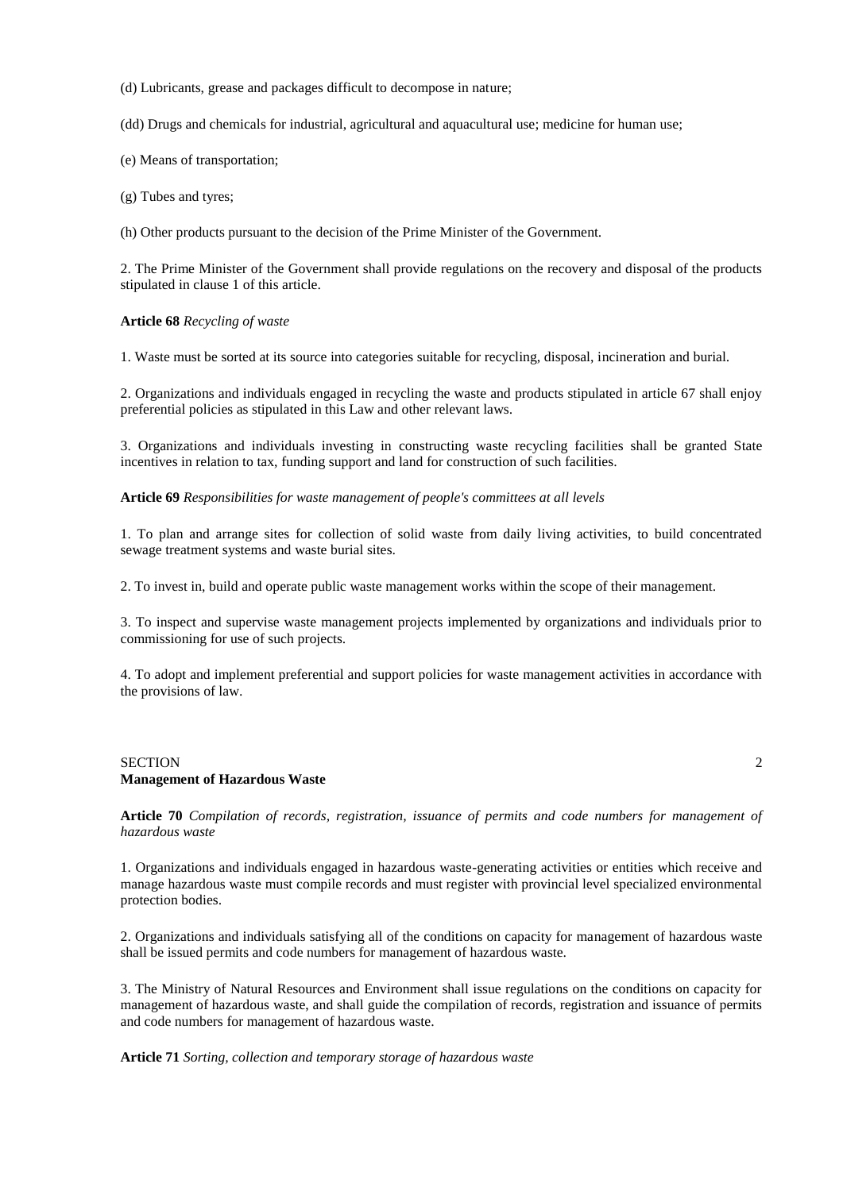(d) Lubricants, grease and packages difficult to decompose in nature;

(dd) Drugs and chemicals for industrial, agricultural and aquacultural use; medicine for human use;

(e) Means of transportation;

(g) Tubes and tyres;

(h) Other products pursuant to the decision of the Prime Minister of the Government.

2. The Prime Minister of the Government shall provide regulations on the recovery and disposal of the products stipulated in clause 1 of this article.

**Article 68** *Recycling of waste*

1. Waste must be sorted at its source into categories suitable for recycling, disposal, incineration and burial.

2. Organizations and individuals engaged in recycling the waste and products stipulated in article 67 shall enjoy preferential policies as stipulated in this Law and other relevant laws.

3. Organizations and individuals investing in constructing waste recycling facilities shall be granted State incentives in relation to tax, funding support and land for construction of such facilities.

**Article 69** *Responsibilities for waste management of people's committees at all levels*

1. To plan and arrange sites for collection of solid waste from daily living activities, to build concentrated sewage treatment systems and waste burial sites.

2. To invest in, build and operate public waste management works within the scope of their management.

3. To inspect and supervise waste management projects implemented by organizations and individuals prior to commissioning for use of such projects.

4. To adopt and implement preferential and support policies for waste management activities in accordance with the provisions of law.

## SECTION 2
## **Management of Hazardous Waste**

**Article 70** *Compilation of records, registration, issuance of permits and code numbers for management of hazardous waste*

1. Organizations and individuals engaged in hazardous waste-generating activities or entities which receive and manage hazardous waste must compile records and must register with provincial level specialized environmental protection bodies.

2. Organizations and individuals satisfying all of the conditions on capacity for management of hazardous waste shall be issued permits and code numbers for management of hazardous waste.

3. The Ministry of Natural Resources and Environment shall issue regulations on the conditions on capacity for management of hazardous waste, and shall guide the compilation of records, registration and issuance of permits and code numbers for management of hazardous waste.

**Article 71** *Sorting, collection and temporary storage of hazardous waste*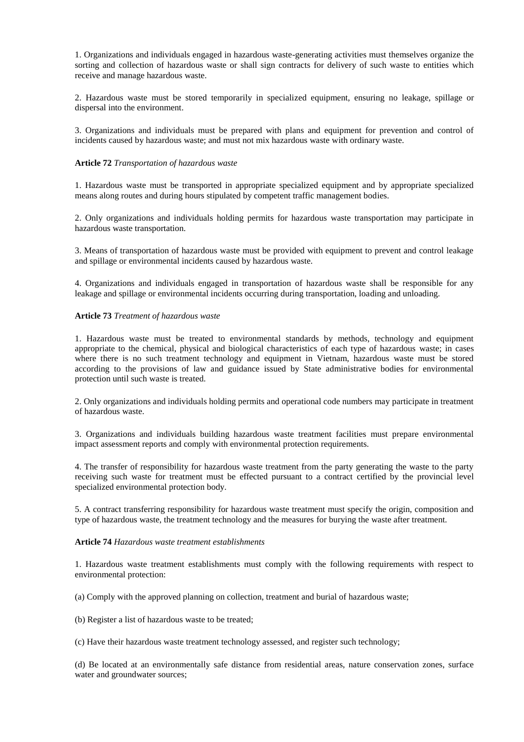1. Organizations and individuals engaged in hazardous waste-generating activities must themselves organize the sorting and collection of hazardous waste or shall sign contracts for delivery of such waste to entities which receive and manage hazardous waste.

2. Hazardous waste must be stored temporarily in specialized equipment, ensuring no leakage, spillage or dispersal into the environment.

3. Organizations and individuals must be prepared with plans and equipment for prevention and control of incidents caused by hazardous waste; and must not mix hazardous waste with ordinary waste.

**Article 72** *Transportation of hazardous waste*

1. Hazardous waste must be transported in appropriate specialized equipment and by appropriate specialized means along routes and during hours stipulated by competent traffic management bodies.

2. Only organizations and individuals holding permits for hazardous waste transportation may participate in hazardous waste transportation.

3. Means of transportation of hazardous waste must be provided with equipment to prevent and control leakage and spillage or environmental incidents caused by hazardous waste.

4. Organizations and individuals engaged in transportation of hazardous waste shall be responsible for any leakage and spillage or environmental incidents occurring during transportation, loading and unloading.

**Article 73** *Treatment of hazardous waste*

1. Hazardous waste must be treated to environmental standards by methods, technology and equipment appropriate to the chemical, physical and biological characteristics of each type of hazardous waste; in cases where there is no such treatment technology and equipment in Vietnam, hazardous waste must be stored according to the provisions of law and guidance issued by State administrative bodies for environmental protection until such waste is treated.

2. Only organizations and individuals holding permits and operational code numbers may participate in treatment of hazardous waste.

3. Organizations and individuals building hazardous waste treatment facilities must prepare environmental impact assessment reports and comply with environmental protection requirements.

4. The transfer of responsibility for hazardous waste treatment from the party generating the waste to the party receiving such waste for treatment must be effected pursuant to a contract certified by the provincial level specialized environmental protection body.

5. A contract transferring responsibility for hazardous waste treatment must specify the origin, composition and type of hazardous waste, the treatment technology and the measures for burying the waste after treatment.

**Article 74** *Hazardous waste treatment establishments*

1. Hazardous waste treatment establishments must comply with the following requirements with respect to environmental protection:

(a) Comply with the approved planning on collection, treatment and burial of hazardous waste;

(b) Register a list of hazardous waste to be treated;

(c) Have their hazardous waste treatment technology assessed, and register such technology;

(d) Be located at an environmentally safe distance from residential areas, nature conservation zones, surface water and groundwater sources;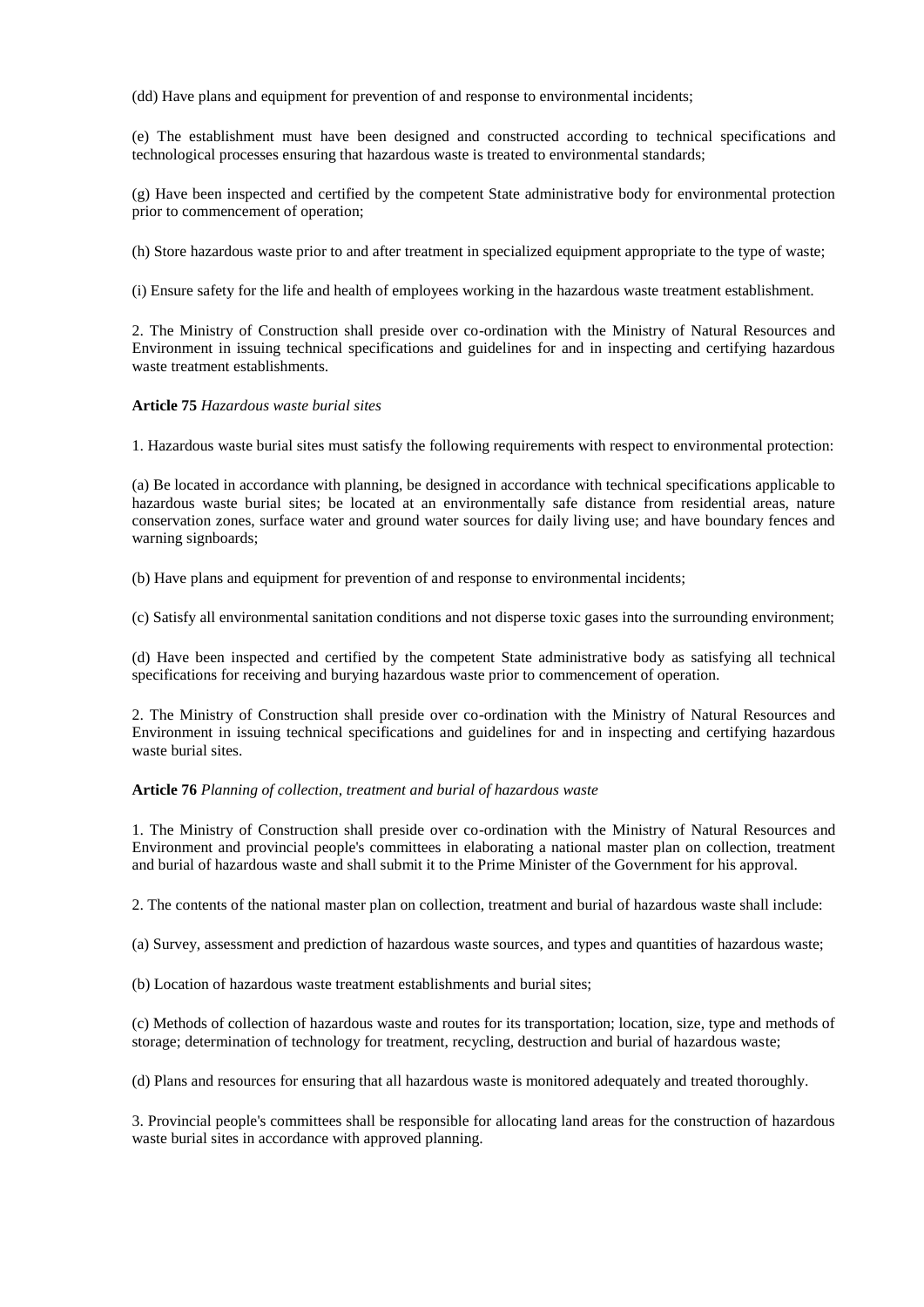(dd) Have plans and equipment for prevention of and response to environmental incidents;

(e) The establishment must have been designed and constructed according to technical specifications and technological processes ensuring that hazardous waste is treated to environmental standards;

(g) Have been inspected and certified by the competent State administrative body for environmental protection prior to commencement of operation;

(h) Store hazardous waste prior to and after treatment in specialized equipment appropriate to the type of waste;

(i) Ensure safety for the life and health of employees working in the hazardous waste treatment establishment.

2. The Ministry of Construction shall preside over co-ordination with the Ministry of Natural Resources and Environment in issuing technical specifications and guidelines for and in inspecting and certifying hazardous waste treatment establishments.

**Article 75** *Hazardous waste burial sites*

1. Hazardous waste burial sites must satisfy the following requirements with respect to environmental protection:

(a) Be located in accordance with planning, be designed in accordance with technical specifications applicable to hazardous waste burial sites; be located at an environmentally safe distance from residential areas, nature conservation zones, surface water and ground water sources for daily living use; and have boundary fences and warning signboards;

(b) Have plans and equipment for prevention of and response to environmental incidents;

(c) Satisfy all environmental sanitation conditions and not disperse toxic gases into the surrounding environment;

(d) Have been inspected and certified by the competent State administrative body as satisfying all technical specifications for receiving and burying hazardous waste prior to commencement of operation.

2. The Ministry of Construction shall preside over co-ordination with the Ministry of Natural Resources and Environment in issuing technical specifications and guidelines for and in inspecting and certifying hazardous waste burial sites.

**Article 76** *Planning of collection, treatment and burial of hazardous waste*

1. The Ministry of Construction shall preside over co-ordination with the Ministry of Natural Resources and Environment and provincial people's committees in elaborating a national master plan on collection, treatment and burial of hazardous waste and shall submit it to the Prime Minister of the Government for his approval.

2. The contents of the national master plan on collection, treatment and burial of hazardous waste shall include:

(a) Survey, assessment and prediction of hazardous waste sources, and types and quantities of hazardous waste;

(b) Location of hazardous waste treatment establishments and burial sites;

(c) Methods of collection of hazardous waste and routes for its transportation; location, size, type and methods of storage; determination of technology for treatment, recycling, destruction and burial of hazardous waste;

(d) Plans and resources for ensuring that all hazardous waste is monitored adequately and treated thoroughly.

3. Provincial people's committees shall be responsible for allocating land areas for the construction of hazardous waste burial sites in accordance with approved planning.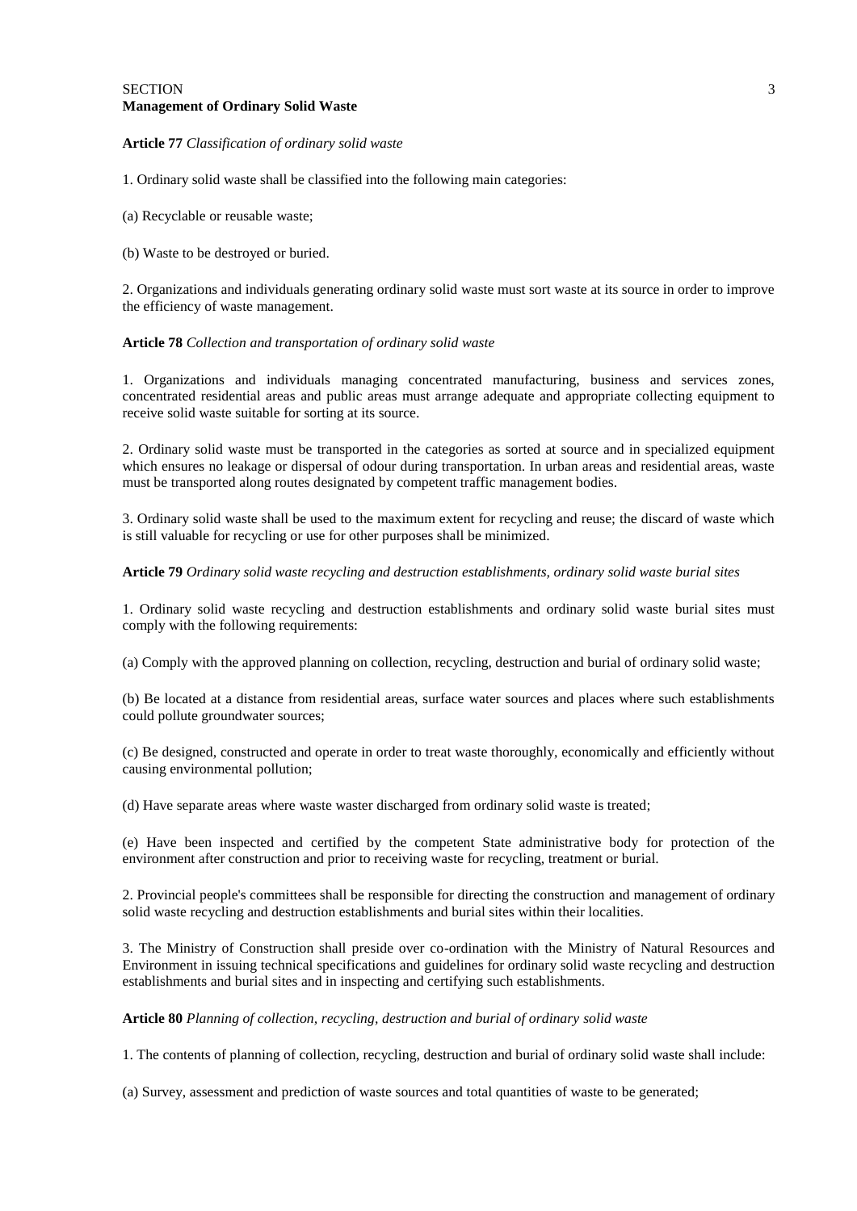## SECTION 3
**Management of Ordinary Solid Waste**

**Article 77** *Classification of ordinary solid waste*

1. Ordinary solid waste shall be classified into the following main categories:

(a) Recyclable or reusable waste;

(b) Waste to be destroyed or buried.

2. Organizations and individuals generating ordinary solid waste must sort waste at its source in order to improve the efficiency of waste management.

**Article 78** *Collection and transportation of ordinary solid waste*

1. Organizations and individuals managing concentrated manufacturing, business and services zones, concentrated residential areas and public areas must arrange adequate and appropriate collecting equipment to receive solid waste suitable for sorting at its source.

2. Ordinary solid waste must be transported in the categories as sorted at source and in specialized equipment which ensures no leakage or dispersal of odour during transportation. In urban areas and residential areas, waste must be transported along routes designated by competent traffic management bodies.

3. Ordinary solid waste shall be used to the maximum extent for recycling and reuse; the discard of waste which is still valuable for recycling or use for other purposes shall be minimized.

**Article 79** *Ordinary solid waste recycling and destruction establishments, ordinary solid waste burial sites*

1. Ordinary solid waste recycling and destruction establishments and ordinary solid waste burial sites must comply with the following requirements:

(a) Comply with the approved planning on collection, recycling, destruction and burial of ordinary solid waste;

(b) Be located at a distance from residential areas, surface water sources and places where such establishments could pollute groundwater sources;

(c) Be designed, constructed and operate in order to treat waste thoroughly, economically and efficiently without causing environmental pollution;

(d) Have separate areas where waste waster discharged from ordinary solid waste is treated;

(e) Have been inspected and certified by the competent State administrative body for protection of the environment after construction and prior to receiving waste for recycling, treatment or burial.

2. Provincial people's committees shall be responsible for directing the construction and management of ordinary solid waste recycling and destruction establishments and burial sites within their localities.

3. The Ministry of Construction shall preside over co-ordination with the Ministry of Natural Resources and Environment in issuing technical specifications and guidelines for ordinary solid waste recycling and destruction establishments and burial sites and in inspecting and certifying such establishments.

**Article 80** *Planning of collection, recycling, destruction and burial of ordinary solid waste*

1. The contents of planning of collection, recycling, destruction and burial of ordinary solid waste shall include:

(a) Survey, assessment and prediction of waste sources and total quantities of waste to be generated;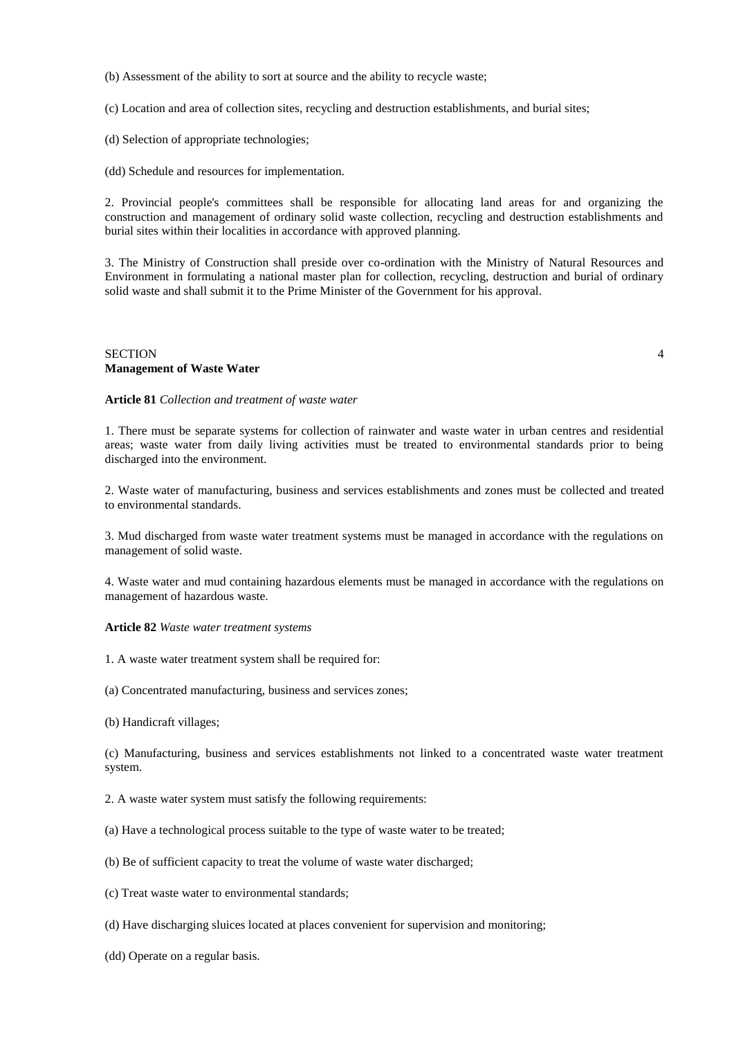(b) Assessment of the ability to sort at source and the ability to recycle waste;

(c) Location and area of collection sites, recycling and destruction establishments, and burial sites;

(d) Selection of appropriate technologies;

(dd) Schedule and resources for implementation.

2. Provincial people's committees shall be responsible for allocating land areas for and organizing the construction and management of ordinary solid waste collection, recycling and destruction establishments and burial sites within their localities in accordance with approved planning.

3. The Ministry of Construction shall preside over co-ordination with the Ministry of Natural Resources and Environment in formulating a national master plan for collection, recycling, destruction and burial of ordinary solid waste and shall submit it to the Prime Minister of the Government for his approval.

## SECTION 4
## Management of Waste Water

**Article 81** *Collection and treatment of waste water*

1. There must be separate systems for collection of rainwater and waste water in urban centres and residential areas; waste water from daily living activities must be treated to environmental standards prior to being discharged into the environment.

2. Waste water of manufacturing, business and services establishments and zones must be collected and treated to environmental standards.

3. Mud discharged from waste water treatment systems must be managed in accordance with the regulations on management of solid waste.

4. Waste water and mud containing hazardous elements must be managed in accordance with the regulations on management of hazardous waste.

**Article 82** *Waste water treatment systems*

1. A waste water treatment system shall be required for:

(a) Concentrated manufacturing, business and services zones;

(b) Handicraft villages;

(c) Manufacturing, business and services establishments not linked to a concentrated waste water treatment system.

2. A waste water system must satisfy the following requirements:

(a) Have a technological process suitable to the type of waste water to be treated;

(b) Be of sufficient capacity to treat the volume of waste water discharged;

(c) Treat waste water to environmental standards;

(d) Have discharging sluices located at places convenient for supervision and monitoring;

(dd) Operate on a regular basis.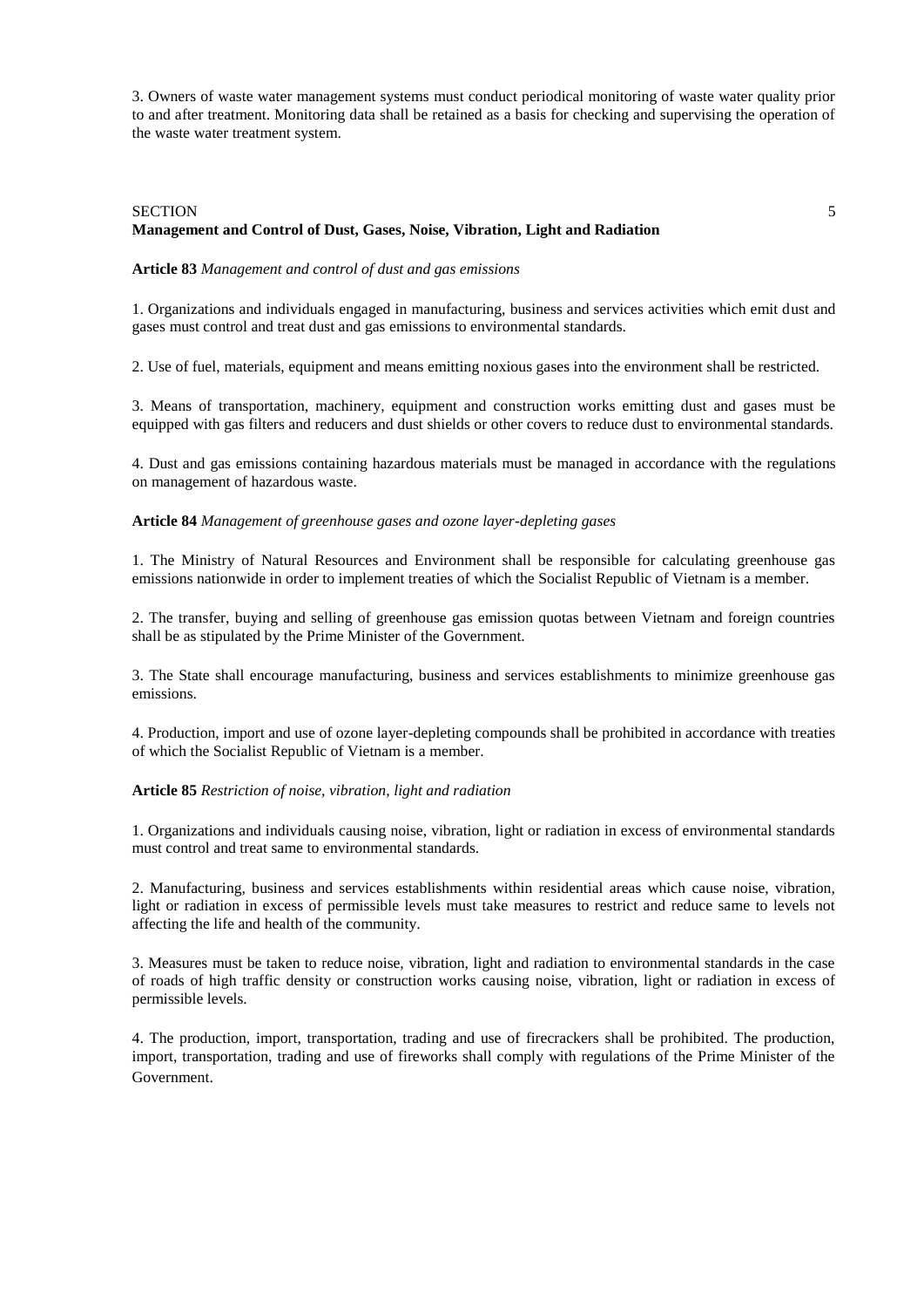3. Owners of waste water management systems must conduct periodical monitoring of waste water quality prior to and after treatment. Monitoring data shall be retained as a basis for checking and supervising the operation of the waste water treatment system.

## SECTION 5
## Management and Control of Dust, Gases, Noise, Vibration, Light and Radiation

**Article 83** *Management and control of dust and gas emissions*

1. Organizations and individuals engaged in manufacturing, business and services activities which emit dust and gases must control and treat dust and gas emissions to environmental standards.

2. Use of fuel, materials, equipment and means emitting noxious gases into the environment shall be restricted.

3. Means of transportation, machinery, equipment and construction works emitting dust and gases must be equipped with gas filters and reducers and dust shields or other covers to reduce dust to environmental standards.

4. Dust and gas emissions containing hazardous materials must be managed in accordance with the regulations on management of hazardous waste.

**Article 84** *Management of greenhouse gases and ozone layer-depleting gases*

1. The Ministry of Natural Resources and Environment shall be responsible for calculating greenhouse gas emissions nationwide in order to implement treaties of which the Socialist Republic of Vietnam is a member.

2. The transfer, buying and selling of greenhouse gas emission quotas between Vietnam and foreign countries shall be as stipulated by the Prime Minister of the Government.

3. The State shall encourage manufacturing, business and services establishments to minimize greenhouse gas emissions.

4. Production, import and use of ozone layer-depleting compounds shall be prohibited in accordance with treaties of which the Socialist Republic of Vietnam is a member.

**Article 85** *Restriction of noise, vibration, light and radiation*

1. Organizations and individuals causing noise, vibration, light or radiation in excess of environmental standards must control and treat same to environmental standards.

2. Manufacturing, business and services establishments within residential areas which cause noise, vibration, light or radiation in excess of permissible levels must take measures to restrict and reduce same to levels not affecting the life and health of the community.

3. Measures must be taken to reduce noise, vibration, light and radiation to environmental standards in the case of roads of high traffic density or construction works causing noise, vibration, light or radiation in excess of permissible levels.

4. The production, import, transportation, trading and use of firecrackers shall be prohibited. The production, import, transportation, trading and use of fireworks shall comply with regulations of the Prime Minister of the Government.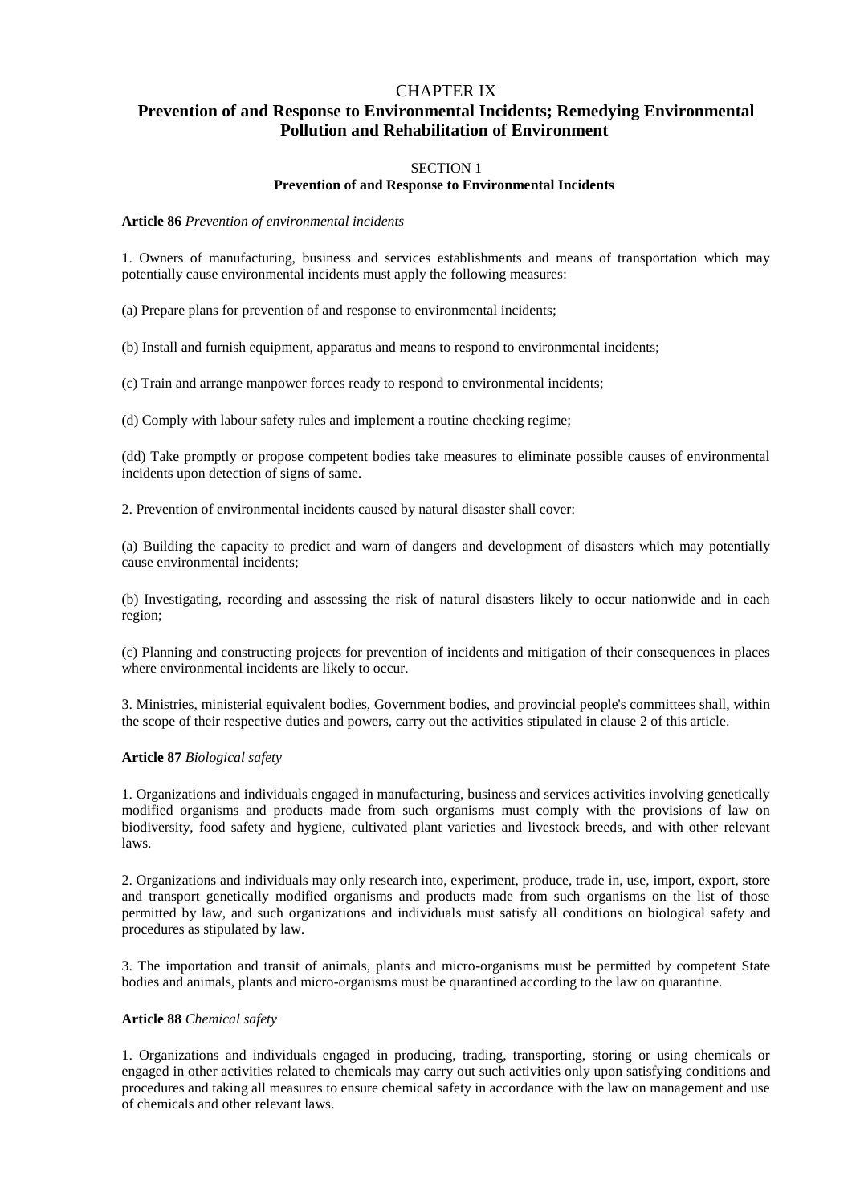# CHAPTER IX

# Prevention of and Response to Environmental Incidents; Remedying Environmental Pollution and Rehabilitation of Environment

## SECTION 1

## Prevention of and Response to Environmental Incidents

**Article 86** *Prevention of environmental incidents*

1. Owners of manufacturing, business and services establishments and means of transportation which may potentially cause environmental incidents must apply the following measures:

(a) Prepare plans for prevention of and response to environmental incidents;

(b) Install and furnish equipment, apparatus and means to respond to environmental incidents;

(c) Train and arrange manpower forces ready to respond to environmental incidents;

(d) Comply with labour safety rules and implement a routine checking regime;

(dd) Take promptly or propose competent bodies take measures to eliminate possible causes of environmental incidents upon detection of signs of same.

2. Prevention of environmental incidents caused by natural disaster shall cover:

(a) Building the capacity to predict and warn of dangers and development of disasters which may potentially cause environmental incidents;

(b) Investigating, recording and assessing the risk of natural disasters likely to occur nationwide and in each region;

(c) Planning and constructing projects for prevention of incidents and mitigation of their consequences in places where environmental incidents are likely to occur.

3. Ministries, ministerial equivalent bodies, Government bodies, and provincial people's committees shall, within the scope of their respective duties and powers, carry out the activities stipulated in clause 2 of this article.

**Article 87** *Biological safety*

1. Organizations and individuals engaged in manufacturing, business and services activities involving genetically modified organisms and products made from such organisms must comply with the provisions of law on biodiversity, food safety and hygiene, cultivated plant varieties and livestock breeds, and with other relevant laws.

2. Organizations and individuals may only research into, experiment, produce, trade in, use, import, export, store and transport genetically modified organisms and products made from such organisms on the list of those permitted by law, and such organizations and individuals must satisfy all conditions on biological safety and procedures as stipulated by law.

3. The importation and transit of animals, plants and micro-organisms must be permitted by competent State bodies and animals, plants and micro-organisms must be quarantined according to the law on quarantine.

**Article 88** *Chemical safety*

1. Organizations and individuals engaged in producing, trading, transporting, storing or using chemicals or engaged in other activities related to chemicals may carry out such activities only upon satisfying conditions and procedures and taking all measures to ensure chemical safety in accordance with the law on management and use of chemicals and other relevant laws.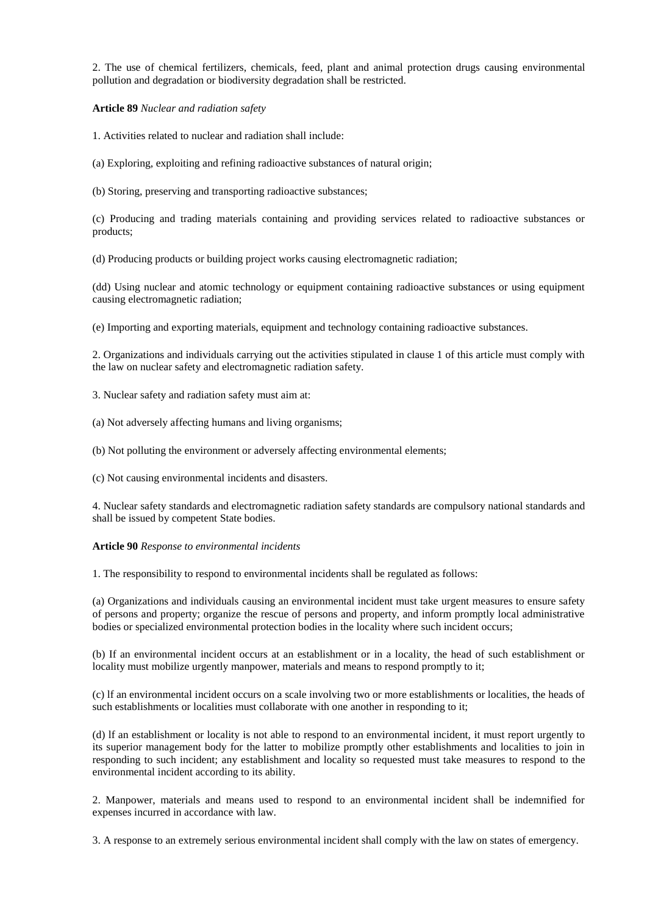2. The use of chemical fertilizers, chemicals, feed, plant and animal protection drugs causing environmental pollution and degradation or biodiversity degradation shall be restricted.

**Article 89** *Nuclear and radiation safety*

1. Activities related to nuclear and radiation shall include:

(a) Exploring, exploiting and refining radioactive substances of natural origin;

(b) Storing, preserving and transporting radioactive substances;

(c) Producing and trading materials containing and providing services related to radioactive substances or products;

(d) Producing products or building project works causing electromagnetic radiation;

(dd) Using nuclear and atomic technology or equipment containing radioactive substances or using equipment causing electromagnetic radiation;

(e) Importing and exporting materials, equipment and technology containing radioactive substances.

2. Organizations and individuals carrying out the activities stipulated in clause 1 of this article must comply with the law on nuclear safety and electromagnetic radiation safety.

3. Nuclear safety and radiation safety must aim at:

(a) Not adversely affecting humans and living organisms;

(b) Not polluting the environment or adversely affecting environmental elements;

(c) Not causing environmental incidents and disasters.

4. Nuclear safety standards and electromagnetic radiation safety standards are compulsory national standards and shall be issued by competent State bodies.

**Article 90** *Response to environmental incidents*

1. The responsibility to respond to environmental incidents shall be regulated as follows:

(a) Organizations and individuals causing an environmental incident must take urgent measures to ensure safety of persons and property; organize the rescue of persons and property, and inform promptly local administrative bodies or specialized environmental protection bodies in the locality where such incident occurs;

(b) If an environmental incident occurs at an establishment or in a locality, the head of such establishment or locality must mobilize urgently manpower, materials and means to respond promptly to it;

(c) lf an environmental incident occurs on a scale involving two or more establishments or localities, the heads of such establishments or localities must collaborate with one another in responding to it;

(d) lf an establishment or locality is not able to respond to an environmental incident, it must report urgently to its superior management body for the latter to mobilize promptly other establishments and localities to join in responding to such incident; any establishment and locality so requested must take measures to respond to the environmental incident according to its ability.

2. Manpower, materials and means used to respond to an environmental incident shall be indemnified for expenses incurred in accordance with law.

3. A response to an extremely serious environmental incident shall comply with the law on states of emergency.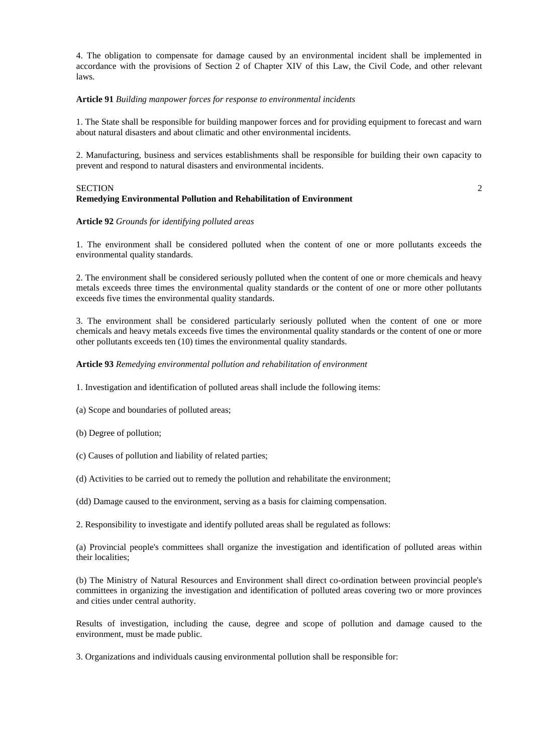4. The obligation to compensate for damage caused by an environmental incident shall be implemented in accordance with the provisions of Section 2 of Chapter XIV of this Law, the Civil Code, and other relevant laws.

**Article 91** *Building manpower forces for response to environmental incidents*

1. The State shall be responsible for building manpower forces and for providing equipment to forecast and warn about natural disasters and about climatic and other environmental incidents.

2. Manufacturing, business and services establishments shall be responsible for building their own capacity to prevent and respond to natural disasters and environmental incidents.

## SECTION 2
## Remedying Environmental Pollution and Rehabilitation of Environment

**Article 92** *Grounds for identifying polluted areas*

1. The environment shall be considered polluted when the content of one or more pollutants exceeds the environmental quality standards.

2. The environment shall be considered seriously polluted when the content of one or more chemicals and heavy metals exceeds three times the environmental quality standards or the content of one or more other pollutants exceeds five times the environmental quality standards.

3. The environment shall be considered particularly seriously polluted when the content of one or more chemicals and heavy metals exceeds five times the environmental quality standards or the content of one or more other pollutants exceeds ten (10) times the environmental quality standards.

**Article 93** *Remedying environmental pollution and rehabilitation of environment*

1. Investigation and identification of polluted areas shall include the following items:

(a) Scope and boundaries of polluted areas;

(b) Degree of pollution;

(c) Causes of pollution and liability of related parties;

(d) Activities to be carried out to remedy the pollution and rehabilitate the environment;

(dd) Damage caused to the environment, serving as a basis for claiming compensation.

2. Responsibility to investigate and identify polluted areas shall be regulated as follows:

(a) Provincial people's committees shall organize the investigation and identification of polluted areas within their localities;

(b) The Ministry of Natural Resources and Environment shall direct co-ordination between provincial people's committees in organizing the investigation and identification of polluted areas covering two or more provinces and cities under central authority.

Results of investigation, including the cause, degree and scope of pollution and damage caused to the environment, must be made public.

3. Organizations and individuals causing environmental pollution shall be responsible for: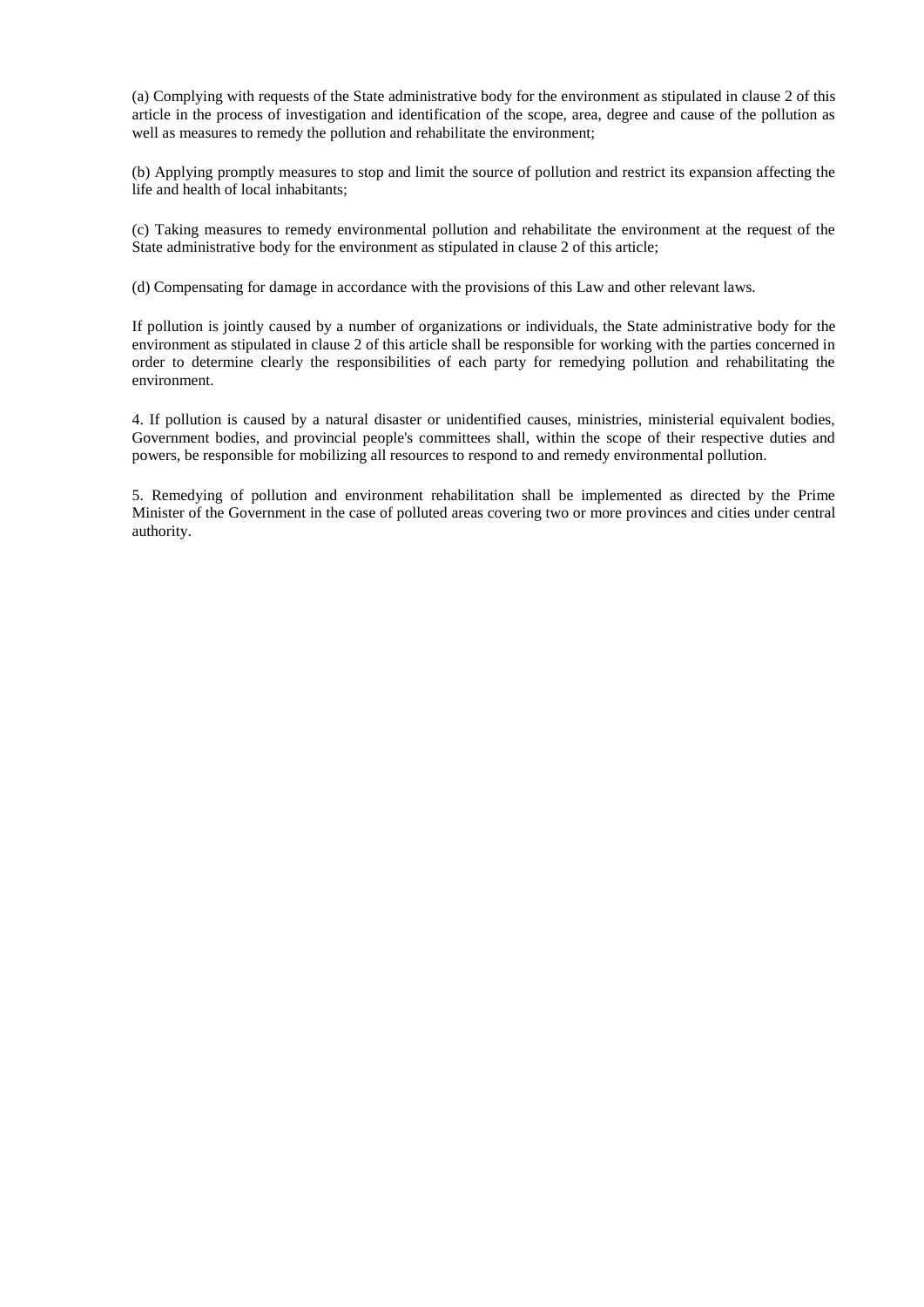(a) Complying with requests of the State administrative body for the environment as stipulated in clause 2 of this article in the process of investigation and identification of the scope, area, degree and cause of the pollution as well as measures to remedy the pollution and rehabilitate the environment;

(b) Applying promptly measures to stop and limit the source of pollution and restrict its expansion affecting the life and health of local inhabitants;

(c) Taking measures to remedy environmental pollution and rehabilitate the environment at the request of the State administrative body for the environment as stipulated in clause 2 of this article;

(d) Compensating for damage in accordance with the provisions of this Law and other relevant laws.

If pollution is jointly caused by a number of organizations or individuals, the State administrative body for the environment as stipulated in clause 2 of this article shall be responsible for working with the parties concerned in order to determine clearly the responsibilities of each party for remedying pollution and rehabilitating the environment.

4. If pollution is caused by a natural disaster or unidentified causes, ministries, ministerial equivalent bodies, Government bodies, and provincial people's committees shall, within the scope of their respective duties and powers, be responsible for mobilizing all resources to respond to and remedy environmental pollution.

5. Remedying of pollution and environment rehabilitation shall be implemented as directed by the Prime Minister of the Government in the case of polluted areas covering two or more provinces and cities under central authority.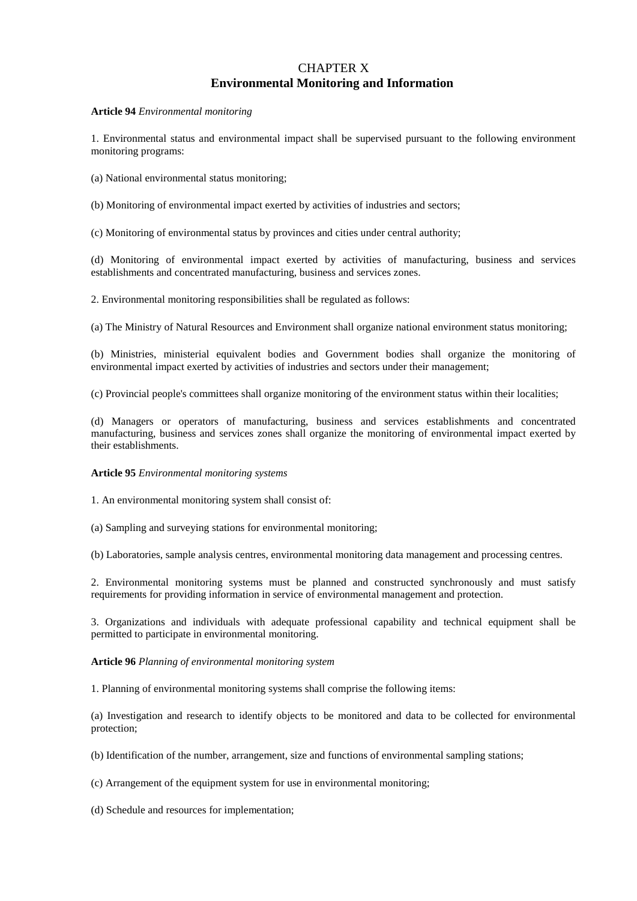# CHAPTER X
# **Environmental Monitoring and Information**

**Article 94** *Environmental monitoring*

1. Environmental status and environmental impact shall be supervised pursuant to the following environment monitoring programs:

(a) National environmental status monitoring;

(b) Monitoring of environmental impact exerted by activities of industries and sectors;

(c) Monitoring of environmental status by provinces and cities under central authority;

(d) Monitoring of environmental impact exerted by activities of manufacturing, business and services establishments and concentrated manufacturing, business and services zones.

2. Environmental monitoring responsibilities shall be regulated as follows:

(a) The Ministry of Natural Resources and Environment shall organize national environment status monitoring;

(b) Ministries, ministerial equivalent bodies and Government bodies shall organize the monitoring of environmental impact exerted by activities of industries and sectors under their management;

(c) Provincial people's committees shall organize monitoring of the environment status within their localities;

(d) Managers or operators of manufacturing, business and services establishments and concentrated manufacturing, business and services zones shall organize the monitoring of environmental impact exerted by their establishments.

**Article 95** *Environmental monitoring systems*

1. An environmental monitoring system shall consist of:

(a) Sampling and surveying stations for environmental monitoring;

(b) Laboratories, sample analysis centres, environmental monitoring data management and processing centres.

2. Environmental monitoring systems must be planned and constructed synchronously and must satisfy requirements for providing information in service of environmental management and protection.

3. Organizations and individuals with adequate professional capability and technical equipment shall be permitted to participate in environmental monitoring.

**Article 96** *Planning of environmental monitoring system*

1. Planning of environmental monitoring systems shall comprise the following items:

(a) Investigation and research to identify objects to be monitored and data to be collected for environmental protection;

(b) Identification of the number, arrangement, size and functions of environmental sampling stations;

(c) Arrangement of the equipment system for use in environmental monitoring;

(d) Schedule and resources for implementation;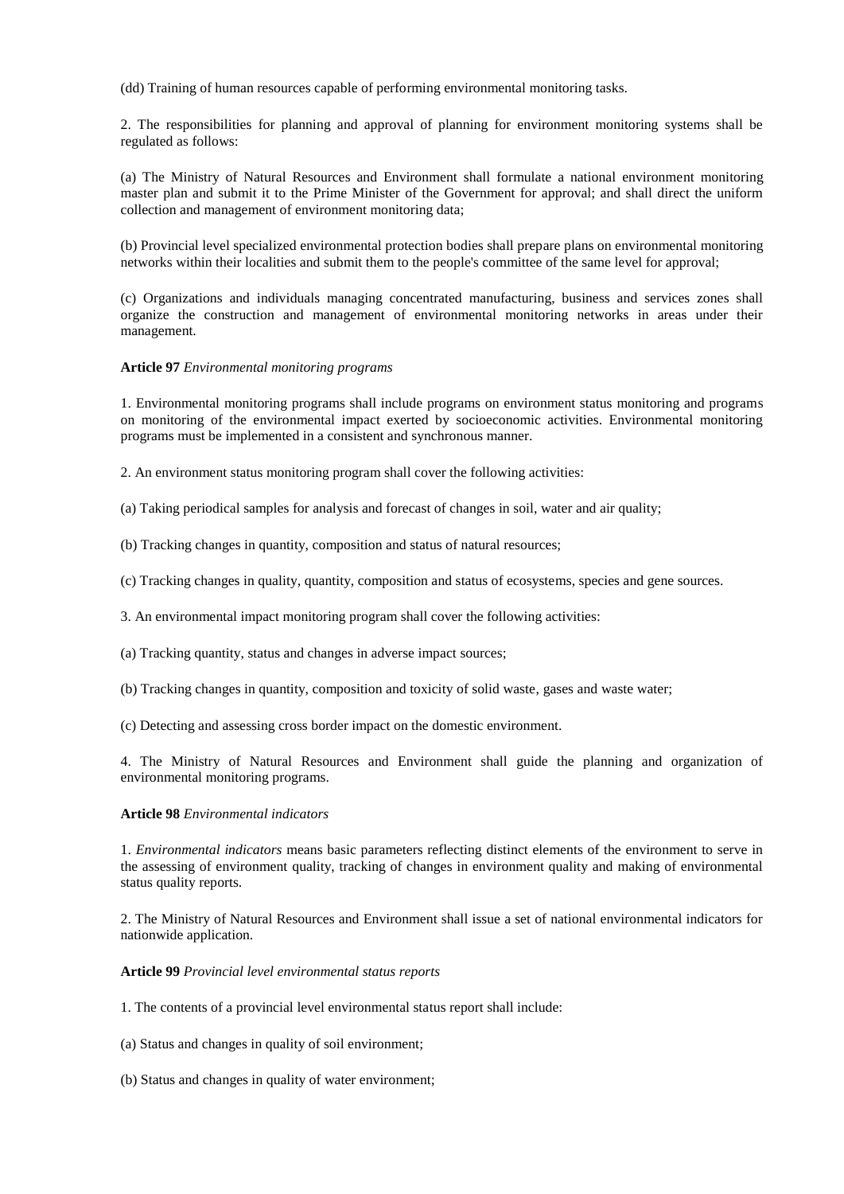(dd) Training of human resources capable of performing environmental monitoring tasks.

2. The responsibilities for planning and approval of planning for environment monitoring systems shall be regulated as follows:

(a) The Ministry of Natural Resources and Environment shall formulate a national environment monitoring master plan and submit it to the Prime Minister of the Government for approval; and shall direct the uniform collection and management of environment monitoring data;

(b) Provincial level specialized environmental protection bodies shall prepare plans on environmental monitoring networks within their localities and submit them to the people's committee of the same level for approval;

(c) Organizations and individuals managing concentrated manufacturing, business and services zones shall organize the construction and management of environmental monitoring networks in areas under their management.

**Article 97** *Environmental monitoring programs*

1. Environmental monitoring programs shall include programs on environment status monitoring and programs on monitoring of the environmental impact exerted by socioeconomic activities. Environmental monitoring programs must be implemented in a consistent and synchronous manner.

2. An environment status monitoring program shall cover the following activities:

(a) Taking periodical samples for analysis and forecast of changes in soil, water and air quality;

(b) Tracking changes in quantity, composition and status of natural resources;

(c) Tracking changes in quality, quantity, composition and status of ecosystems, species and gene sources.

3. An environmental impact monitoring program shall cover the following activities:

(a) Tracking quantity, status and changes in adverse impact sources;

(b) Tracking changes in quantity, composition and toxicity of solid waste, gases and waste water;

(c) Detecting and assessing cross border impact on the domestic environment.

4. The Ministry of Natural Resources and Environment shall guide the planning and organization of environmental monitoring programs.

**Article 98** *Environmental indicators*

1. *Environmental indicators* means basic parameters reflecting distinct elements of the environment to serve in the assessing of environment quality, tracking of changes in environment quality and making of environmental status quality reports.

2. The Ministry of Natural Resources and Environment shall issue a set of national environmental indicators for nationwide application.

**Article 99** *Provincial level environmental status reports*

1. The contents of a provincial level environmental status report shall include:

(a) Status and changes in quality of soil environment;

(b) Status and changes in quality of water environment;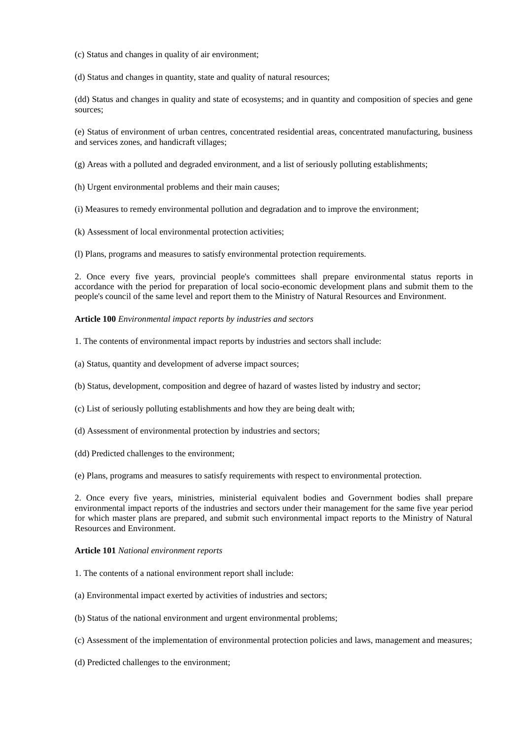(c) Status and changes in quality of air environment;

(d) Status and changes in quantity, state and quality of natural resources;

(dd) Status and changes in quality and state of ecosystems; and in quantity and composition of species and gene sources;

(e) Status of environment of urban centres, concentrated residential areas, concentrated manufacturing, business and services zones, and handicraft villages;

(g) Areas with a polluted and degraded environment, and a list of seriously polluting establishments;

(h) Urgent environmental problems and their main causes;

(i) Measures to remedy environmental pollution and degradation and to improve the environment;

(k) Assessment of local environmental protection activities;

(l) Plans, programs and measures to satisfy environmental protection requirements.

2. Once every five years, provincial people's committees shall prepare environmental status reports in accordance with the period for preparation of local socio-economic development plans and submit them to the people's council of the same level and report them to the Ministry of Natural Resources and Environment.

**Article 100** *Environmental impact reports by industries and sectors*

1. The contents of environmental impact reports by industries and sectors shall include:

(a) Status, quantity and development of adverse impact sources;

(b) Status, development, composition and degree of hazard of wastes listed by industry and sector;

(c) List of seriously polluting establishments and how they are being dealt with;

(d) Assessment of environmental protection by industries and sectors;

(dd) Predicted challenges to the environment;

(e) Plans, programs and measures to satisfy requirements with respect to environmental protection.

2. Once every five years, ministries, ministerial equivalent bodies and Government bodies shall prepare environmental impact reports of the industries and sectors under their management for the same five year period for which master plans are prepared, and submit such environmental impact reports to the Ministry of Natural Resources and Environment.

**Article 101** *National environment reports*

1. The contents of a national environment report shall include:

(a) Environmental impact exerted by activities of industries and sectors;

(b) Status of the national environment and urgent environmental problems;

(c) Assessment of the implementation of environmental protection policies and laws, management and measures;

(d) Predicted challenges to the environment;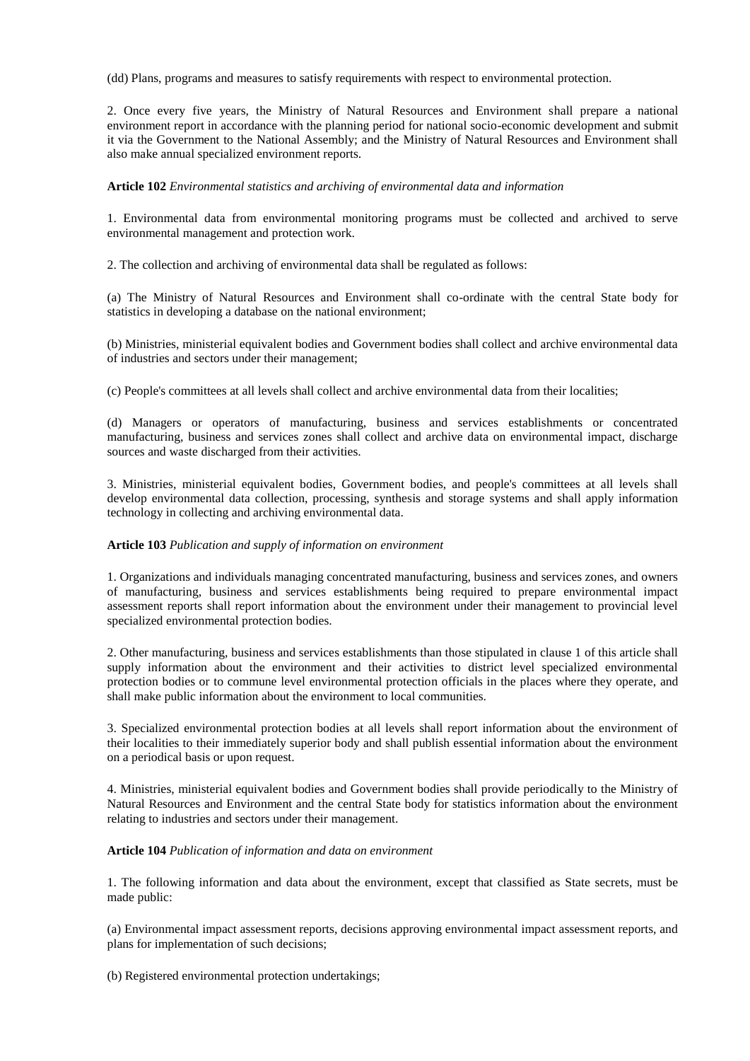(dd) Plans, programs and measures to satisfy requirements with respect to environmental protection.

2. Once every five years, the Ministry of Natural Resources and Environment shall prepare a national environment report in accordance with the planning period for national socio-economic development and submit it via the Government to the National Assembly; and the Ministry of Natural Resources and Environment shall also make annual specialized environment reports.

**Article 102** *Environmental statistics and archiving of environmental data and information*

1. Environmental data from environmental monitoring programs must be collected and archived to serve environmental management and protection work.

2. The collection and archiving of environmental data shall be regulated as follows:

(a) The Ministry of Natural Resources and Environment shall co-ordinate with the central State body for statistics in developing a database on the national environment;

(b) Ministries, ministerial equivalent bodies and Government bodies shall collect and archive environmental data of industries and sectors under their management;

(c) People's committees at all levels shall collect and archive environmental data from their localities;

(d) Managers or operators of manufacturing, business and services establishments or concentrated manufacturing, business and services zones shall collect and archive data on environmental impact, discharge sources and waste discharged from their activities.

3. Ministries, ministerial equivalent bodies, Government bodies, and people's committees at all levels shall develop environmental data collection, processing, synthesis and storage systems and shall apply information technology in collecting and archiving environmental data.

**Article 103** *Publication and supply of information on environment*

1. Organizations and individuals managing concentrated manufacturing, business and services zones, and owners of manufacturing, business and services establishments being required to prepare environmental impact assessment reports shall report information about the environment under their management to provincial level specialized environmental protection bodies.

2. Other manufacturing, business and services establishments than those stipulated in clause 1 of this article shall supply information about the environment and their activities to district level specialized environmental protection bodies or to commune level environmental protection officials in the places where they operate, and shall make public information about the environment to local communities.

3. Specialized environmental protection bodies at all levels shall report information about the environment of their localities to their immediately superior body and shall publish essential information about the environment on a periodical basis or upon request.

4. Ministries, ministerial equivalent bodies and Government bodies shall provide periodically to the Ministry of Natural Resources and Environment and the central State body for statistics information about the environment relating to industries and sectors under their management.

**Article 104** *Publication of information and data on environment*

1. The following information and data about the environment, except that classified as State secrets, must be made public:

(a) Environmental impact assessment reports, decisions approving environmental impact assessment reports, and plans for implementation of such decisions;

(b) Registered environmental protection undertakings;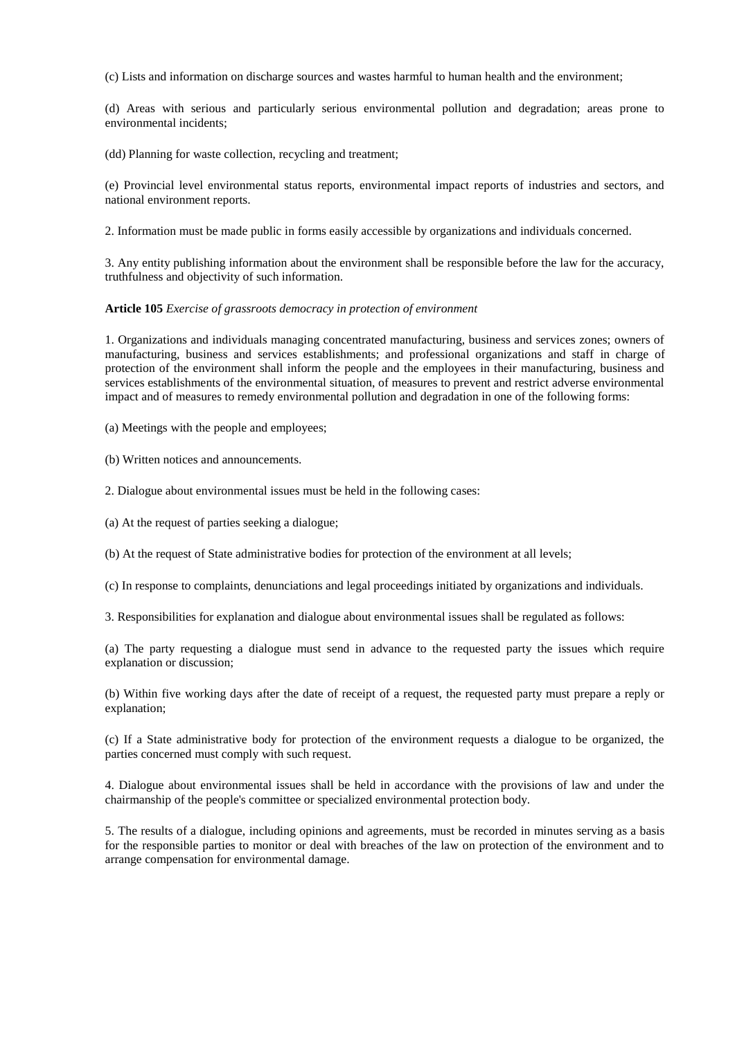(c) Lists and information on discharge sources and wastes harmful to human health and the environment;

(d) Areas with serious and particularly serious environmental pollution and degradation; areas prone to environmental incidents;

(dd) Planning for waste collection, recycling and treatment;

(e) Provincial level environmental status reports, environmental impact reports of industries and sectors, and national environment reports.

2. Information must be made public in forms easily accessible by organizations and individuals concerned.

3. Any entity publishing information about the environment shall be responsible before the law for the accuracy, truthfulness and objectivity of such information.

**Article 105** *Exercise of grassroots democracy in protection of environment*

1. Organizations and individuals managing concentrated manufacturing, business and services zones; owners of manufacturing, business and services establishments; and professional organizations and staff in charge of protection of the environment shall inform the people and the employees in their manufacturing, business and services establishments of the environmental situation, of measures to prevent and restrict adverse environmental impact and of measures to remedy environmental pollution and degradation in one of the following forms:

(a) Meetings with the people and employees;

(b) Written notices and announcements.

2. Dialogue about environmental issues must be held in the following cases:

(a) At the request of parties seeking a dialogue;

(b) At the request of State administrative bodies for protection of the environment at all levels;

(c) In response to complaints, denunciations and legal proceedings initiated by organizations and individuals.

3. Responsibilities for explanation and dialogue about environmental issues shall be regulated as follows:

(a) The party requesting a dialogue must send in advance to the requested party the issues which require explanation or discussion;

(b) Within five working days after the date of receipt of a request, the requested party must prepare a reply or explanation;

(c) If a State administrative body for protection of the environment requests a dialogue to be organized, the parties concerned must comply with such request.

4. Dialogue about environmental issues shall be held in accordance with the provisions of law and under the chairmanship of the people's committee or specialized environmental protection body.

5. The results of a dialogue, including opinions and agreements, must be recorded in minutes serving as a basis for the responsible parties to monitor or deal with breaches of the law on protection of the environment and to arrange compensation for environmental damage.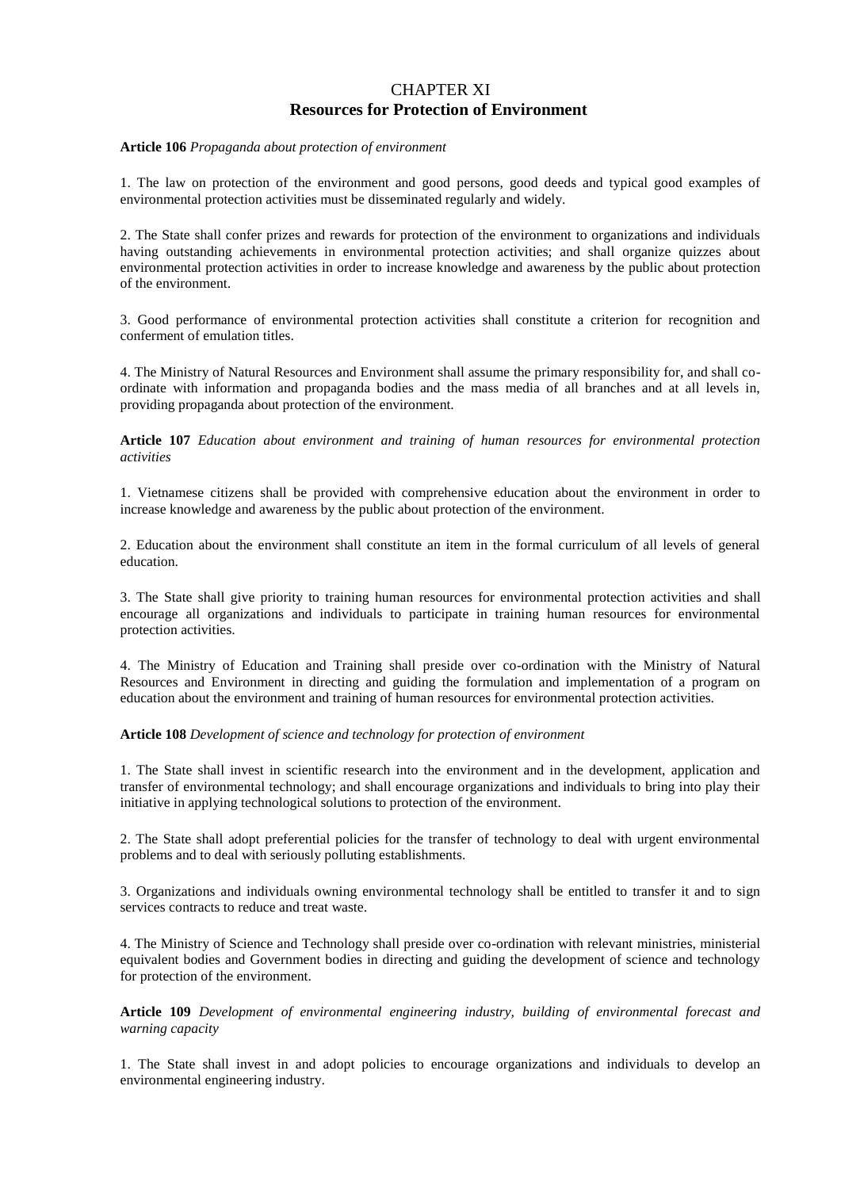# CHAPTER XI
## Resources for Protection of Environment

**Article 106** *Propaganda about protection of environment*

1. The law on protection of the environment and good persons, good deeds and typical good examples of environmental protection activities must be disseminated regularly and widely.

2. The State shall confer prizes and rewards for protection of the environment to organizations and individuals having outstanding achievements in environmental protection activities; and shall organize quizzes about environmental protection activities in order to increase knowledge and awareness by the public about protection of the environment.

3. Good performance of environmental protection activities shall constitute a criterion for recognition and conferment of emulation titles.

4. The Ministry of Natural Resources and Environment shall assume the primary responsibility for, and shall co-ordinate with information and propaganda bodies and the mass media of all branches and at all levels in, providing propaganda about protection of the environment.

**Article 107** *Education about environment and training of human resources for environmental protection activities*

1. Vietnamese citizens shall be provided with comprehensive education about the environment in order to increase knowledge and awareness by the public about protection of the environment.

2. Education about the environment shall constitute an item in the formal curriculum of all levels of general education.

3. The State shall give priority to training human resources for environmental protection activities and shall encourage all organizations and individuals to participate in training human resources for environmental protection activities.

4. The Ministry of Education and Training shall preside over co-ordination with the Ministry of Natural Resources and Environment in directing and guiding the formulation and implementation of a program on education about the environment and training of human resources for environmental protection activities.

**Article 108** *Development of science and technology for protection of environment*

1. The State shall invest in scientific research into the environment and in the development, application and transfer of environmental technology; and shall encourage organizations and individuals to bring into play their initiative in applying technological solutions to protection of the environment.

2. The State shall adopt preferential policies for the transfer of technology to deal with urgent environmental problems and to deal with seriously polluting establishments.

3. Organizations and individuals owning environmental technology shall be entitled to transfer it and to sign services contracts to reduce and treat waste.

4. The Ministry of Science and Technology shall preside over co-ordination with relevant ministries, ministerial equivalent bodies and Government bodies in directing and guiding the development of science and technology for protection of the environment.

**Article 109** *Development of environmental engineering industry, building of environmental forecast and warning capacity*

1. The State shall invest in and adopt policies to encourage organizations and individuals to develop an environmental engineering industry.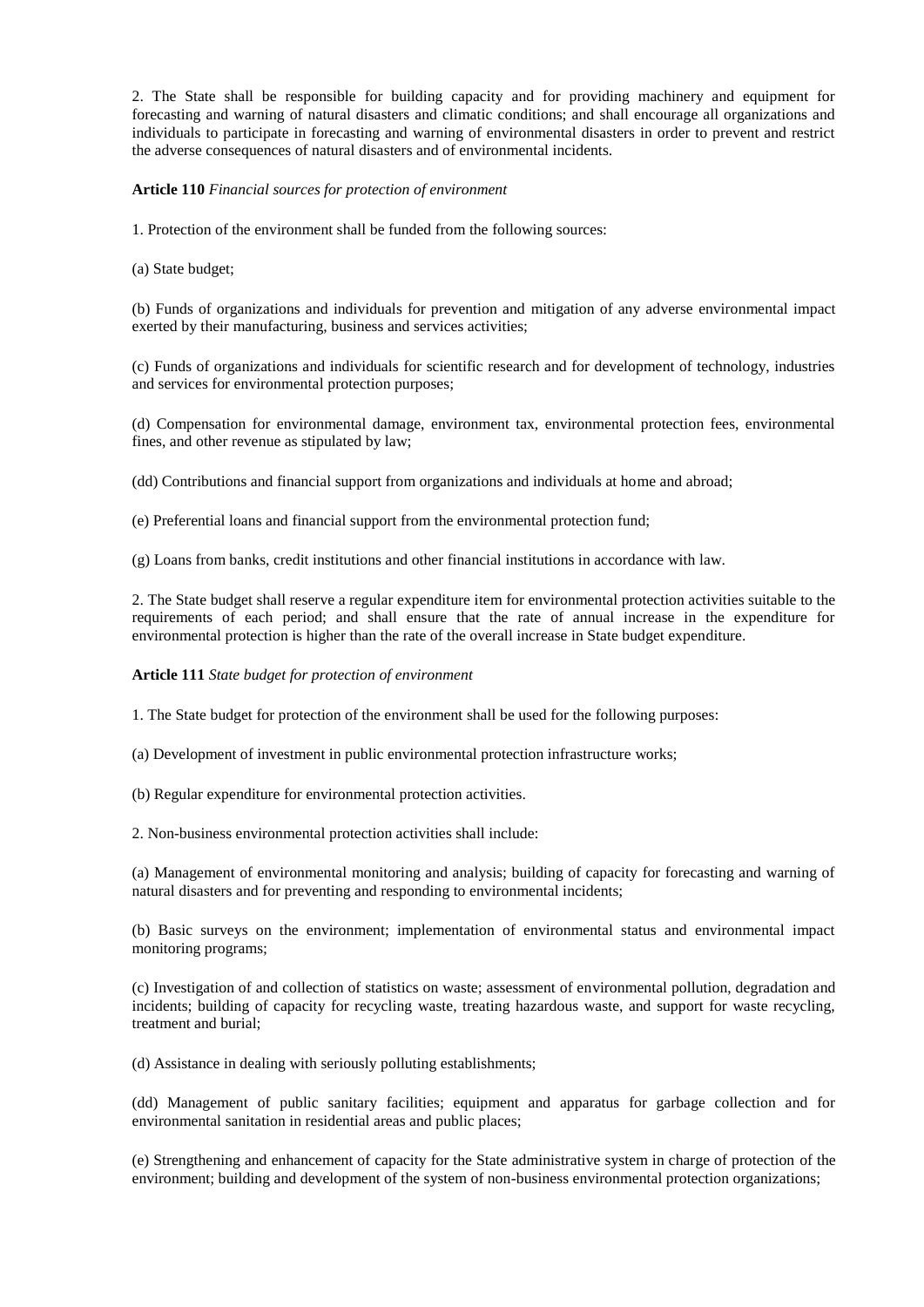2. The State shall be responsible for building capacity and for providing machinery and equipment for forecasting and warning of natural disasters and climatic conditions; and shall encourage all organizations and individuals to participate in forecasting and warning of environmental disasters in order to prevent and restrict the adverse consequences of natural disasters and of environmental incidents.

**Article 110** *Financial sources for protection of environment*

1. Protection of the environment shall be funded from the following sources:

(a) State budget;

(b) Funds of organizations and individuals for prevention and mitigation of any adverse environmental impact exerted by their manufacturing, business and services activities;

(c) Funds of organizations and individuals for scientific research and for development of technology, industries and services for environmental protection purposes;

(d) Compensation for environmental damage, environment tax, environmental protection fees, environmental fines, and other revenue as stipulated by law;

(dd) Contributions and financial support from organizations and individuals at home and abroad;

(e) Preferential loans and financial support from the environmental protection fund;

(g) Loans from banks, credit institutions and other financial institutions in accordance with law.

2. The State budget shall reserve a regular expenditure item for environmental protection activities suitable to the requirements of each period; and shall ensure that the rate of annual increase in the expenditure for environmental protection is higher than the rate of the overall increase in State budget expenditure.

**Article 111** *State budget for protection of environment*

1. The State budget for protection of the environment shall be used for the following purposes:

(a) Development of investment in public environmental protection infrastructure works;

(b) Regular expenditure for environmental protection activities.

2. Non-business environmental protection activities shall include:

(a) Management of environmental monitoring and analysis; building of capacity for forecasting and warning of natural disasters and for preventing and responding to environmental incidents;

(b) Basic surveys on the environment; implementation of environmental status and environmental impact monitoring programs;

(c) Investigation of and collection of statistics on waste; assessment of environmental pollution, degradation and incidents; building of capacity for recycling waste, treating hazardous waste, and support for waste recycling, treatment and burial;

(d) Assistance in dealing with seriously polluting establishments;

(dd) Management of public sanitary facilities; equipment and apparatus for garbage collection and for environmental sanitation in residential areas and public places;

(e) Strengthening and enhancement of capacity for the State administrative system in charge of protection of the environment; building and development of the system of non-business environmental protection organizations;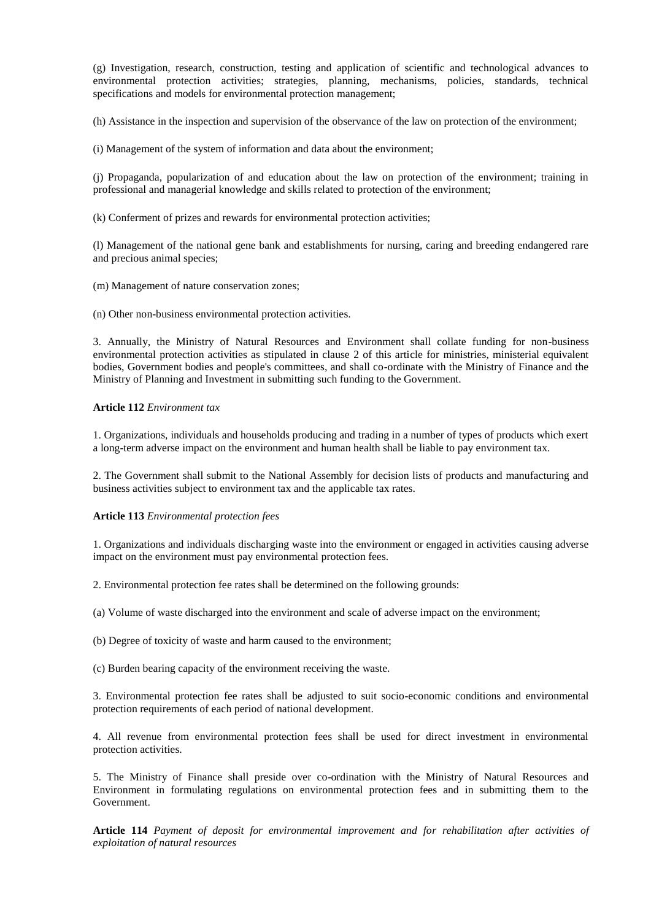(g) Investigation, research, construction, testing and application of scientific and technological advances to environmental protection activities; strategies, planning, mechanisms, policies, standards, technical specifications and models for environmental protection management;

(h) Assistance in the inspection and supervision of the observance of the law on protection of the environment;

(i) Management of the system of information and data about the environment;

(j) Propaganda, popularization of and education about the law on protection of the environment; training in professional and managerial knowledge and skills related to protection of the environment;

(k) Conferment of prizes and rewards for environmental protection activities;

(l) Management of the national gene bank and establishments for nursing, caring and breeding endangered rare and precious animal species;

(m) Management of nature conservation zones;

(n) Other non-business environmental protection activities.

3. Annually, the Ministry of Natural Resources and Environment shall collate funding for non-business environmental protection activities as stipulated in clause 2 of this article for ministries, ministerial equivalent bodies, Government bodies and people's committees, and shall co-ordinate with the Ministry of Finance and the Ministry of Planning and Investment in submitting such funding to the Government.

**Article 112** *Environment tax*

1. Organizations, individuals and households producing and trading in a number of types of products which exert a long-term adverse impact on the environment and human health shall be liable to pay environment tax.

2. The Government shall submit to the National Assembly for decision lists of products and manufacturing and business activities subject to environment tax and the applicable tax rates.

**Article 113** *Environmental protection fees*

1. Organizations and individuals discharging waste into the environment or engaged in activities causing adverse impact on the environment must pay environmental protection fees.

2. Environmental protection fee rates shall be determined on the following grounds:

(a) Volume of waste discharged into the environment and scale of adverse impact on the environment;

(b) Degree of toxicity of waste and harm caused to the environment;

(c) Burden bearing capacity of the environment receiving the waste.

3. Environmental protection fee rates shall be adjusted to suit socio-economic conditions and environmental protection requirements of each period of national development.

4. All revenue from environmental protection fees shall be used for direct investment in environmental protection activities.

5. The Ministry of Finance shall preside over co-ordination with the Ministry of Natural Resources and Environment in formulating regulations on environmental protection fees and in submitting them to the Government.

**Article 114** *Payment of deposit for environmental improvement and for rehabilitation after activities of exploitation of natural resources*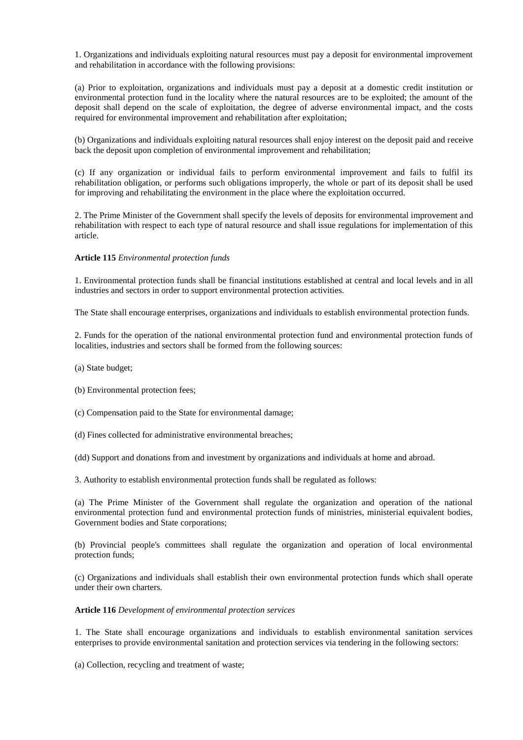1. Organizations and individuals exploiting natural resources must pay a deposit for environmental improvement and rehabilitation in accordance with the following provisions:

(a) Prior to exploitation, organizations and individuals must pay a deposit at a domestic credit institution or environmental protection fund in the locality where the natural resources are to be exploited; the amount of the deposit shall depend on the scale of exploitation, the degree of adverse environmental impact, and the costs required for environmental improvement and rehabilitation after exploitation;

(b) Organizations and individuals exploiting natural resources shall enjoy interest on the deposit paid and receive back the deposit upon completion of environmental improvement and rehabilitation;

(c) If any organization or individual fails to perform environmental improvement and fails to fulfil its rehabilitation obligation, or performs such obligations improperly, the whole or part of its deposit shall be used for improving and rehabilitating the environment in the place where the exploitation occurred.

2. The Prime Minister of the Government shall specify the levels of deposits for environmental improvement and rehabilitation with respect to each type of natural resource and shall issue regulations for implementation of this article.

**Article 115** *Environmental protection funds*

1. Environmental protection funds shall be financial institutions established at central and local levels and in all industries and sectors in order to support environmental protection activities.

The State shall encourage enterprises, organizations and individuals to establish environmental protection funds.

2. Funds for the operation of the national environmental protection fund and environmental protection funds of localities, industries and sectors shall be formed from the following sources:

(a) State budget;

(b) Environmental protection fees;

(c) Compensation paid to the State for environmental damage;

(d) Fines collected for administrative environmental breaches;

(dd) Support and donations from and investment by organizations and individuals at home and abroad.

3. Authority to establish environmental protection funds shall be regulated as follows:

(a) The Prime Minister of the Government shall regulate the organization and operation of the national environmental protection fund and environmental protection funds of ministries, ministerial equivalent bodies, Government bodies and State corporations;

(b) Provincial people's committees shall regulate the organization and operation of local environmental protection funds;

(c) Organizations and individuals shall establish their own environmental protection funds which shall operate under their own charters.

**Article 116** *Development of environmental protection services*

1. The State shall encourage organizations and individuals to establish environmental sanitation services enterprises to provide environmental sanitation and protection services via tendering in the following sectors:

(a) Collection, recycling and treatment of waste;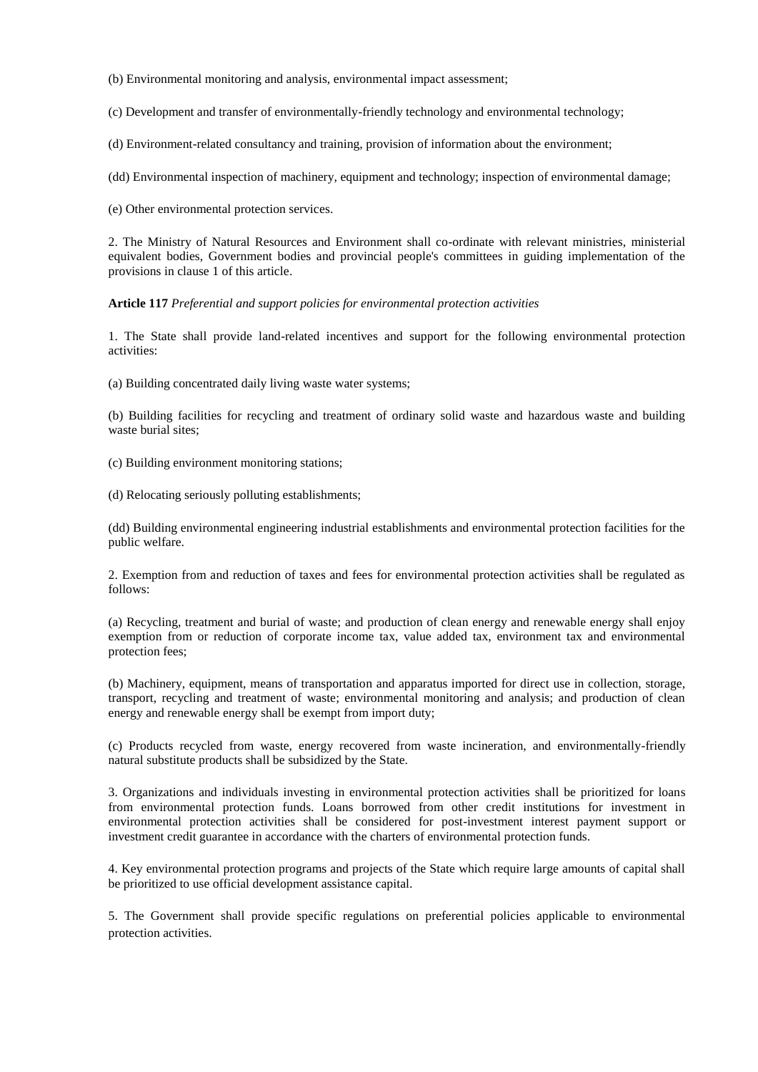(b) Environmental monitoring and analysis, environmental impact assessment;

(c) Development and transfer of environmentally-friendly technology and environmental technology;

(d) Environment-related consultancy and training, provision of information about the environment;

(dd) Environmental inspection of machinery, equipment and technology; inspection of environmental damage;

(e) Other environmental protection services.

2. The Ministry of Natural Resources and Environment shall co-ordinate with relevant ministries, ministerial equivalent bodies, Government bodies and provincial people's committees in guiding implementation of the provisions in clause 1 of this article.

**Article 117** *Preferential and support policies for environmental protection activities*

1. The State shall provide land-related incentives and support for the following environmental protection activities:

(a) Building concentrated daily living waste water systems;

(b) Building facilities for recycling and treatment of ordinary solid waste and hazardous waste and building waste burial sites;

(c) Building environment monitoring stations;

(d) Relocating seriously polluting establishments;

(dd) Building environmental engineering industrial establishments and environmental protection facilities for the public welfare.

2. Exemption from and reduction of taxes and fees for environmental protection activities shall be regulated as follows:

(a) Recycling, treatment and burial of waste; and production of clean energy and renewable energy shall enjoy exemption from or reduction of corporate income tax, value added tax, environment tax and environmental protection fees;

(b) Machinery, equipment, means of transportation and apparatus imported for direct use in collection, storage, transport, recycling and treatment of waste; environmental monitoring and analysis; and production of clean energy and renewable energy shall be exempt from import duty;

(c) Products recycled from waste, energy recovered from waste incineration, and environmentally-friendly natural substitute products shall be subsidized by the State.

3. Organizations and individuals investing in environmental protection activities shall be prioritized for loans from environmental protection funds. Loans borrowed from other credit institutions for investment in environmental protection activities shall be considered for post-investment interest payment support or investment credit guarantee in accordance with the charters of environmental protection funds.

4. Key environmental protection programs and projects of the State which require large amounts of capital shall be prioritized to use official development assistance capital.

5. The Government shall provide specific regulations on preferential policies applicable to environmental protection activities.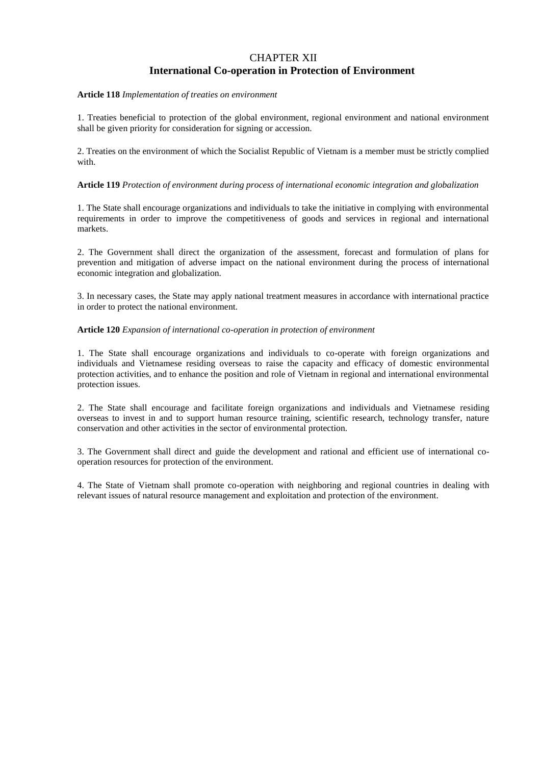# CHAPTER XII
## International Co-operation in Protection of Environment

**Article 118** *Implementation of treaties on environment*

1. Treaties beneficial to protection of the global environment, regional environment and national environment shall be given priority for consideration for signing or accession.

2. Treaties on the environment of which the Socialist Republic of Vietnam is a member must be strictly complied with.

**Article 119** *Protection of environment during process of international economic integration and globalization*

1. The State shall encourage organizations and individuals to take the initiative in complying with environmental requirements in order to improve the competitiveness of goods and services in regional and international markets.

2. The Government shall direct the organization of the assessment, forecast and formulation of plans for prevention and mitigation of adverse impact on the national environment during the process of international economic integration and globalization.

3. In necessary cases, the State may apply national treatment measures in accordance with international practice in order to protect the national environment.

**Article 120** *Expansion of international co-operation in protection of environment*

1. The State shall encourage organizations and individuals to co-operate with foreign organizations and individuals and Vietnamese residing overseas to raise the capacity and efficacy of domestic environmental protection activities, and to enhance the position and role of Vietnam in regional and international environmental protection issues.

2. The State shall encourage and facilitate foreign organizations and individuals and Vietnamese residing overseas to invest in and to support human resource training, scientific research, technology transfer, nature conservation and other activities in the sector of environmental protection.

3. The Government shall direct and guide the development and rational and efficient use of international co-operation resources for protection of the environment.

4. The State of Vietnam shall promote co-operation with neighboring and regional countries in dealing with relevant issues of natural resource management and exploitation and protection of the environment.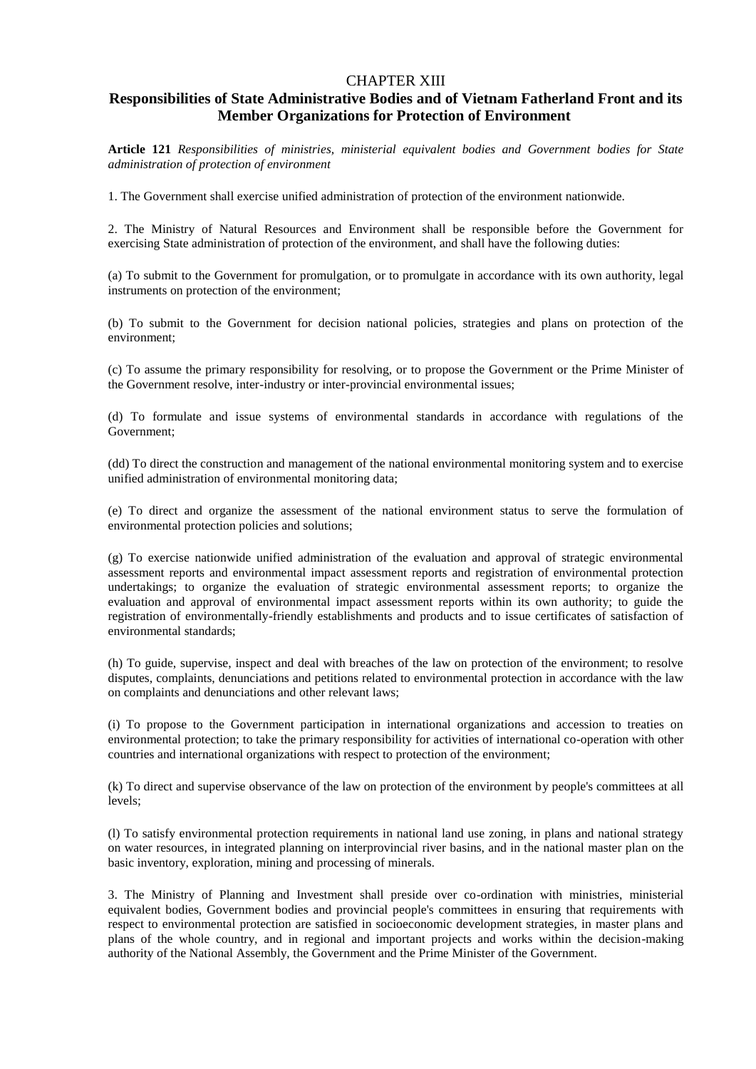# CHAPTER XIII

## Responsibilities of State Administrative Bodies and of Vietnam Fatherland Front and its Member Organizations for Protection of Environment

**Article 121** *Responsibilities of ministries, ministerial equivalent bodies and Government bodies for State administration of protection of environment*

1. The Government shall exercise unified administration of protection of the environment nationwide.

2. The Ministry of Natural Resources and Environment shall be responsible before the Government for exercising State administration of protection of the environment, and shall have the following duties:

(a) To submit to the Government for promulgation, or to promulgate in accordance with its own authority, legal instruments on protection of the environment;

(b) To submit to the Government for decision national policies, strategies and plans on protection of the environment;

(c) To assume the primary responsibility for resolving, or to propose the Government or the Prime Minister of the Government resolve, inter-industry or inter-provincial environmental issues;

(d) To formulate and issue systems of environmental standards in accordance with regulations of the Government;

(dd) To direct the construction and management of the national environmental monitoring system and to exercise unified administration of environmental monitoring data;

(e) To direct and organize the assessment of the national environment status to serve the formulation of environmental protection policies and solutions;

(g) To exercise nationwide unified administration of the evaluation and approval of strategic environmental assessment reports and environmental impact assessment reports and registration of environmental protection undertakings; to organize the evaluation of strategic environmental assessment reports; to organize the evaluation and approval of environmental impact assessment reports within its own authority; to guide the registration of environmentally-friendly establishments and products and to issue certificates of satisfaction of environmental standards;

(h) To guide, supervise, inspect and deal with breaches of the law on protection of the environment; to resolve disputes, complaints, denunciations and petitions related to environmental protection in accordance with the law on complaints and denunciations and other relevant laws;

(i) To propose to the Government participation in international organizations and accession to treaties on environmental protection; to take the primary responsibility for activities of international co-operation with other countries and international organizations with respect to protection of the environment;

(k) To direct and supervise observance of the law on protection of the environment by people's committees at all levels;

(l) To satisfy environmental protection requirements in national land use zoning, in plans and national strategy on water resources, in integrated planning on interprovincial river basins, and in the national master plan on the basic inventory, exploration, mining and processing of minerals.

3. The Ministry of Planning and Investment shall preside over co-ordination with ministries, ministerial equivalent bodies, Government bodies and provincial people's committees in ensuring that requirements with respect to environmental protection are satisfied in socioeconomic development strategies, in master plans and plans of the whole country, and in regional and important projects and works within the decision-making authority of the National Assembly, the Government and the Prime Minister of the Government.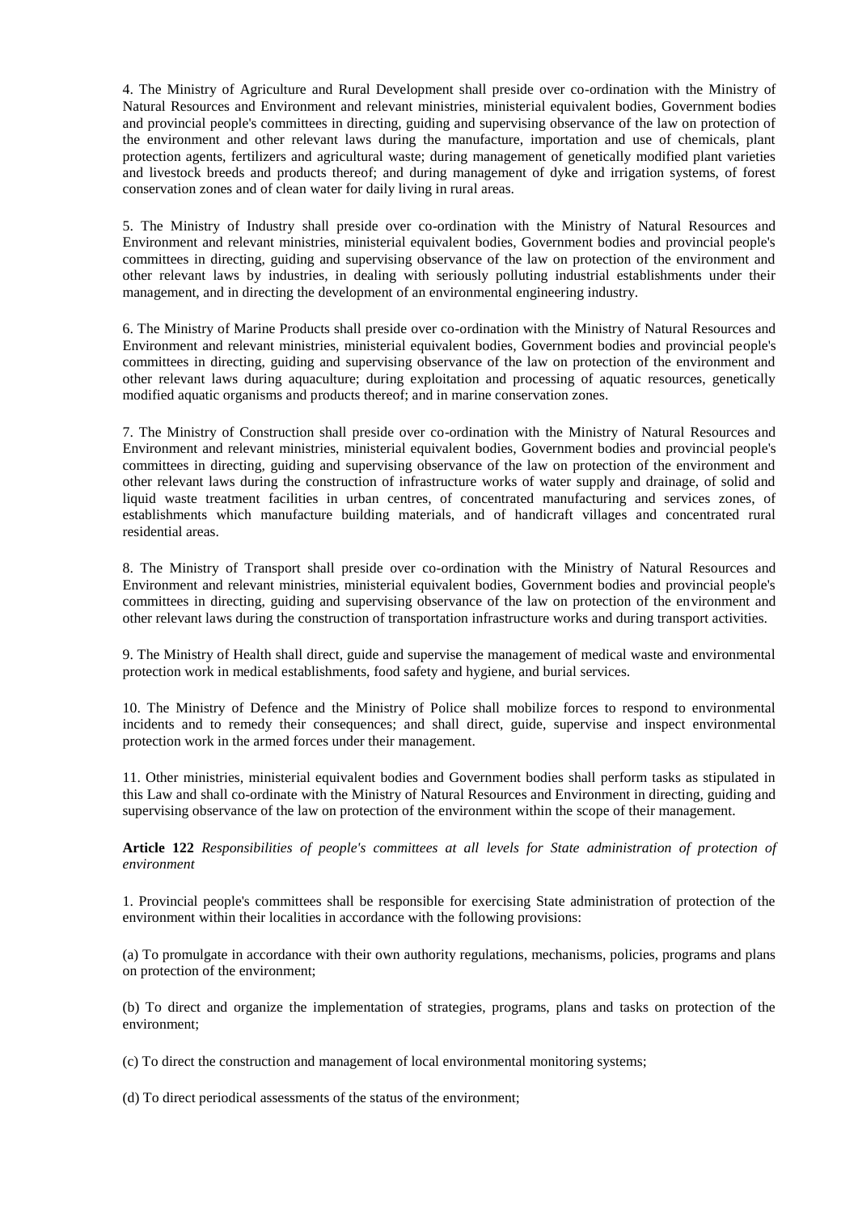4. The Ministry of Agriculture and Rural Development shall preside over co-ordination with the Ministry of Natural Resources and Environment and relevant ministries, ministerial equivalent bodies, Government bodies and provincial people's committees in directing, guiding and supervising observance of the law on protection of the environment and other relevant laws during the manufacture, importation and use of chemicals, plant protection agents, fertilizers and agricultural waste; during management of genetically modified plant varieties and livestock breeds and products thereof; and during management of dyke and irrigation systems, of forest conservation zones and of clean water for daily living in rural areas.

5. The Ministry of Industry shall preside over co-ordination with the Ministry of Natural Resources and Environment and relevant ministries, ministerial equivalent bodies, Government bodies and provincial people's committees in directing, guiding and supervising observance of the law on protection of the environment and other relevant laws by industries, in dealing with seriously polluting industrial establishments under their management, and in directing the development of an environmental engineering industry.

6. The Ministry of Marine Products shall preside over co-ordination with the Ministry of Natural Resources and Environment and relevant ministries, ministerial equivalent bodies, Government bodies and provincial people's committees in directing, guiding and supervising observance of the law on protection of the environment and other relevant laws during aquaculture; during exploitation and processing of aquatic resources, genetically modified aquatic organisms and products thereof; and in marine conservation zones.

7. The Ministry of Construction shall preside over co-ordination with the Ministry of Natural Resources and Environment and relevant ministries, ministerial equivalent bodies, Government bodies and provincial people's committees in directing, guiding and supervising observance of the law on protection of the environment and other relevant laws during the construction of infrastructure works of water supply and drainage, of solid and liquid waste treatment facilities in urban centres, of concentrated manufacturing and services zones, of establishments which manufacture building materials, and of handicraft villages and concentrated rural residential areas.

8. The Ministry of Transport shall preside over co-ordination with the Ministry of Natural Resources and Environment and relevant ministries, ministerial equivalent bodies, Government bodies and provincial people's committees in directing, guiding and supervising observance of the law on protection of the environment and other relevant laws during the construction of transportation infrastructure works and during transport activities.

9. The Ministry of Health shall direct, guide and supervise the management of medical waste and environmental protection work in medical establishments, food safety and hygiene, and burial services.

10. The Ministry of Defence and the Ministry of Police shall mobilize forces to respond to environmental incidents and to remedy their consequences; and shall direct, guide, supervise and inspect environmental protection work in the armed forces under their management.

11. Other ministries, ministerial equivalent bodies and Government bodies shall perform tasks as stipulated in this Law and shall co-ordinate with the Ministry of Natural Resources and Environment in directing, guiding and supervising observance of the law on protection of the environment within the scope of their management.

**Article 122** *Responsibilities of people's committees at all levels for State administration of protection of environment*

1. Provincial people's committees shall be responsible for exercising State administration of protection of the environment within their localities in accordance with the following provisions:

(a) To promulgate in accordance with their own authority regulations, mechanisms, policies, programs and plans on protection of the environment;

(b) To direct and organize the implementation of strategies, programs, plans and tasks on protection of the environment;

(c) To direct the construction and management of local environmental monitoring systems;

(d) To direct periodical assessments of the status of the environment;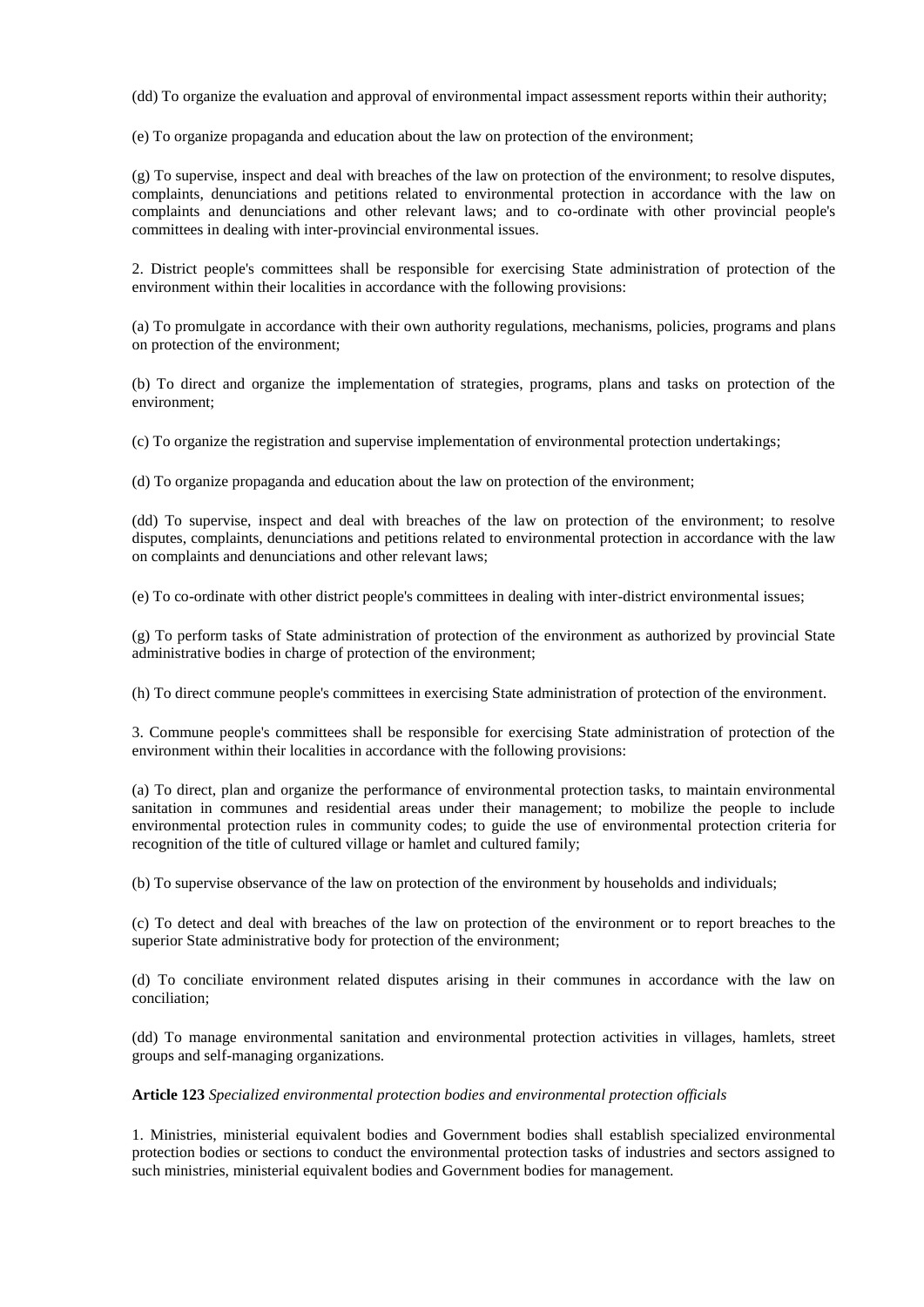(dd) To organize the evaluation and approval of environmental impact assessment reports within their authority;

(e) To organize propaganda and education about the law on protection of the environment;

(g) To supervise, inspect and deal with breaches of the law on protection of the environment; to resolve disputes, complaints, denunciations and petitions related to environmental protection in accordance with the law on complaints and denunciations and other relevant laws; and to co-ordinate with other provincial people's committees in dealing with inter-provincial environmental issues.

2. District people's committees shall be responsible for exercising State administration of protection of the environment within their localities in accordance with the following provisions:

(a) To promulgate in accordance with their own authority regulations, mechanisms, policies, programs and plans on protection of the environment;

(b) To direct and organize the implementation of strategies, programs, plans and tasks on protection of the environment;

(c) To organize the registration and supervise implementation of environmental protection undertakings;

(d) To organize propaganda and education about the law on protection of the environment;

(dd) To supervise, inspect and deal with breaches of the law on protection of the environment; to resolve disputes, complaints, denunciations and petitions related to environmental protection in accordance with the law on complaints and denunciations and other relevant laws;

(e) To co-ordinate with other district people's committees in dealing with inter-district environmental issues;

(g) To perform tasks of State administration of protection of the environment as authorized by provincial State administrative bodies in charge of protection of the environment;

(h) To direct commune people's committees in exercising State administration of protection of the environment.

3. Commune people's committees shall be responsible for exercising State administration of protection of the environment within their localities in accordance with the following provisions:

(a) To direct, plan and organize the performance of environmental protection tasks, to maintain environmental sanitation in communes and residential areas under their management; to mobilize the people to include environmental protection rules in community codes; to guide the use of environmental protection criteria for recognition of the title of cultured village or hamlet and cultured family;

(b) To supervise observance of the law on protection of the environment by households and individuals;

(c) To detect and deal with breaches of the law on protection of the environment or to report breaches to the superior State administrative body for protection of the environment;

(d) To conciliate environment related disputes arising in their communes in accordance with the law on conciliation;

(dd) To manage environmental sanitation and environmental protection activities in villages, hamlets, street groups and self-managing organizations.

**Article 123** *Specialized environmental protection bodies and environmental protection officials*

1. Ministries, ministerial equivalent bodies and Government bodies shall establish specialized environmental protection bodies or sections to conduct the environmental protection tasks of industries and sectors assigned to such ministries, ministerial equivalent bodies and Government bodies for management.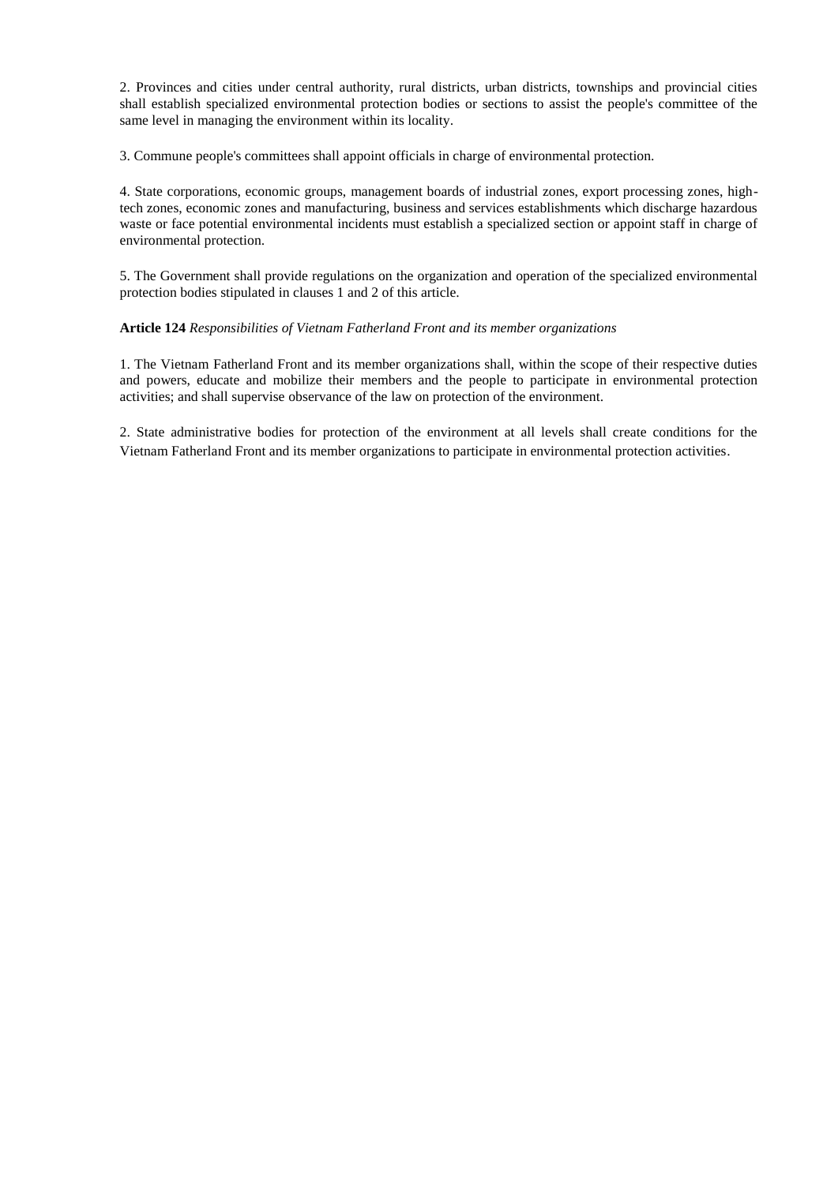2. Provinces and cities under central authority, rural districts, urban districts, townships and provincial cities shall establish specialized environmental protection bodies or sections to assist the people's committee of the same level in managing the environment within its locality.

3. Commune people's committees shall appoint officials in charge of environmental protection.

4. State corporations, economic groups, management boards of industrial zones, export processing zones, high-tech zones, economic zones and manufacturing, business and services establishments which discharge hazardous waste or face potential environmental incidents must establish a specialized section or appoint staff in charge of environmental protection.

5. The Government shall provide regulations on the organization and operation of the specialized environmental protection bodies stipulated in clauses 1 and 2 of this article.

**Article 124** *Responsibilities of Vietnam Fatherland Front and its member organizations*

1. The Vietnam Fatherland Front and its member organizations shall, within the scope of their respective duties and powers, educate and mobilize their members and the people to participate in environmental protection activities; and shall supervise observance of the law on protection of the environment.

2. State administrative bodies for protection of the environment at all levels shall create conditions for the Vietnam Fatherland Front and its member organizations to participate in environmental protection activities.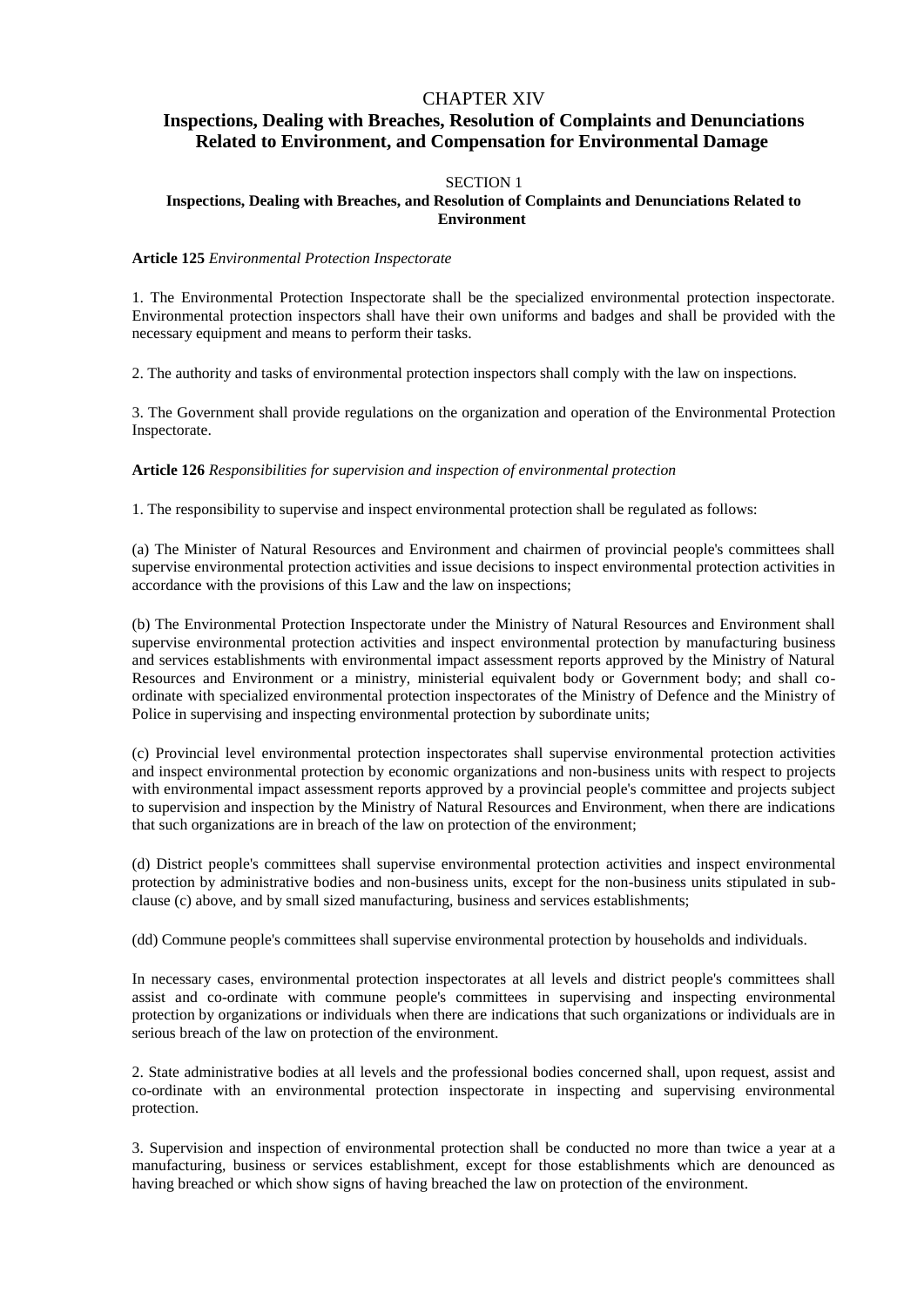# CHAPTER XIV

# Inspections, Dealing with Breaches, Resolution of Complaints and Denunciations Related to Environment, and Compensation for Environmental Damage

## SECTION 1

## Inspections, Dealing with Breaches, and Resolution of Complaints and Denunciations Related to Environment

**Article 125** *Environmental Protection Inspectorate*

1. The Environmental Protection Inspectorate shall be the specialized environmental protection inspectorate. Environmental protection inspectors shall have their own uniforms and badges and shall be provided with the necessary equipment and means to perform their tasks.

2. The authority and tasks of environmental protection inspectors shall comply with the law on inspections.

3. The Government shall provide regulations on the organization and operation of the Environmental Protection Inspectorate.

**Article 126** *Responsibilities for supervision and inspection of environmental protection*

1. The responsibility to supervise and inspect environmental protection shall be regulated as follows:

(a) The Minister of Natural Resources and Environment and chairmen of provincial people's committees shall supervise environmental protection activities and issue decisions to inspect environmental protection activities in accordance with the provisions of this Law and the law on inspections;

(b) The Environmental Protection Inspectorate under the Ministry of Natural Resources and Environment shall supervise environmental protection activities and inspect environmental protection by manufacturing business and services establishments with environmental impact assessment reports approved by the Ministry of Natural Resources and Environment or a ministry, ministerial equivalent body or Government body; and shall co-ordinate with specialized environmental protection inspectorates of the Ministry of Defence and the Ministry of Police in supervising and inspecting environmental protection by subordinate units;

(c) Provincial level environmental protection inspectorates shall supervise environmental protection activities and inspect environmental protection by economic organizations and non-business units with respect to projects with environmental impact assessment reports approved by a provincial people's committee and projects subject to supervision and inspection by the Ministry of Natural Resources and Environment, when there are indications that such organizations are in breach of the law on protection of the environment;

(d) District people's committees shall supervise environmental protection activities and inspect environmental protection by administrative bodies and non-business units, except for the non-business units stipulated in sub-clause (c) above, and by small sized manufacturing, business and services establishments;

(dd) Commune people's committees shall supervise environmental protection by households and individuals.

In necessary cases, environmental protection inspectorates at all levels and district people's committees shall assist and co-ordinate with commune people's committees in supervising and inspecting environmental protection by organizations or individuals when there are indications that such organizations or individuals are in serious breach of the law on protection of the environment.

2. State administrative bodies at all levels and the professional bodies concerned shall, upon request, assist and co-ordinate with an environmental protection inspectorate in inspecting and supervising environmental protection.

3. Supervision and inspection of environmental protection shall be conducted no more than twice a year at a manufacturing, business or services establishment, except for those establishments which are denounced as having breached or which show signs of having breached the law on protection of the environment.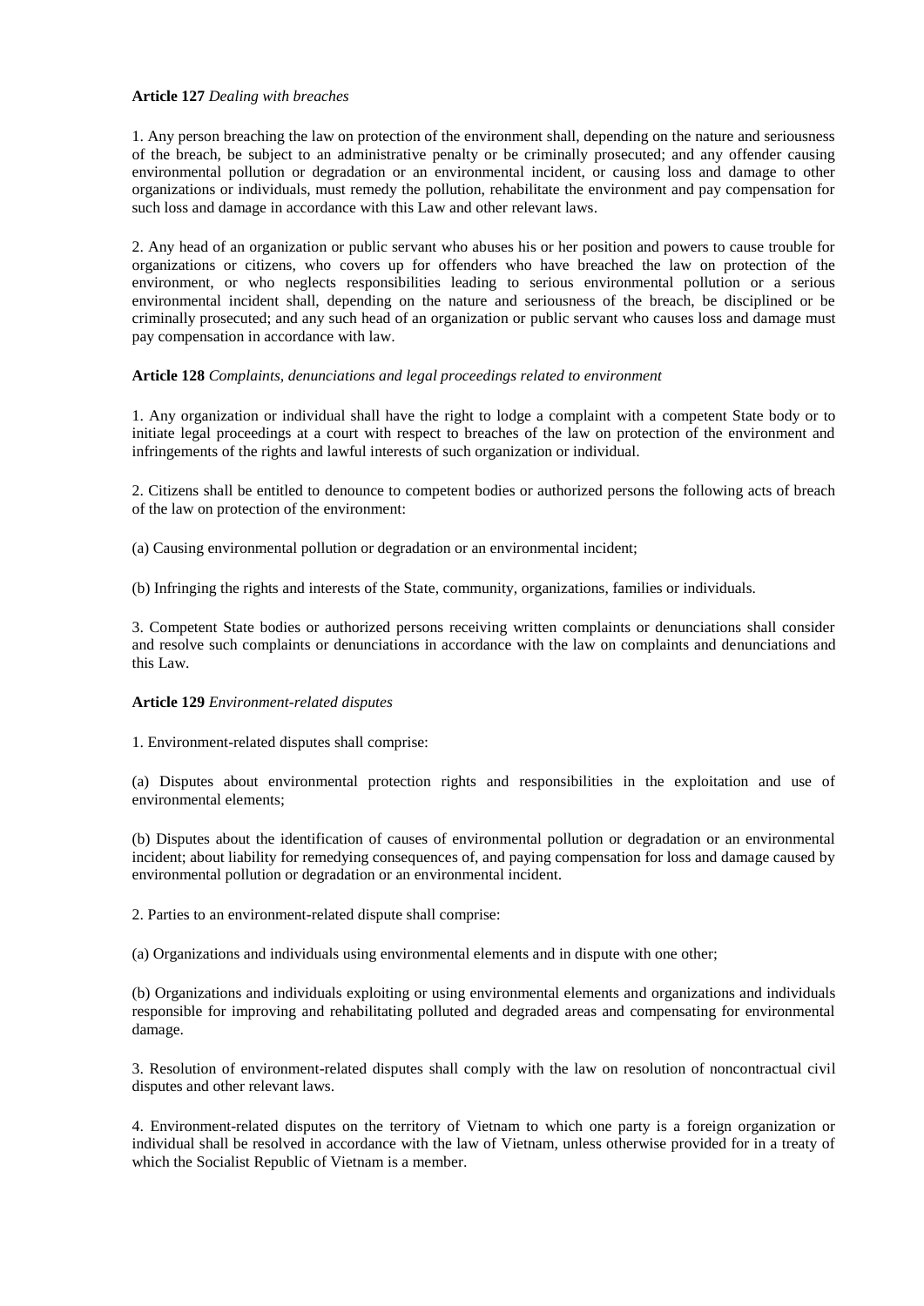**Article 127** *Dealing with breaches*

1. Any person breaching the law on protection of the environment shall, depending on the nature and seriousness of the breach, be subject to an administrative penalty or be criminally prosecuted; and any offender causing environmental pollution or degradation or an environmental incident, or causing loss and damage to other organizations or individuals, must remedy the pollution, rehabilitate the environment and pay compensation for such loss and damage in accordance with this Law and other relevant laws.

2. Any head of an organization or public servant who abuses his or her position and powers to cause trouble for organizations or citizens, who covers up for offenders who have breached the law on protection of the environment, or who neglects responsibilities leading to serious environmental pollution or a serious environmental incident shall, depending on the nature and seriousness of the breach, be disciplined or be criminally prosecuted; and any such head of an organization or public servant who causes loss and damage must pay compensation in accordance with law.

**Article 128** *Complaints, denunciations and legal proceedings related to environment*

1. Any organization or individual shall have the right to lodge a complaint with a competent State body or to initiate legal proceedings at a court with respect to breaches of the law on protection of the environment and infringements of the rights and lawful interests of such organization or individual.

2. Citizens shall be entitled to denounce to competent bodies or authorized persons the following acts of breach of the law on protection of the environment:

(a) Causing environmental pollution or degradation or an environmental incident;

(b) Infringing the rights and interests of the State, community, organizations, families or individuals.

3. Competent State bodies or authorized persons receiving written complaints or denunciations shall consider and resolve such complaints or denunciations in accordance with the law on complaints and denunciations and this Law.

**Article 129** *Environment-related disputes*

1. Environment-related disputes shall comprise:

(a) Disputes about environmental protection rights and responsibilities in the exploitation and use of environmental elements;

(b) Disputes about the identification of causes of environmental pollution or degradation or an environmental incident; about liability for remedying consequences of, and paying compensation for loss and damage caused by environmental pollution or degradation or an environmental incident.

2. Parties to an environment-related dispute shall comprise:

(a) Organizations and individuals using environmental elements and in dispute with one other;

(b) Organizations and individuals exploiting or using environmental elements and organizations and individuals responsible for improving and rehabilitating polluted and degraded areas and compensating for environmental damage.

3. Resolution of environment-related disputes shall comply with the law on resolution of noncontractual civil disputes and other relevant laws.

4. Environment-related disputes on the territory of Vietnam to which one party is a foreign organization or individual shall be resolved in accordance with the law of Vietnam, unless otherwise provided for in a treaty of which the Socialist Republic of Vietnam is a member.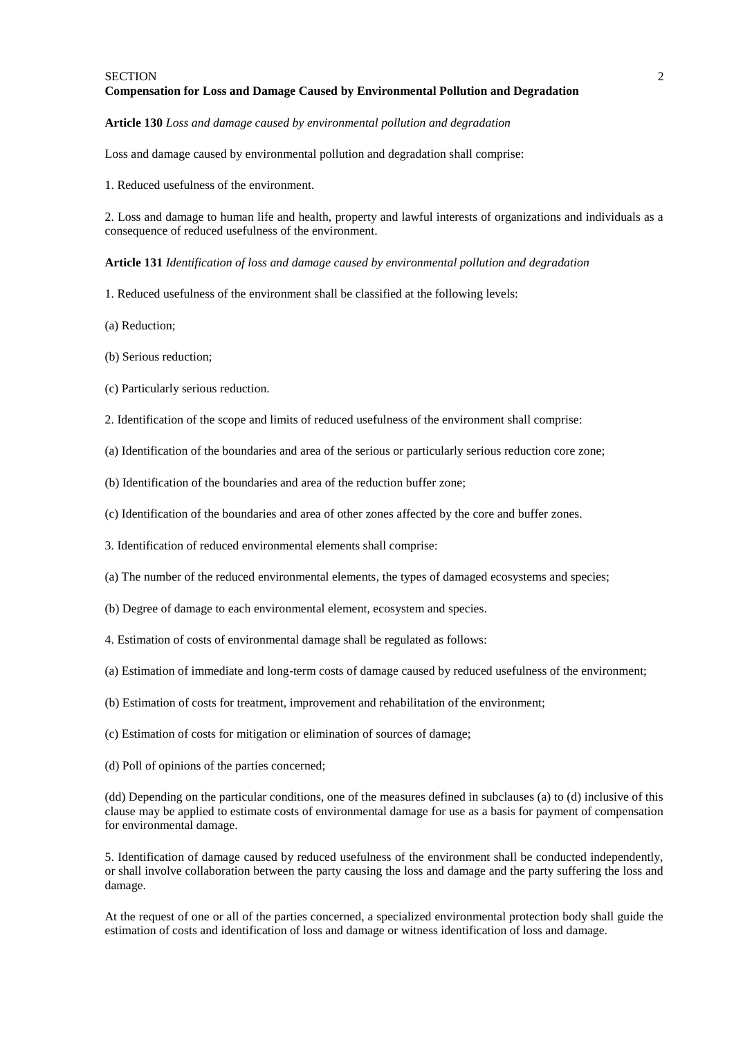SECTION 2

**Compensation for Loss and Damage Caused by Environmental Pollution and Degradation**

**Article 130** *Loss and damage caused by environmental pollution and degradation*

Loss and damage caused by environmental pollution and degradation shall comprise:

1. Reduced usefulness of the environment.

2. Loss and damage to human life and health, property and lawful interests of organizations and individuals as a consequence of reduced usefulness of the environment.

**Article 131** *Identification of loss and damage caused by environmental pollution and degradation*

1. Reduced usefulness of the environment shall be classified at the following levels:

(a) Reduction;

(b) Serious reduction;

(c) Particularly serious reduction.

2. Identification of the scope and limits of reduced usefulness of the environment shall comprise:

(a) Identification of the boundaries and area of the serious or particularly serious reduction core zone;

(b) Identification of the boundaries and area of the reduction buffer zone;

(c) Identification of the boundaries and area of other zones affected by the core and buffer zones.

3. Identification of reduced environmental elements shall comprise:

(a) The number of the reduced environmental elements, the types of damaged ecosystems and species;

(b) Degree of damage to each environmental element, ecosystem and species.

4. Estimation of costs of environmental damage shall be regulated as follows:

(a) Estimation of immediate and long-term costs of damage caused by reduced usefulness of the environment;

(b) Estimation of costs for treatment, improvement and rehabilitation of the environment;

(c) Estimation of costs for mitigation or elimination of sources of damage;

(d) Poll of opinions of the parties concerned;

(dd) Depending on the particular conditions, one of the measures defined in subclauses (a) to (d) inclusive of this clause may be applied to estimate costs of environmental damage for use as a basis for payment of compensation for environmental damage.

5. Identification of damage caused by reduced usefulness of the environment shall be conducted independently, or shall involve collaboration between the party causing the loss and damage and the party suffering the loss and damage.

At the request of one or all of the parties concerned, a specialized environmental protection body shall guide the estimation of costs and identification of loss and damage or witness identification of loss and damage.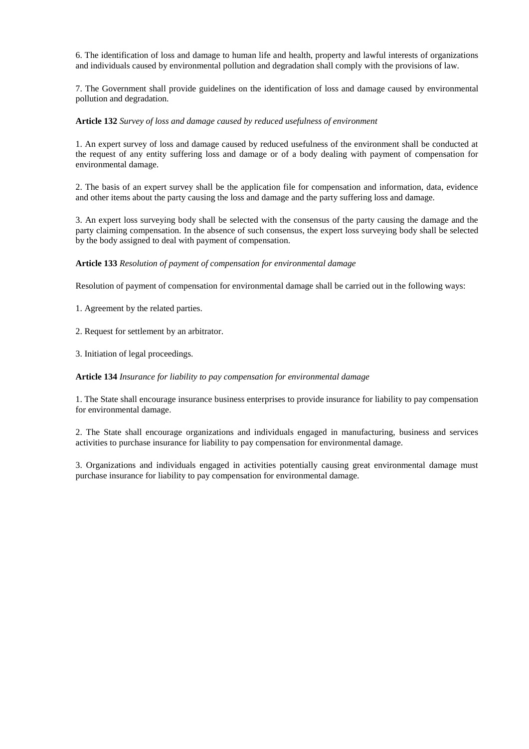6. The identification of loss and damage to human life and health, property and lawful interests of organizations and individuals caused by environmental pollution and degradation shall comply with the provisions of law.

7. The Government shall provide guidelines on the identification of loss and damage caused by environmental pollution and degradation.

**Article 132** *Survey of loss and damage caused by reduced usefulness of environment*

1. An expert survey of loss and damage caused by reduced usefulness of the environment shall be conducted at the request of any entity suffering loss and damage or of a body dealing with payment of compensation for environmental damage.

2. The basis of an expert survey shall be the application file for compensation and information, data, evidence and other items about the party causing the loss and damage and the party suffering loss and damage.

3. An expert loss surveying body shall be selected with the consensus of the party causing the damage and the party claiming compensation. In the absence of such consensus, the expert loss surveying body shall be selected by the body assigned to deal with payment of compensation.

**Article 133** *Resolution of payment of compensation for environmental damage*

Resolution of payment of compensation for environmental damage shall be carried out in the following ways:

1. Agreement by the related parties.

2. Request for settlement by an arbitrator.

3. Initiation of legal proceedings.

**Article 134** *Insurance for liability to pay compensation for environmental damage*

1. The State shall encourage insurance business enterprises to provide insurance for liability to pay compensation for environmental damage.

2. The State shall encourage organizations and individuals engaged in manufacturing, business and services activities to purchase insurance for liability to pay compensation for environmental damage.

3. Organizations and individuals engaged in activities potentially causing great environmental damage must purchase insurance for liability to pay compensation for environmental damage.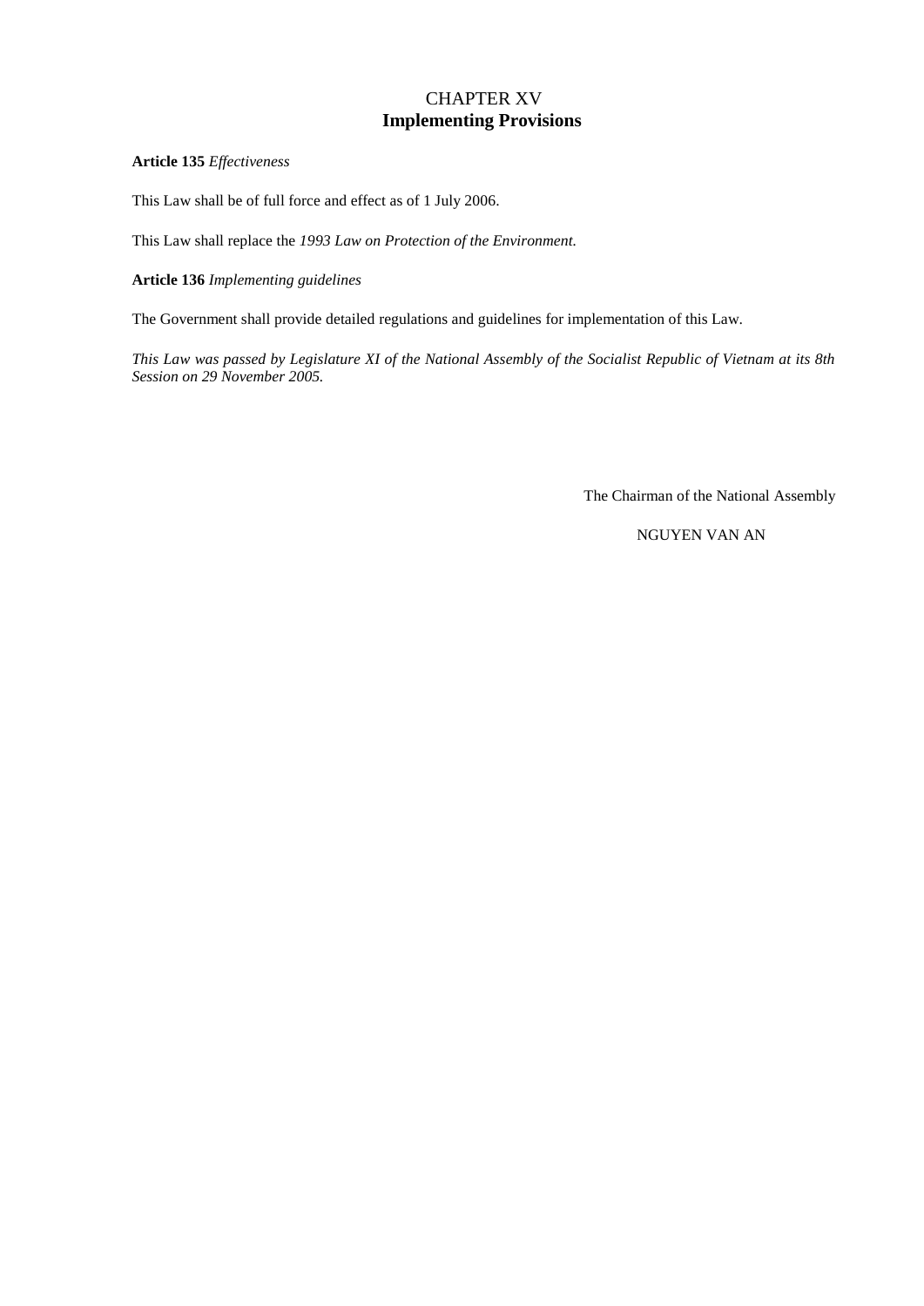# CHAPTER XV
## Implementing Provisions

**Article 135** *Effectiveness*

This Law shall be of full force and effect as of 1 July 2006.

This Law shall replace the *1993 Law on Protection of the Environment.*

**Article 136** *Implementing guidelines*

The Government shall provide detailed regulations and guidelines for implementation of this Law.

*This Law was passed by Legislature XI of the National Assembly of the Socialist Republic of Vietnam at its 8th Session on 29 November 2005.*

The Chairman of the National Assembly

NGUYEN VAN AN